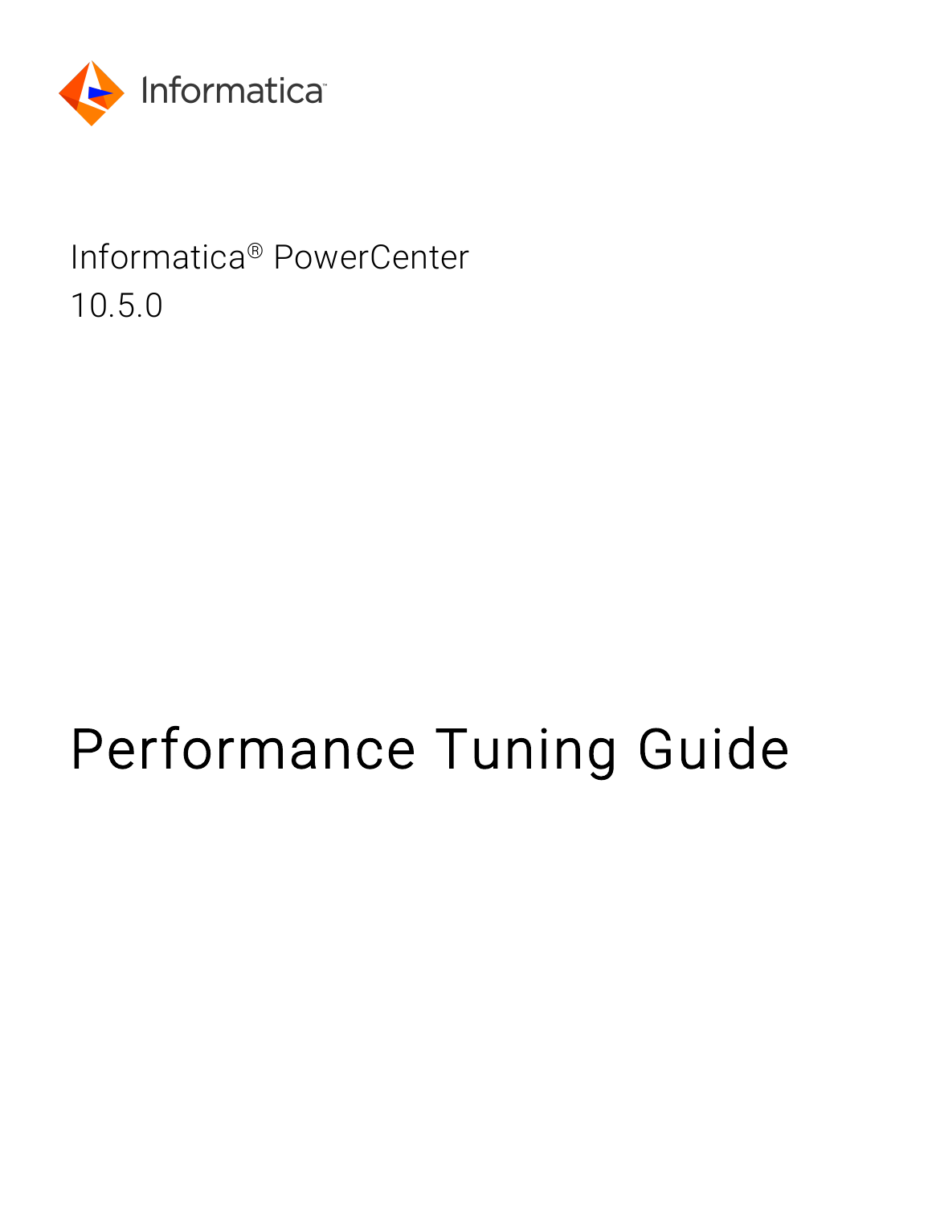Informatica

Informatica® PowerCenter
10.5.0

# Performance Tuning Guide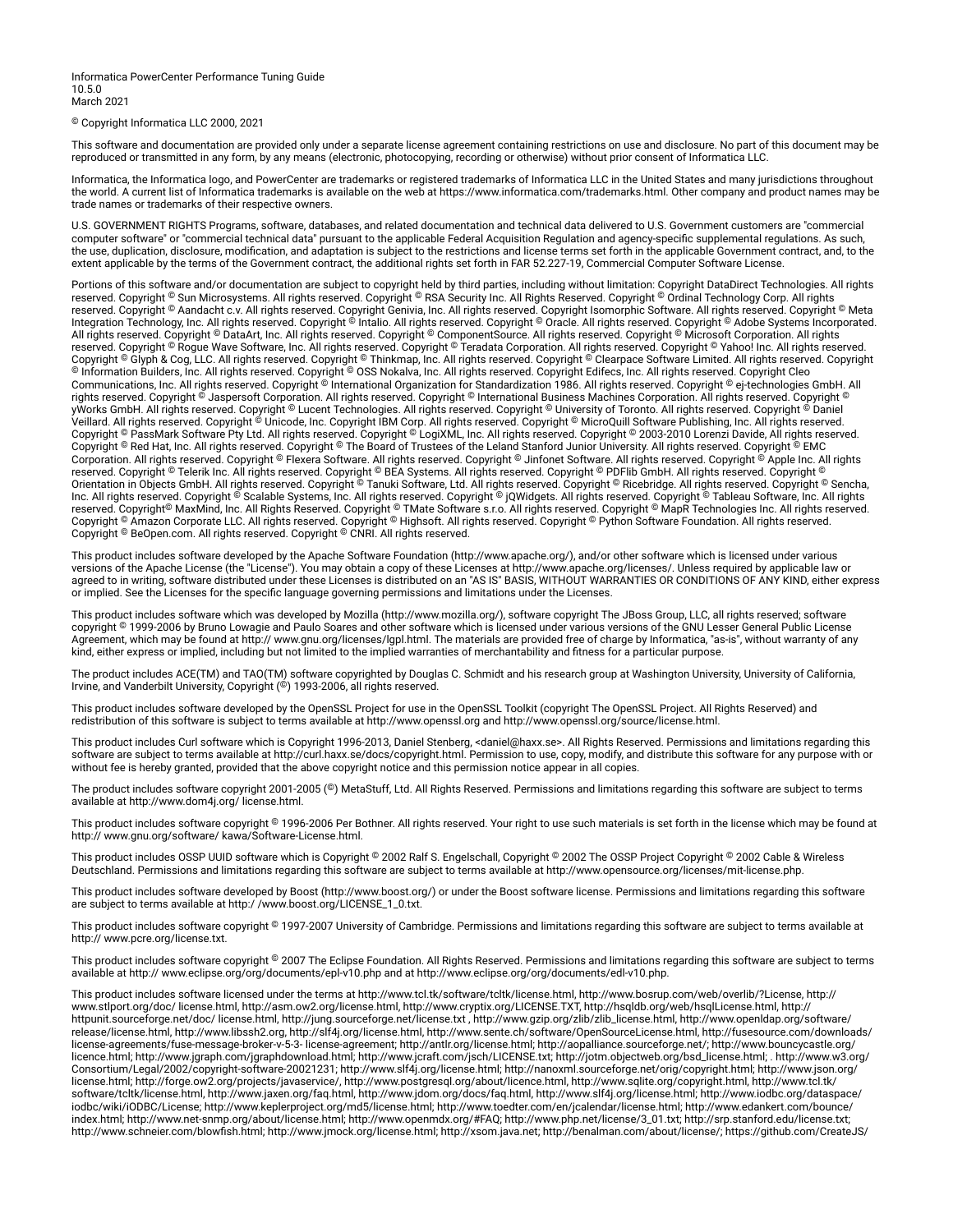Informatica PowerCenter Performance Tuning Guide
10.5.0
March 2021

© Copyright Informatica LLC 2000, 2021

This software and documentation are provided only under a separate license agreement containing restrictions on use and disclosure. No part of this document may be reproduced or transmitted in any form, by any means (electronic, photocopying, recording or otherwise) without prior consent of Informatica LLC.

Informatica, the Informatica logo, and PowerCenter are trademarks or registered trademarks of Informatica LLC in the United States and many jurisdictions throughout the world. A current list of Informatica trademarks is available on the web at https://www.informatica.com/trademarks.html. Other company and product names may be trade names or trademarks of their respective owners.

U.S. GOVERNMENT RIGHTS Programs, software, databases, and related documentation and technical data delivered to U.S. Government customers are "commercial computer software" or "commercial technical data" pursuant to the applicable Federal Acquisition Regulation and agency-specific supplemental regulations. As such, the use, duplication, disclosure, modification, and adaptation is subject to the restrictions and license terms set forth in the applicable Government contract, and, to the extent applicable by the terms of the Government contract, the additional rights set forth in FAR 52.227-19, Commercial Computer Software License.

Portions of this software and/or documentation are subject to copyright held by third parties, including without limitation: Copyright DataDirect Technologies. All rights reserved. Copyright © Sun Microsystems. All rights reserved. Copyright © RSA Security Inc. All Rights Reserved. Copyright © Ordinal Technology Corp. All rights reserved. Copyright © Aandacht c.v. All rights reserved. Copyright Genivia, Inc. All rights reserved. Copyright Isomorphic Software. All rights reserved. Copyright © Meta Integration Technology, Inc. All rights reserved. Copyright © Intalio. All rights reserved. Copyright © Oracle. All rights reserved. Copyright © Adobe Systems Incorporated. All rights reserved. Copyright © DataArt, Inc. All rights reserved. Copyright © ComponentSource. All rights reserved. Copyright © Microsoft Corporation. All rights reserved. Copyright © Rogue Wave Software, Inc. All rights reserved. Copyright © Teradata Corporation. All rights reserved. Copyright © Yahoo! Inc. All rights reserved. Copyright © Glyph & Cog, LLC. All rights reserved. Copyright © Thinkmap, Inc. All rights reserved. Copyright © Clearpace Software Limited. All rights reserved. Copyright © Information Builders, Inc. All rights reserved. Copyright © OSS Nokalva, Inc. All rights reserved. Copyright Edifecs, Inc. All rights reserved. Copyright Cleo Communications, Inc. All rights reserved. Copyright © International Organization for Standardization 1986. All rights reserved. Copyright © ej-technologies GmbH. All rights reserved. Copyright © Jaspersoft Corporation. All rights reserved. Copyright © International Business Machines Corporation. All rights reserved. Copyright © yWorks GmbH. All rights reserved. Copyright © Lucent Technologies. All rights reserved. Copyright © University of Toronto. All rights reserved. Copyright © Daniel Veillard. All rights reserved. Copyright © Unicode, Inc. Copyright IBM Corp. All rights reserved. Copyright © MicroQuill Software Publishing, Inc. All rights reserved. Copyright © PassMark Software Pty Ltd. All rights reserved. Copyright © LogiXML, Inc. All rights reserved. Copyright © 2003-2010 Lorenzi Davide, All rights reserved. Copyright © Red Hat, Inc. All rights reserved. Copyright © The Board of Trustees of the Leland Stanford Junior University. All rights reserved. Copyright © EMC Corporation. All rights reserved. Copyright © Flexera Software. All rights reserved. Copyright © Jinfonet Software. All rights reserved. Copyright © Apple Inc. All rights reserved. Copyright © Telerik Inc. All rights reserved. Copyright © BEA Systems. All rights reserved. Copyright © PDFlib GmbH. All rights reserved. Copyright © Orientation in Objects GmbH. All rights reserved. Copyright © Tanuki Software, Ltd. All rights reserved. Copyright © Ricebridge. All rights reserved. Copyright © Sencha, Inc. All rights reserved. Copyright © Scalable Systems, Inc. All rights reserved. Copyright © jQWidgets. All rights reserved. Copyright © Tableau Software, Inc. All rights reserved. Copyright© MaxMind, Inc. All Rights Reserved. Copyright © TMate Software s.r.o. All rights reserved. Copyright © MapR Technologies Inc. All rights reserved. Copyright © Amazon Corporate LLC. All rights reserved. Copyright © Highsoft. All rights reserved. Copyright © Python Software Foundation. All rights reserved. Copyright © BeOpen.com. All rights reserved. Copyright © CNRI. All rights reserved.

This product includes software developed by the Apache Software Foundation (http://www.apache.org/), and/or other software which is licensed under various versions of the Apache License (the "License"). You may obtain a copy of these Licenses at http://www.apache.org/licenses/. Unless required by applicable law or agreed to in writing, software distributed under these Licenses is distributed on an "AS IS" BASIS, WITHOUT WARRANTIES OR CONDITIONS OF ANY KIND, either express or implied. See the Licenses for the specific language governing permissions and limitations under the Licenses.

This product includes software which was developed by Mozilla (http://www.mozilla.org/), software copyright The JBoss Group, LLC, all rights reserved; software copyright © 1999-2006 by Bruno Lowagie and Paulo Soares and other software which is licensed under various versions of the GNU Lesser General Public License Agreement, which may be found at http:// www.gnu.org/licenses/lgpl.html. The materials are provided free of charge by Informatica, "as-is", without warranty of any kind, either express or implied, including but not limited to the implied warranties of merchantability and fitness for a particular purpose.

The product includes ACE(TM) and TAO(TM) software copyrighted by Douglas C. Schmidt and his research group at Washington University, University of California, Irvine, and Vanderbilt University, Copyright (©) 1993-2006, all rights reserved.

This product includes software developed by the OpenSSL Project for use in the OpenSSL Toolkit (copyright The OpenSSL Project. All Rights Reserved) and redistribution of this software is subject to terms available at http://www.openssl.org and http://www.openssl.org/source/license.html.

This product includes Curl software which is Copyright 1996-2013, Daniel Stenberg, <daniel@haxx.se>. All Rights Reserved. Permissions and limitations regarding this software are subject to terms available at http://curl.haxx.se/docs/copyright.html. Permission to use, copy, modify, and distribute this software for any purpose with or without fee is hereby granted, provided that the above copyright notice and this permission notice appear in all copies.

The product includes software copyright 2001-2005 (©) MetaStuff, Ltd. All Rights Reserved. Permissions and limitations regarding this software are subject to terms available at http://www.dom4j.org/ license.html.

This product includes software copyright © 1996-2006 Per Bothner. All rights reserved. Your right to use such materials is set forth in the license which may be found at http:// www.gnu.org/software/ kawa/Software-License.html.

This product includes OSSP UUID software which is Copyright © 2002 Ralf S. Engelschall, Copyright © 2002 The OSSP Project Copyright © 2002 Cable & Wireless Deutschland. Permissions and limitations regarding this software are subject to terms available at http://www.opensource.org/licenses/mit-license.php.

This product includes software developed by Boost (http://www.boost.org/) or under the Boost software license. Permissions and limitations regarding this software are subject to terms available at http:/ /www.boost.org/LICENSE_1_0.txt.

This product includes software copyright © 1997-2007 University of Cambridge. Permissions and limitations regarding this software are subject to terms available at http:// www.pcre.org/license.txt.

This product includes software copyright © 2007 The Eclipse Foundation. All Rights Reserved. Permissions and limitations regarding this software are subject to terms available at http:// www.eclipse.org/org/documents/epl-v10.php and at http://www.eclipse.org/org/documents/edl-v10.php.

This product includes software licensed under the terms at http://www.tcl.tk/software/tcltk/license.html, http://www.bosrup.com/web/overlib/?License, http:// www.stlport.org/doc/ license.html, http://asm.ow2.org/license.html, http://www.cryptix.org/LICENSE.TXT, http://hsqldb.org/web/hsqlLicense.html, http:// httpunit.sourceforge.net/doc/ license.html, http://jung.sourceforge.net/license.txt , http://www.gzip.org/zlib/zlib_license.html, http://www.openldap.org/software/ release/license.html, http://www.libssh2.org, http://slf4j.org/license.html, http://www.sente.ch/software/OpenSourceLicense.html, http://fusesource.com/downloads/ license-agreements/fuse-message-broker-v-5-3- license-agreement; http://antlr.org/license.html; http://aopalliance.sourceforge.net/; http://www.bouncycastle.org/ licence.html; http://www.jgraph.com/jgraphdownload.html; http://www.jcraft.com/jsch/LICENSE.txt; http://jotm.objectweb.org/bsd_license.html; . http://www.w3.org/ Consortium/Legal/2002/copyright-software-20021231; http://www.slf4j.org/license.html; http://nanoxml.sourceforge.net/orig/copyright.html; http://www.json.org/ license.html; http://forge.ow2.org/projects/javaservice/, http://www.postgresql.org/about/licence.html, http://www.sqlite.org/copyright.html, http://www.tcl.tk/ software/tcltk/license.html, http://www.jaxen.org/faq.html, http://www.jdom.org/docs/faq.html, http://www.slf4j.org/license.html; http://www.iodbc.org/dataspace/ iodbc/wiki/iODBC/License; http://www.keplerproject.org/md5/license.html; http://www.toedter.com/en/jcalendar/license.html; http://www.edankert.com/bounce/ index.html; http://www.net-snmp.org/about/license.html; http://www.openmdx.org/#FAQ; http://www.php.net/license/3_01.txt; http://srp.stanford.edu/license.txt; http://www.schneier.com/blowfish.html; http://www.jmock.org/license.html; http://xsom.java.net; http://benalman.com/about/license/; https://github.com/CreateJS/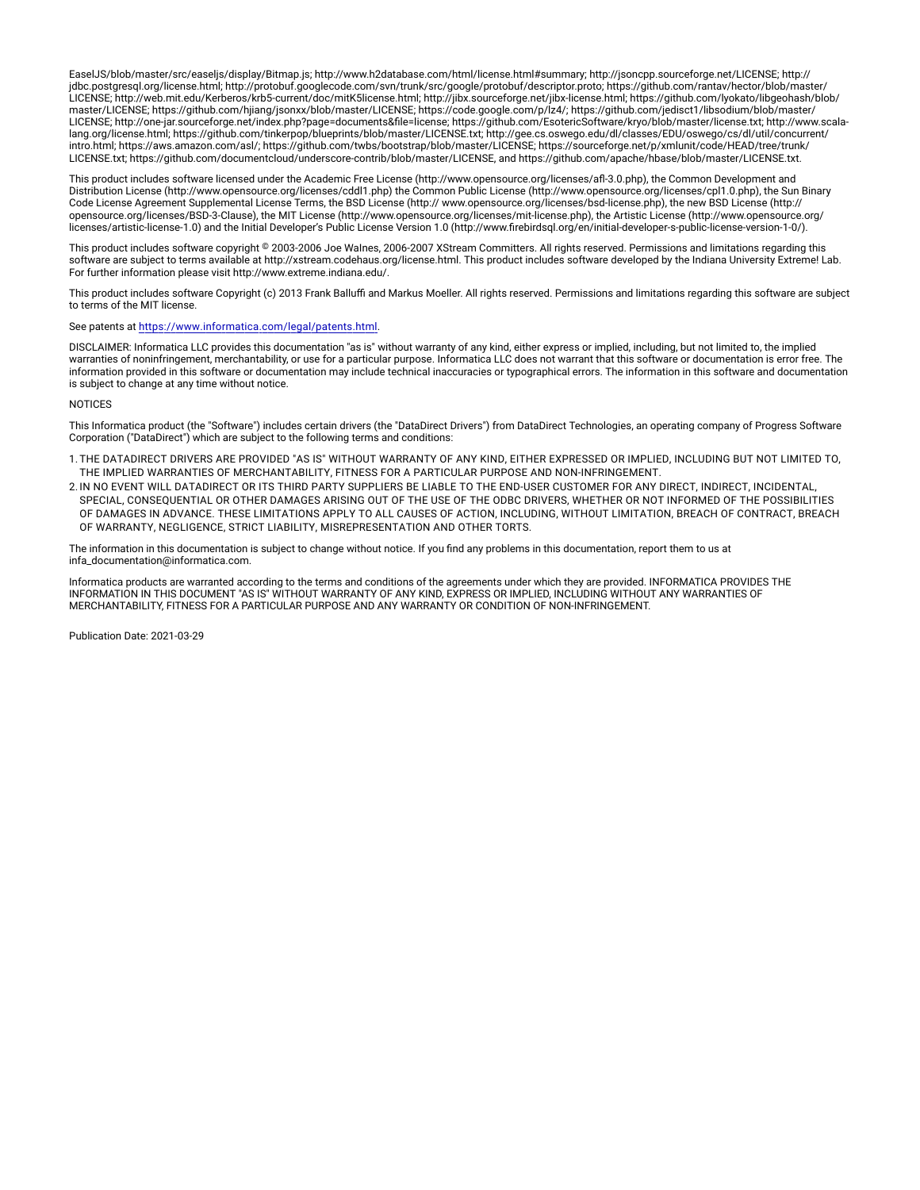EaselJS/blob/master/src/easeljs/display/Bitmap.js; http://www.h2database.com/html/license.html#summary; http://jsoncpp.sourceforge.net/LICENSE; http://jdbc.postgresql.org/license.html; http://protobuf.googlecode.com/svn/trunk/src/google/protobuf/descriptor.proto; https://github.com/rantav/hector/blob/master/LICENSE; http://web.mit.edu/Kerberos/krb5-current/doc/mitK5license.html; http://jibx.sourceforge.net/jibx-license.html; https://github.com/lyokato/libgeohash/blob/master/LICENSE; https://github.com/hjiang/jsonxx/blob/master/LICENSE; https://code.google.com/p/lz4/; https://github.com/jedisct1/libsodium/blob/master/LICENSE; http://one-jar.sourceforge.net/index.php?page=documents&file=license; https://github.com/EsotericSoftware/kryo/blob/master/license.txt; http://www.scala-lang.org/license.html; https://github.com/tinkerpop/blueprints/blob/master/LICENSE.txt; http://gee.cs.oswego.edu/dl/classes/EDU/oswego/cs/dl/util/concurrent/intro.html; https://aws.amazon.com/asl/; https://github.com/twbs/bootstrap/blob/master/LICENSE; https://sourceforge.net/p/xmlunit/code/HEAD/tree/trunk/LICENSE.txt; https://github.com/documentcloud/underscore-contrib/blob/master/LICENSE, and https://github.com/apache/hbase/blob/master/LICENSE.txt.

This product includes software licensed under the Academic Free License (http://www.opensource.org/licenses/afl-3.0.php), the Common Development and Distribution License (http://www.opensource.org/licenses/cddl1.php) the Common Public License (http://www.opensource.org/licenses/cpl1.0.php), the Sun Binary Code License Agreement Supplemental License Terms, the BSD License (http:// www.opensource.org/licenses/bsd-license.php), the new BSD License (http://opensource.org/licenses/BSD-3-Clause), the MIT License (http://www.opensource.org/licenses/mit-license.php), the Artistic License (http://www.opensource.org/licenses/artistic-license-1.0) and the Initial Developer's Public License Version 1.0 (http://www.firebirdsql.org/en/initial-developer-s-public-license-version-1-0/).

This product includes software copyright © 2003-2006 Joe WaInes, 2006-2007 XStream Committers. All rights reserved. Permissions and limitations regarding this software are subject to terms available at http://xstream.codehaus.org/license.html. This product includes software developed by the Indiana University Extreme! Lab. For further information please visit http://www.extreme.indiana.edu/.

This product includes software Copyright (c) 2013 Frank Balluffi and Markus Moeller. All rights reserved. Permissions and limitations regarding this software are subject to terms of the MIT license.

See patents at https://www.informatica.com/legal/patents.html.

DISCLAIMER: Informatica LLC provides this documentation "as is" without warranty of any kind, either express or implied, including, but not limited to, the implied warranties of noninfringement, merchantability, or use for a particular purpose. Informatica LLC does not warrant that this software or documentation is error free. The information provided in this software or documentation may include technical inaccuracies or typographical errors. The information in this software and documentation is subject to change at any time without notice.

NOTICES

This Informatica product (the "Software") includes certain drivers (the "DataDirect Drivers") from DataDirect Technologies, an operating company of Progress Software Corporation ("DataDirect") which are subject to the following terms and conditions:

1. THE DATADIRECT DRIVERS ARE PROVIDED "AS IS" WITHOUT WARRANTY OF ANY KIND, EITHER EXPRESSED OR IMPLIED, INCLUDING BUT NOT LIMITED TO, THE IMPLIED WARRANTIES OF MERCHANTABILITY, FITNESS FOR A PARTICULAR PURPOSE AND NON-INFRINGEMENT.
2. IN NO EVENT WILL DATADIRECT OR ITS THIRD PARTY SUPPLIERS BE LIABLE TO THE END-USER CUSTOMER FOR ANY DIRECT, INDIRECT, INCIDENTAL, SPECIAL, CONSEQUENTIAL OR OTHER DAMAGES ARISING OUT OF THE USE OF THE ODBC DRIVERS, WHETHER OR NOT INFORMED OF THE POSSIBILITIES OF DAMAGES IN ADVANCE. THESE LIMITATIONS APPLY TO ALL CAUSES OF ACTION, INCLUDING, WITHOUT LIMITATION, BREACH OF CONTRACT, BREACH OF WARRANTY, NEGLIGENCE, STRICT LIABILITY, MISREPRESENTATION AND OTHER TORTS.

The information in this documentation is subject to change without notice. If you find any problems in this documentation, report them to us at infa_documentation@informatica.com.

Informatica products are warranted according to the terms and conditions of the agreements under which they are provided. INFORMATICA PROVIDES THE INFORMATION IN THIS DOCUMENT "AS IS" WITHOUT WARRANTY OF ANY KIND, EXPRESS OR IMPLIED, INCLUDING WITHOUT ANY WARRANTIES OF MERCHANTABILITY, FITNESS FOR A PARTICULAR PURPOSE AND ANY WARRANTY OR CONDITION OF NON-INFRINGEMENT.

Publication Date: 2021-03-29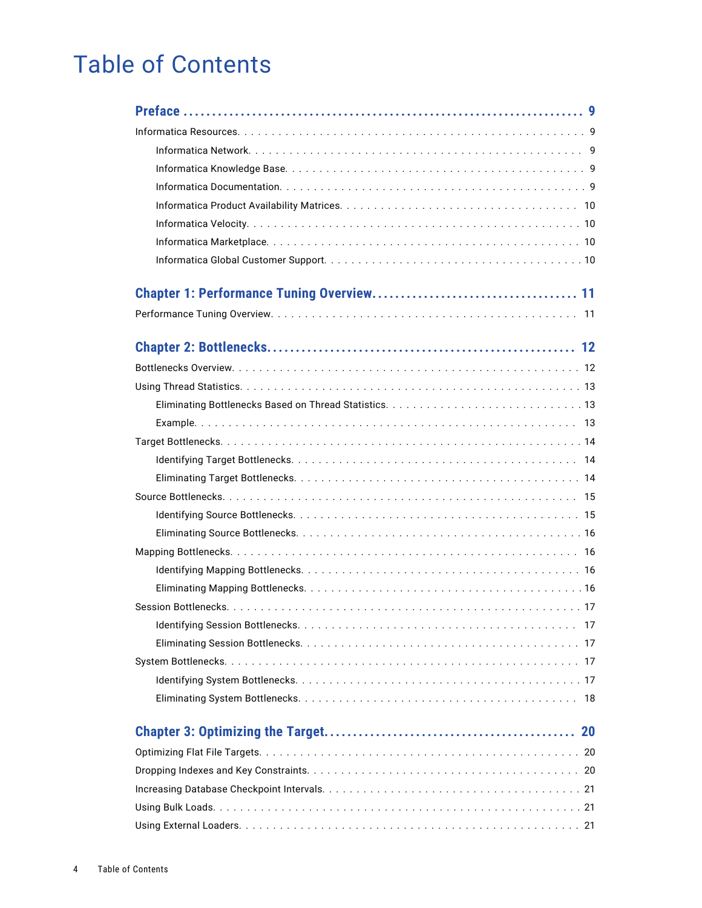# Table of Contents

**Preface . . . . . . . . . . . . . . . . . . . . . . . . . . . . . . . . . . . . . . . . . . . . . . . . . . . . . . . . . . . . . 9**

Informatica Resources. . . . . . . . . . . . . . . . . . . . . . . . . . . . . . . . . . . . . . . . . . . . . . . . . . . . . 9

Informatica Network. . . . . . . . . . . . . . . . . . . . . . . . . . . . . . . . . . . . . . . . . . . . . . . . . . . 9

Informatica Knowledge Base. . . . . . . . . . . . . . . . . . . . . . . . . . . . . . . . . . . . . . . . . . . . . . 9

Informatica Documentation. . . . . . . . . . . . . . . . . . . . . . . . . . . . . . . . . . . . . . . . . . . . . . 9

Informatica Product Availability Matrices. . . . . . . . . . . . . . . . . . . . . . . . . . . . . . . . . . . . 10

Informatica Velocity. . . . . . . . . . . . . . . . . . . . . . . . . . . . . . . . . . . . . . . . . . . . . . . . . . 10

Informatica Marketplace. . . . . . . . . . . . . . . . . . . . . . . . . . . . . . . . . . . . . . . . . . . . . . . 10

Informatica Global Customer Support. . . . . . . . . . . . . . . . . . . . . . . . . . . . . . . . . . . . . . 10

**Chapter 1: Performance Tuning Overview. . . . . . . . . . . . . . . . . . . . . . . . . . . . . . . . . 11**

Performance Tuning Overview. . . . . . . . . . . . . . . . . . . . . . . . . . . . . . . . . . . . . . . . . . . . . 11

**Chapter 2: Bottlenecks. . . . . . . . . . . . . . . . . . . . . . . . . . . . . . . . . . . . . . . . . . . . . . . . 12**

Bottlenecks Overview. . . . . . . . . . . . . . . . . . . . . . . . . . . . . . . . . . . . . . . . . . . . . . . . . . . 12

Using Thread Statistics. . . . . . . . . . . . . . . . . . . . . . . . . . . . . . . . . . . . . . . . . . . . . . . . . . 13

Eliminating Bottlenecks Based on Thread Statistics. . . . . . . . . . . . . . . . . . . . . . . . . . . . . 13

Example. . . . . . . . . . . . . . . . . . . . . . . . . . . . . . . . . . . . . . . . . . . . . . . . . . . . . . . . . . 13

Target Bottlenecks. . . . . . . . . . . . . . . . . . . . . . . . . . . . . . . . . . . . . . . . . . . . . . . . . . . . . 14

Identifying Target Bottlenecks. . . . . . . . . . . . . . . . . . . . . . . . . . . . . . . . . . . . . . . . . . . . 14

Eliminating Target Bottlenecks. . . . . . . . . . . . . . . . . . . . . . . . . . . . . . . . . . . . . . . . . . . 14

Source Bottlenecks. . . . . . . . . . . . . . . . . . . . . . . . . . . . . . . . . . . . . . . . . . . . . . . . . . . . . 15

Identifying Source Bottlenecks. . . . . . . . . . . . . . . . . . . . . . . . . . . . . . . . . . . . . . . . . . . . 15

Eliminating Source Bottlenecks. . . . . . . . . . . . . . . . . . . . . . . . . . . . . . . . . . . . . . . . . . . 16

Mapping Bottlenecks. . . . . . . . . . . . . . . . . . . . . . . . . . . . . . . . . . . . . . . . . . . . . . . . . . . . 16

Identifying Mapping Bottlenecks. . . . . . . . . . . . . . . . . . . . . . . . . . . . . . . . . . . . . . . . . . 16

Eliminating Mapping Bottlenecks. . . . . . . . . . . . . . . . . . . . . . . . . . . . . . . . . . . . . . . . . . 16

Session Bottlenecks. . . . . . . . . . . . . . . . . . . . . . . . . . . . . . . . . . . . . . . . . . . . . . . . . . . . . 17

Identifying Session Bottlenecks. . . . . . . . . . . . . . . . . . . . . . . . . . . . . . . . . . . . . . . . . . . 17

Eliminating Session Bottlenecks. . . . . . . . . . . . . . . . . . . . . . . . . . . . . . . . . . . . . . . . . . . 17

System Bottlenecks. . . . . . . . . . . . . . . . . . . . . . . . . . . . . . . . . . . . . . . . . . . . . . . . . . . . . 17

Identifying System Bottlenecks. . . . . . . . . . . . . . . . . . . . . . . . . . . . . . . . . . . . . . . . . . . . 17

Eliminating System Bottlenecks. . . . . . . . . . . . . . . . . . . . . . . . . . . . . . . . . . . . . . . . . . . 18

**Chapter 3: Optimizing the Target. . . . . . . . . . . . . . . . . . . . . . . . . . . . . . . . . . . . . . . . 20**

Optimizing Flat File Targets. . . . . . . . . . . . . . . . . . . . . . . . . . . . . . . . . . . . . . . . . . . . . . . 20

Dropping Indexes and Key Constraints. . . . . . . . . . . . . . . . . . . . . . . . . . . . . . . . . . . . . . . 20

Increasing Database Checkpoint Intervals. . . . . . . . . . . . . . . . . . . . . . . . . . . . . . . . . . . . . 21

Using Bulk Loads. . . . . . . . . . . . . . . . . . . . . . . . . . . . . . . . . . . . . . . . . . . . . . . . . . . . . . . 21

Using External Loaders. . . . . . . . . . . . . . . . . . . . . . . . . . . . . . . . . . . . . . . . . . . . . . . . . . 21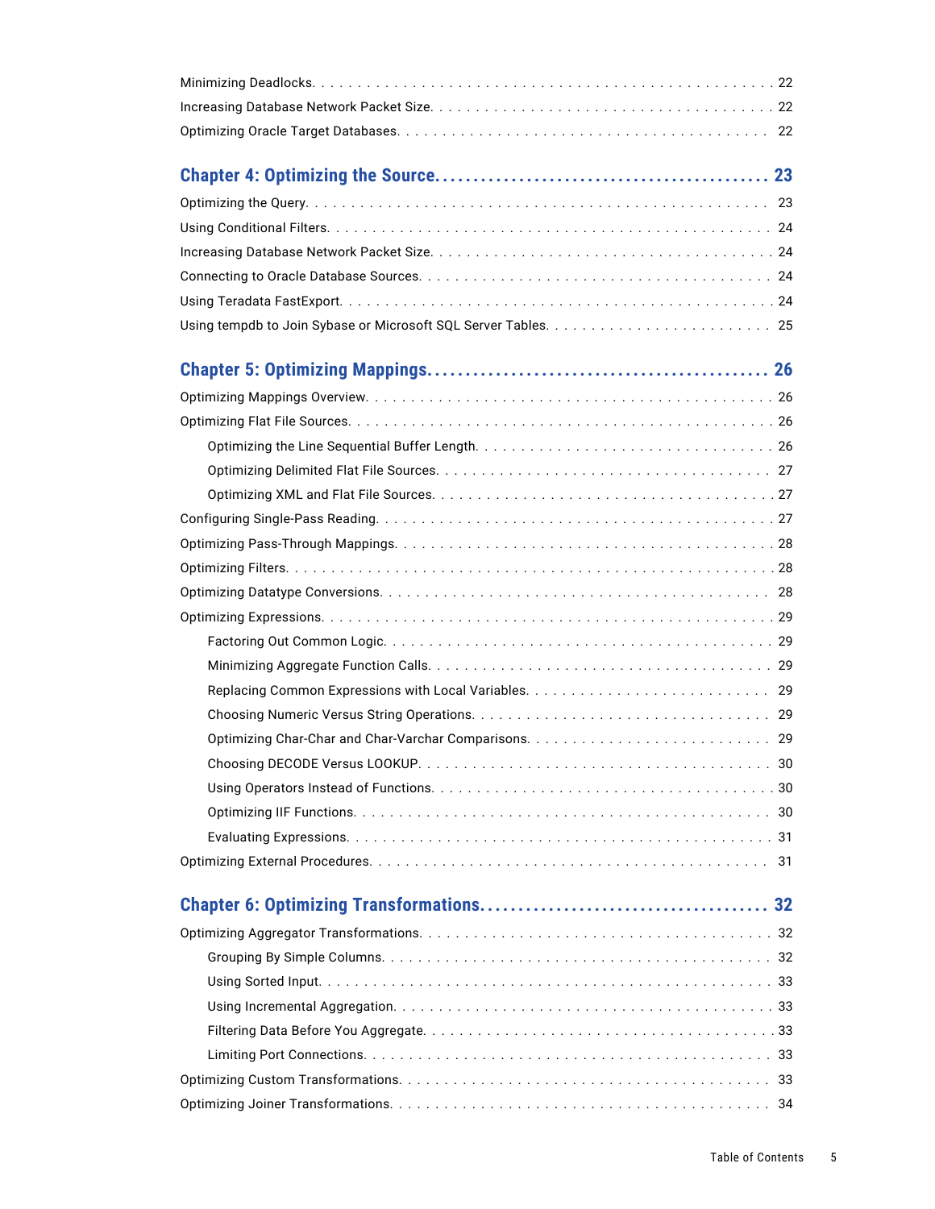Minimizing Deadlocks. . . . . . . . . . . . . . . . . . . . . . . . . . . . . . . . . . . . . . . . . . . . . . . . . 22

Increasing Database Network Packet Size. . . . . . . . . . . . . . . . . . . . . . . . . . . . . . . . . . . . 22

Optimizing Oracle Target Databases. . . . . . . . . . . . . . . . . . . . . . . . . . . . . . . . . . . . . . . . 22

## Chapter 4: Optimizing the Source. . . . . . . . . . . . . . . . . . . . . . . . . . . . . . . . . . . . . . . . 23

Optimizing the Query. . . . . . . . . . . . . . . . . . . . . . . . . . . . . . . . . . . . . . . . . . . . . . . . . . 23

Using Conditional Filters. . . . . . . . . . . . . . . . . . . . . . . . . . . . . . . . . . . . . . . . . . . . . . . . 24

Increasing Database Network Packet Size. . . . . . . . . . . . . . . . . . . . . . . . . . . . . . . . . . . . 24

Connecting to Oracle Database Sources. . . . . . . . . . . . . . . . . . . . . . . . . . . . . . . . . . . . . 24

Using Teradata FastExport. . . . . . . . . . . . . . . . . . . . . . . . . . . . . . . . . . . . . . . . . . . . . . 24

Using tempdb to Join Sybase or Microsoft SQL Server Tables. . . . . . . . . . . . . . . . . . . . . . . . 25

## Chapter 5: Optimizing Mappings. . . . . . . . . . . . . . . . . . . . . . . . . . . . . . . . . . . . . . . . . 26

Optimizing Mappings Overview. . . . . . . . . . . . . . . . . . . . . . . . . . . . . . . . . . . . . . . . . . . 26

Optimizing Flat File Sources. . . . . . . . . . . . . . . . . . . . . . . . . . . . . . . . . . . . . . . . . . . . . 26

- Optimizing the Line Sequential Buffer Length. . . . . . . . . . . . . . . . . . . . . . . . . . . . . . . 26
- Optimizing Delimited Flat File Sources. . . . . . . . . . . . . . . . . . . . . . . . . . . . . . . . . . . 27
- Optimizing XML and Flat File Sources. . . . . . . . . . . . . . . . . . . . . . . . . . . . . . . . . . . 27

Configuring Single-Pass Reading. . . . . . . . . . . . . . . . . . . . . . . . . . . . . . . . . . . . . . . . . . 27

Optimizing Pass-Through Mappings. . . . . . . . . . . . . . . . . . . . . . . . . . . . . . . . . . . . . . . . 28

Optimizing Filters. . . . . . . . . . . . . . . . . . . . . . . . . . . . . . . . . . . . . . . . . . . . . . . . . . . . . 28

Optimizing Datatype Conversions. . . . . . . . . . . . . . . . . . . . . . . . . . . . . . . . . . . . . . . . . . 28

Optimizing Expressions. . . . . . . . . . . . . . . . . . . . . . . . . . . . . . . . . . . . . . . . . . . . . . . . . 29

- Factoring Out Common Logic. . . . . . . . . . . . . . . . . . . . . . . . . . . . . . . . . . . . . . . . . . 29
- Minimizing Aggregate Function Calls. . . . . . . . . . . . . . . . . . . . . . . . . . . . . . . . . . . . 29
- Replacing Common Expressions with Local Variables. . . . . . . . . . . . . . . . . . . . . . . . . 29
- Choosing Numeric Versus String Operations. . . . . . . . . . . . . . . . . . . . . . . . . . . . . . . 29
- Optimizing Char-Char and Char-Varchar Comparisons. . . . . . . . . . . . . . . . . . . . . . . . 29
- Choosing DECODE Versus LOOKUP. . . . . . . . . . . . . . . . . . . . . . . . . . . . . . . . . . . . . 30
- Using Operators Instead of Functions. . . . . . . . . . . . . . . . . . . . . . . . . . . . . . . . . . . 30
- Optimizing IIF Functions. . . . . . . . . . . . . . . . . . . . . . . . . . . . . . . . . . . . . . . . . . . . 30
- Evaluating Expressions. . . . . . . . . . . . . . . . . . . . . . . . . . . . . . . . . . . . . . . . . . . . . . 31

Optimizing External Procedures. . . . . . . . . . . . . . . . . . . . . . . . . . . . . . . . . . . . . . . . . . . 31

## Chapter 6: Optimizing Transformations. . . . . . . . . . . . . . . . . . . . . . . . . . . . . . . . . . . . 32

Optimizing Aggregator Transformations. . . . . . . . . . . . . . . . . . . . . . . . . . . . . . . . . . . . . 32

- Grouping By Simple Columns. . . . . . . . . . . . . . . . . . . . . . . . . . . . . . . . . . . . . . . . . . 32
- Using Sorted Input. . . . . . . . . . . . . . . . . . . . . . . . . . . . . . . . . . . . . . . . . . . . . . . . . 33
- Using Incremental Aggregation. . . . . . . . . . . . . . . . . . . . . . . . . . . . . . . . . . . . . . . . 33
- Filtering Data Before You Aggregate. . . . . . . . . . . . . . . . . . . . . . . . . . . . . . . . . . . . . 33
- Limiting Port Connections. . . . . . . . . . . . . . . . . . . . . . . . . . . . . . . . . . . . . . . . . . . . 33

Optimizing Custom Transformations. . . . . . . . . . . . . . . . . . . . . . . . . . . . . . . . . . . . . . . . 33

Optimizing Joiner Transformations. . . . . . . . . . . . . . . . . . . . . . . . . . . . . . . . . . . . . . . . . 34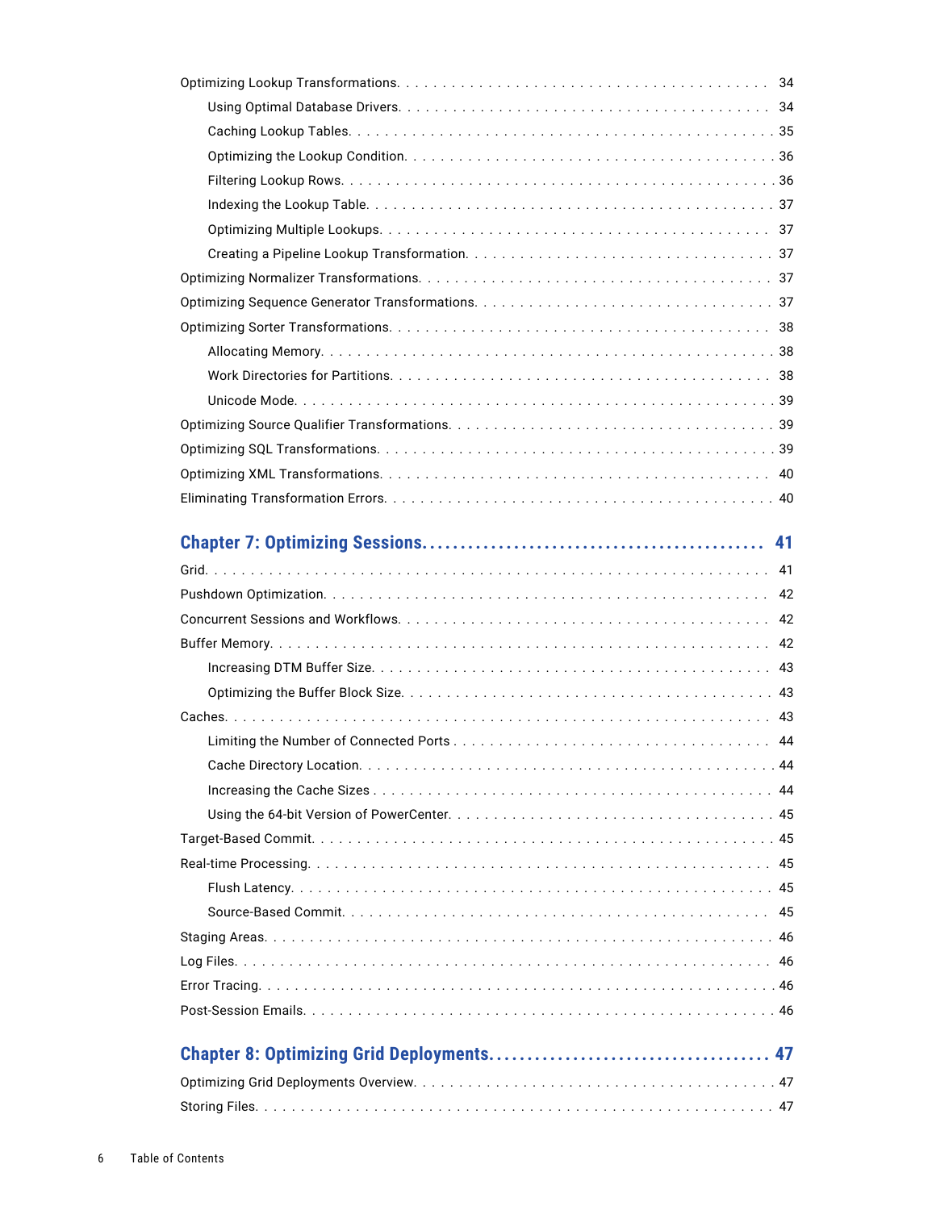Optimizing Lookup Transformations. . . . . . . . . . . . . . . . . . . . . . . . . . . . . . . . . . . . . . . . . 34

  Using Optimal Database Drivers. . . . . . . . . . . . . . . . . . . . . . . . . . . . . . . . . . . . . . . . 34

  Caching Lookup Tables. . . . . . . . . . . . . . . . . . . . . . . . . . . . . . . . . . . . . . . . . . . . . 35

  Optimizing the Lookup Condition. . . . . . . . . . . . . . . . . . . . . . . . . . . . . . . . . . . . . . . 36

  Filtering Lookup Rows. . . . . . . . . . . . . . . . . . . . . . . . . . . . . . . . . . . . . . . . . . . . . 36

  Indexing the Lookup Table. . . . . . . . . . . . . . . . . . . . . . . . . . . . . . . . . . . . . . . . . . . 37

  Optimizing Multiple Lookups. . . . . . . . . . . . . . . . . . . . . . . . . . . . . . . . . . . . . . . . . . 37

  Creating a Pipeline Lookup Transformation. . . . . . . . . . . . . . . . . . . . . . . . . . . . . . . . . 37

Optimizing Normalizer Transformations. . . . . . . . . . . . . . . . . . . . . . . . . . . . . . . . . . . . . 37

Optimizing Sequence Generator Transformations. . . . . . . . . . . . . . . . . . . . . . . . . . . . . . . 37

Optimizing Sorter Transformations. . . . . . . . . . . . . . . . . . . . . . . . . . . . . . . . . . . . . . . . 38

  Allocating Memory. . . . . . . . . . . . . . . . . . . . . . . . . . . . . . . . . . . . . . . . . . . . . . . . 38

  Work Directories for Partitions. . . . . . . . . . . . . . . . . . . . . . . . . . . . . . . . . . . . . . . . . 38

  Unicode Mode. . . . . . . . . . . . . . . . . . . . . . . . . . . . . . . . . . . . . . . . . . . . . . . . . . 39

Optimizing Source Qualifier Transformations. . . . . . . . . . . . . . . . . . . . . . . . . . . . . . . . . . 39

Optimizing SQL Transformations. . . . . . . . . . . . . . . . . . . . . . . . . . . . . . . . . . . . . . . . . 39

Optimizing XML Transformations. . . . . . . . . . . . . . . . . . . . . . . . . . . . . . . . . . . . . . . . . 40

Eliminating Transformation Errors. . . . . . . . . . . . . . . . . . . . . . . . . . . . . . . . . . . . . . . . 40

## Chapter 7: Optimizing Sessions. . . . . . . . . . . . . . . . . . . . . . . . . . . . . . . . . . . . . . . . . . 41

Grid. . . . . . . . . . . . . . . . . . . . . . . . . . . . . . . . . . . . . . . . . . . . . . . . . . . . . . . . . . 41

Pushdown Optimization. . . . . . . . . . . . . . . . . . . . . . . . . . . . . . . . . . . . . . . . . . . . . . 42

Concurrent Sessions and Workflows. . . . . . . . . . . . . . . . . . . . . . . . . . . . . . . . . . . . . . . 42

Buffer Memory. . . . . . . . . . . . . . . . . . . . . . . . . . . . . . . . . . . . . . . . . . . . . . . . . . . 42

  Increasing DTM Buffer Size. . . . . . . . . . . . . . . . . . . . . . . . . . . . . . . . . . . . . . . . . . 43

  Optimizing the Buffer Block Size. . . . . . . . . . . . . . . . . . . . . . . . . . . . . . . . . . . . . . . 43

Caches. . . . . . . . . . . . . . . . . . . . . . . . . . . . . . . . . . . . . . . . . . . . . . . . . . . . . . . . 43

  Limiting the Number of Connected Ports . . . . . . . . . . . . . . . . . . . . . . . . . . . . . . . . . . 44

  Cache Directory Location. . . . . . . . . . . . . . . . . . . . . . . . . . . . . . . . . . . . . . . . . . . . 44

  Increasing the Cache Sizes . . . . . . . . . . . . . . . . . . . . . . . . . . . . . . . . . . . . . . . . . . 44

  Using the 64-bit Version of PowerCenter. . . . . . . . . . . . . . . . . . . . . . . . . . . . . . . . . . 45

Target-Based Commit. . . . . . . . . . . . . . . . . . . . . . . . . . . . . . . . . . . . . . . . . . . . . . . 45

Real-time Processing. . . . . . . . . . . . . . . . . . . . . . . . . . . . . . . . . . . . . . . . . . . . . . . . 45

  Flush Latency. . . . . . . . . . . . . . . . . . . . . . . . . . . . . . . . . . . . . . . . . . . . . . . . . . 45

  Source-Based Commit. . . . . . . . . . . . . . . . . . . . . . . . . . . . . . . . . . . . . . . . . . . . . . 45

Staging Areas. . . . . . . . . . . . . . . . . . . . . . . . . . . . . . . . . . . . . . . . . . . . . . . . . . . 46

Log Files. . . . . . . . . . . . . . . . . . . . . . . . . . . . . . . . . . . . . . . . . . . . . . . . . . . . . . 46

Error Tracing. . . . . . . . . . . . . . . . . . . . . . . . . . . . . . . . . . . . . . . . . . . . . . . . . . . . 46

Post-Session Emails. . . . . . . . . . . . . . . . . . . . . . . . . . . . . . . . . . . . . . . . . . . . . . . . 46

## Chapter 8: Optimizing Grid Deployments. . . . . . . . . . . . . . . . . . . . . . . . . . . . . . . . . . . 47

Optimizing Grid Deployments Overview. . . . . . . . . . . . . . . . . . . . . . . . . . . . . . . . . . . . . 47

Storing Files. . . . . . . . . . . . . . . . . . . . . . . . . . . . . . . . . . . . . . . . . . . . . . . . . . . . 47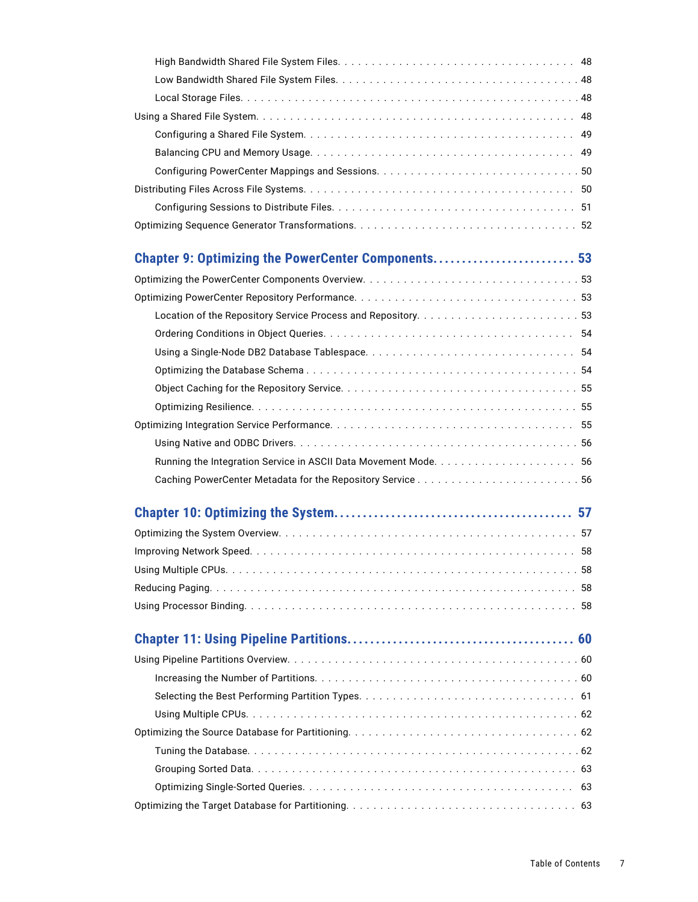High Bandwidth Shared File System Files. . . . . . . . . . . . . . . . . . . . . . . . . . . . . . . . . . 48

Low Bandwidth Shared File System Files. . . . . . . . . . . . . . . . . . . . . . . . . . . . . . . . . . 48

Local Storage Files. . . . . . . . . . . . . . . . . . . . . . . . . . . . . . . . . . . . . . . . . . . . . . 48

Using a Shared File System. . . . . . . . . . . . . . . . . . . . . . . . . . . . . . . . . . . . . . . . . . . 48

Configuring a Shared File System. . . . . . . . . . . . . . . . . . . . . . . . . . . . . . . . . . . . . . 49

Balancing CPU and Memory Usage. . . . . . . . . . . . . . . . . . . . . . . . . . . . . . . . . . . . . 49

Configuring PowerCenter Mappings and Sessions. . . . . . . . . . . . . . . . . . . . . . . . . . . . . 50

Distributing Files Across File Systems. . . . . . . . . . . . . . . . . . . . . . . . . . . . . . . . . . . . . 50

Configuring Sessions to Distribute Files. . . . . . . . . . . . . . . . . . . . . . . . . . . . . . . . . . . 51

Optimizing Sequence Generator Transformations. . . . . . . . . . . . . . . . . . . . . . . . . . . . . . 52

## Chapter 9: Optimizing the PowerCenter Components. . . . . . . . . . . . . . . . . . . . . . . . 53

Optimizing the PowerCenter Components Overview. . . . . . . . . . . . . . . . . . . . . . . . . . . . . 53

Optimizing PowerCenter Repository Performance. . . . . . . . . . . . . . . . . . . . . . . . . . . . . . 53

Location of the Repository Service Process and Repository. . . . . . . . . . . . . . . . . . . . . . . 53

Ordering Conditions in Object Queries. . . . . . . . . . . . . . . . . . . . . . . . . . . . . . . . . . . 54

Using a Single-Node DB2 Database Tablespace. . . . . . . . . . . . . . . . . . . . . . . . . . . . . . 54

Optimizing the Database Schema . . . . . . . . . . . . . . . . . . . . . . . . . . . . . . . . . . . . . . 54

Object Caching for the Repository Service. . . . . . . . . . . . . . . . . . . . . . . . . . . . . . . . . 55

Optimizing Resilience. . . . . . . . . . . . . . . . . . . . . . . . . . . . . . . . . . . . . . . . . . . . . 55

Optimizing Integration Service Performance. . . . . . . . . . . . . . . . . . . . . . . . . . . . . . . . . 55

Using Native and ODBC Drivers. . . . . . . . . . . . . . . . . . . . . . . . . . . . . . . . . . . . . . . 56

Running the Integration Service in ASCII Data Movement Mode. . . . . . . . . . . . . . . . . . . . . 56

Caching PowerCenter Metadata for the Repository Service . . . . . . . . . . . . . . . . . . . . . . . 56

## Chapter 10: Optimizing the System. . . . . . . . . . . . . . . . . . . . . . . . . . . . . . . . . . . . . 57

Optimizing the System Overview. . . . . . . . . . . . . . . . . . . . . . . . . . . . . . . . . . . . . . . . 57

Improving Network Speed. . . . . . . . . . . . . . . . . . . . . . . . . . . . . . . . . . . . . . . . . . . . 58

Using Multiple CPUs. . . . . . . . . . . . . . . . . . . . . . . . . . . . . . . . . . . . . . . . . . . . . . . 58

Reducing Paging. . . . . . . . . . . . . . . . . . . . . . . . . . . . . . . . . . . . . . . . . . . . . . . . . 58

Using Processor Binding. . . . . . . . . . . . . . . . . . . . . . . . . . . . . . . . . . . . . . . . . . . . . 58

## Chapter 11: Using Pipeline Partitions. . . . . . . . . . . . . . . . . . . . . . . . . . . . . . . . . . . . 60

Using Pipeline Partitions Overview. . . . . . . . . . . . . . . . . . . . . . . . . . . . . . . . . . . . . . . 60

Increasing the Number of Partitions. . . . . . . . . . . . . . . . . . . . . . . . . . . . . . . . . . . . . 60

Selecting the Best Performing Partition Types. . . . . . . . . . . . . . . . . . . . . . . . . . . . . . . 61

Using Multiple CPUs. . . . . . . . . . . . . . . . . . . . . . . . . . . . . . . . . . . . . . . . . . . . . . 62

Optimizing the Source Database for Partitioning. . . . . . . . . . . . . . . . . . . . . . . . . . . . . . . 62

Tuning the Database. . . . . . . . . . . . . . . . . . . . . . . . . . . . . . . . . . . . . . . . . . . . . . 62

Grouping Sorted Data. . . . . . . . . . . . . . . . . . . . . . . . . . . . . . . . . . . . . . . . . . . . . 63

Optimizing Single-Sorted Queries. . . . . . . . . . . . . . . . . . . . . . . . . . . . . . . . . . . . . . 63

Optimizing the Target Database for Partitioning. . . . . . . . . . . . . . . . . . . . . . . . . . . . . . . 63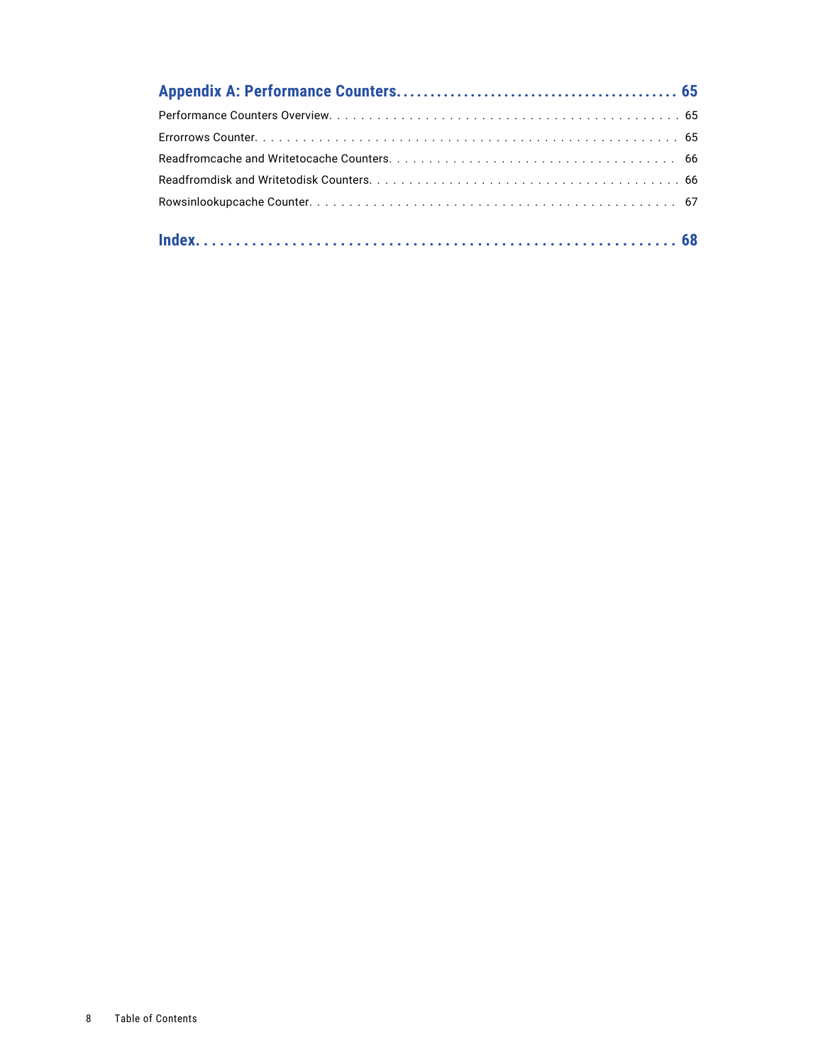**Appendix A: Performance Counters. . . . . . . . . . . . . . . . . . . . . . . . . . . . . . . . . . . . . . . . . 65**

Performance Counters Overview. . . . . . . . . . . . . . . . . . . . . . . . . . . . . . . . . . . . . . . . . . . . 65

Errorrows Counter. . . . . . . . . . . . . . . . . . . . . . . . . . . . . . . . . . . . . . . . . . . . . . . . . . . . 65

Readfromcache and Writetocache Counters. . . . . . . . . . . . . . . . . . . . . . . . . . . . . . . . . . . 66

Readfromdisk and Writetodisk Counters. . . . . . . . . . . . . . . . . . . . . . . . . . . . . . . . . . . . . 66

Rowsinlookupcache Counter. . . . . . . . . . . . . . . . . . . . . . . . . . . . . . . . . . . . . . . . . . . . . . 67

**Index. . . . . . . . . . . . . . . . . . . . . . . . . . . . . . . . . . . . . . . . . . . . . . . . . . . . . . . . . . . 68**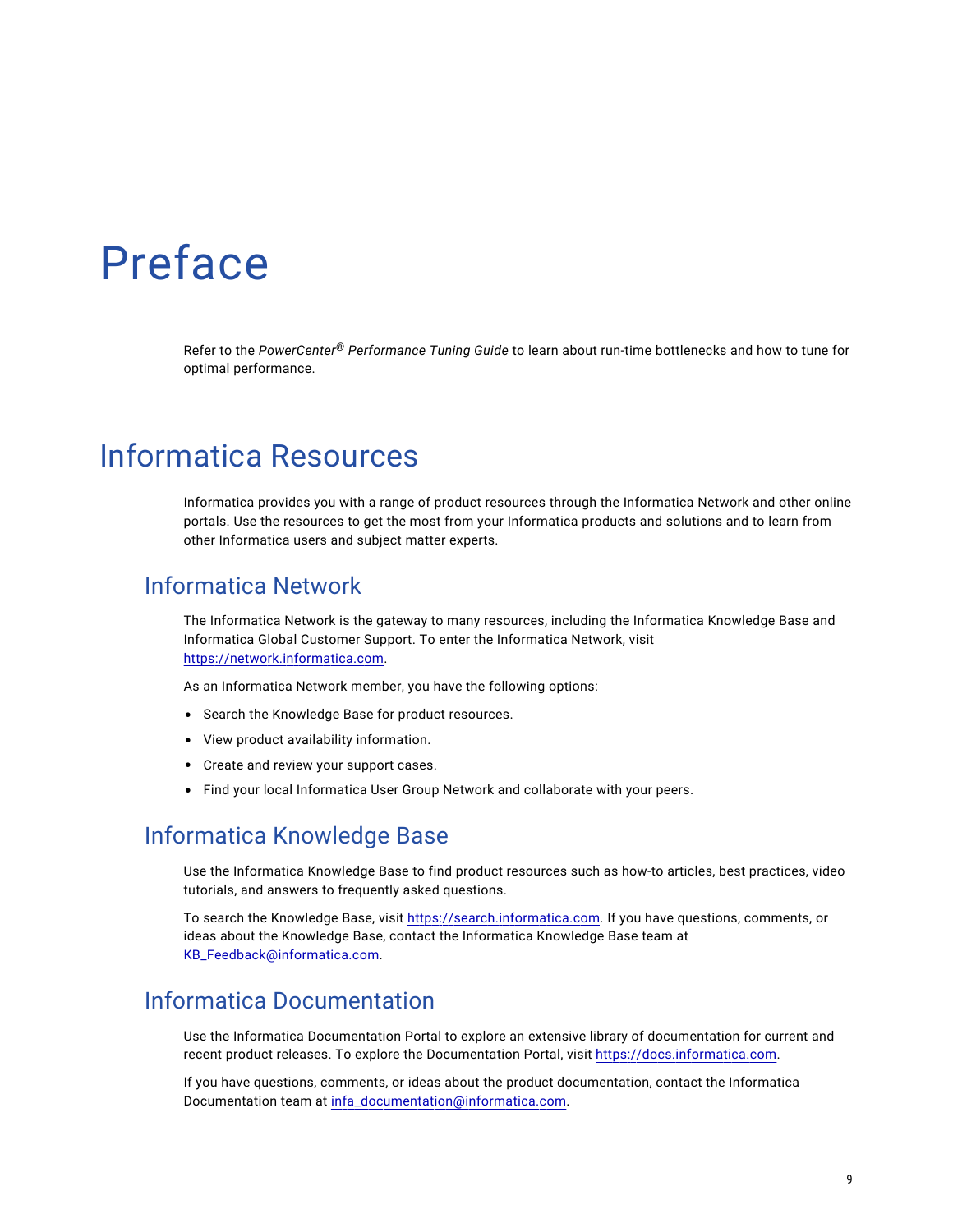# Preface

Refer to the *PowerCenter® Performance Tuning Guide* to learn about run-time bottlenecks and how to tune for optimal performance.

## Informatica Resources

Informatica provides you with a range of product resources through the Informatica Network and other online portals. Use the resources to get the most from your Informatica products and solutions and to learn from other Informatica users and subject matter experts.

### Informatica Network

The Informatica Network is the gateway to many resources, including the Informatica Knowledge Base and Informatica Global Customer Support. To enter the Informatica Network, visit https://network.informatica.com.

As an Informatica Network member, you have the following options:

- Search the Knowledge Base for product resources.
- View product availability information.
- Create and review your support cases.
- Find your local Informatica User Group Network and collaborate with your peers.

### Informatica Knowledge Base

Use the Informatica Knowledge Base to find product resources such as how-to articles, best practices, video tutorials, and answers to frequently asked questions.

To search the Knowledge Base, visit https://search.informatica.com. If you have questions, comments, or ideas about the Knowledge Base, contact the Informatica Knowledge Base team at KB_Feedback@informatica.com.

### Informatica Documentation

Use the Informatica Documentation Portal to explore an extensive library of documentation for current and recent product releases. To explore the Documentation Portal, visit https://docs.informatica.com.

If you have questions, comments, or ideas about the product documentation, contact the Informatica Documentation team at infa_documentation@informatica.com.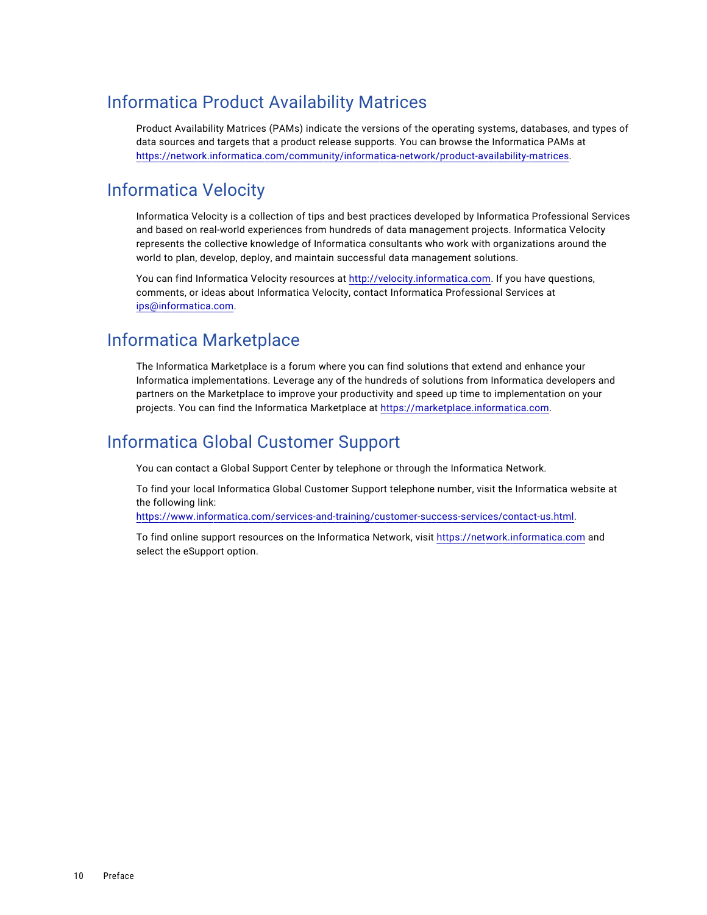## Informatica Product Availability Matrices

Product Availability Matrices (PAMs) indicate the versions of the operating systems, databases, and types of data sources and targets that a product release supports. You can browse the Informatica PAMs at https://network.informatica.com/community/informatica-network/product-availability-matrices.

## Informatica Velocity

Informatica Velocity is a collection of tips and best practices developed by Informatica Professional Services and based on real-world experiences from hundreds of data management projects. Informatica Velocity represents the collective knowledge of Informatica consultants who work with organizations around the world to plan, develop, deploy, and maintain successful data management solutions.

You can find Informatica Velocity resources at http://velocity.informatica.com. If you have questions, comments, or ideas about Informatica Velocity, contact Informatica Professional Services at ips@informatica.com.

## Informatica Marketplace

The Informatica Marketplace is a forum where you can find solutions that extend and enhance your Informatica implementations. Leverage any of the hundreds of solutions from Informatica developers and partners on the Marketplace to improve your productivity and speed up time to implementation on your projects. You can find the Informatica Marketplace at https://marketplace.informatica.com.

## Informatica Global Customer Support

You can contact a Global Support Center by telephone or through the Informatica Network.

To find your local Informatica Global Customer Support telephone number, visit the Informatica website at the following link:
https://www.informatica.com/services-and-training/customer-success-services/contact-us.html.

To find online support resources on the Informatica Network, visit https://network.informatica.com and select the eSupport option.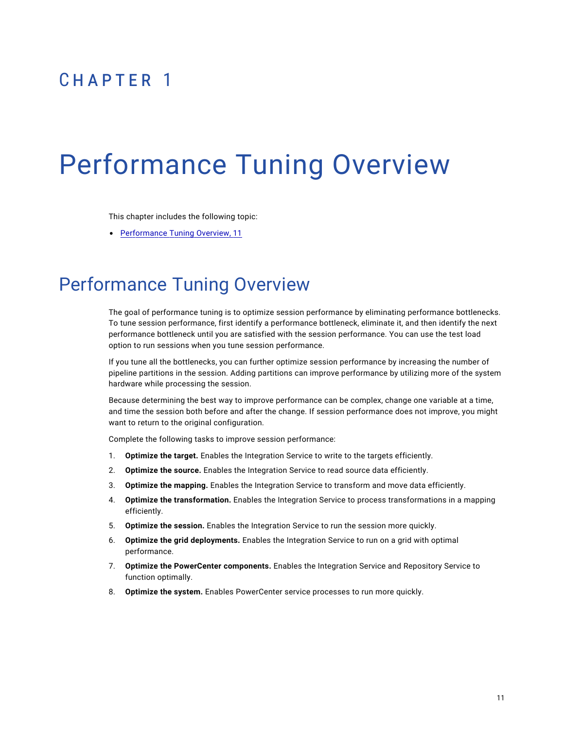# CHAPTER 1

# Performance Tuning Overview

This chapter includes the following topic:

- Performance Tuning Overview, 11

## Performance Tuning Overview

The goal of performance tuning is to optimize session performance by eliminating performance bottlenecks. To tune session performance, first identify a performance bottleneck, eliminate it, and then identify the next performance bottleneck until you are satisfied with the session performance. You can use the test load option to run sessions when you tune session performance.

If you tune all the bottlenecks, you can further optimize session performance by increasing the number of pipeline partitions in the session. Adding partitions can improve performance by utilizing more of the system hardware while processing the session.

Because determining the best way to improve performance can be complex, change one variable at a time, and time the session both before and after the change. If session performance does not improve, you might want to return to the original configuration.

Complete the following tasks to improve session performance:

1. **Optimize the target.** Enables the Integration Service to write to the targets efficiently.
2. **Optimize the source.** Enables the Integration Service to read source data efficiently.
3. **Optimize the mapping.** Enables the Integration Service to transform and move data efficiently.
4. **Optimize the transformation.** Enables the Integration Service to process transformations in a mapping efficiently.
5. **Optimize the session.** Enables the Integration Service to run the session more quickly.
6. **Optimize the grid deployments.** Enables the Integration Service to run on a grid with optimal performance.
7. **Optimize the PowerCenter components.** Enables the Integration Service and Repository Service to function optimally.
8. **Optimize the system.** Enables PowerCenter service processes to run more quickly.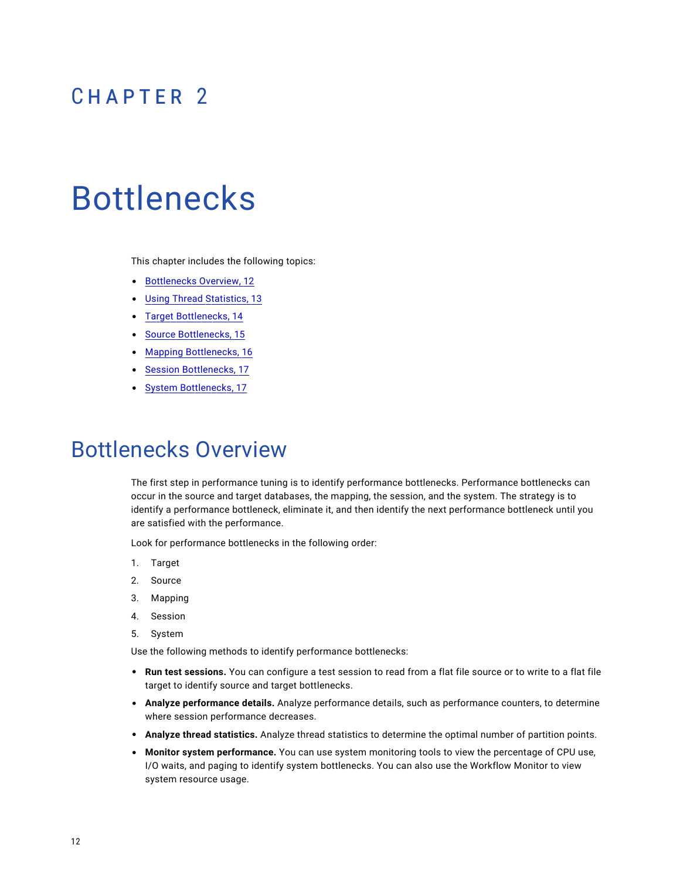# CHAPTER 2

# Bottlenecks

This chapter includes the following topics:

- Bottlenecks Overview, 12
- Using Thread Statistics, 13
- Target Bottlenecks, 14
- Source Bottlenecks, 15
- Mapping Bottlenecks, 16
- Session Bottlenecks, 17
- System Bottlenecks, 17

## Bottlenecks Overview

The first step in performance tuning is to identify performance bottlenecks. Performance bottlenecks can occur in the source and target databases, the mapping, the session, and the system. The strategy is to identify a performance bottleneck, eliminate it, and then identify the next performance bottleneck until you are satisfied with the performance.

Look for performance bottlenecks in the following order:

1. Target
2. Source
3. Mapping
4. Session
5. System

Use the following methods to identify performance bottlenecks:

- **Run test sessions.** You can configure a test session to read from a flat file source or to write to a flat file target to identify source and target bottlenecks.
- **Analyze performance details.** Analyze performance details, such as performance counters, to determine where session performance decreases.
- **Analyze thread statistics.** Analyze thread statistics to determine the optimal number of partition points.
- **Monitor system performance.** You can use system monitoring tools to view the percentage of CPU use, I/O waits, and paging to identify system bottlenecks. You can also use the Workflow Monitor to view system resource usage.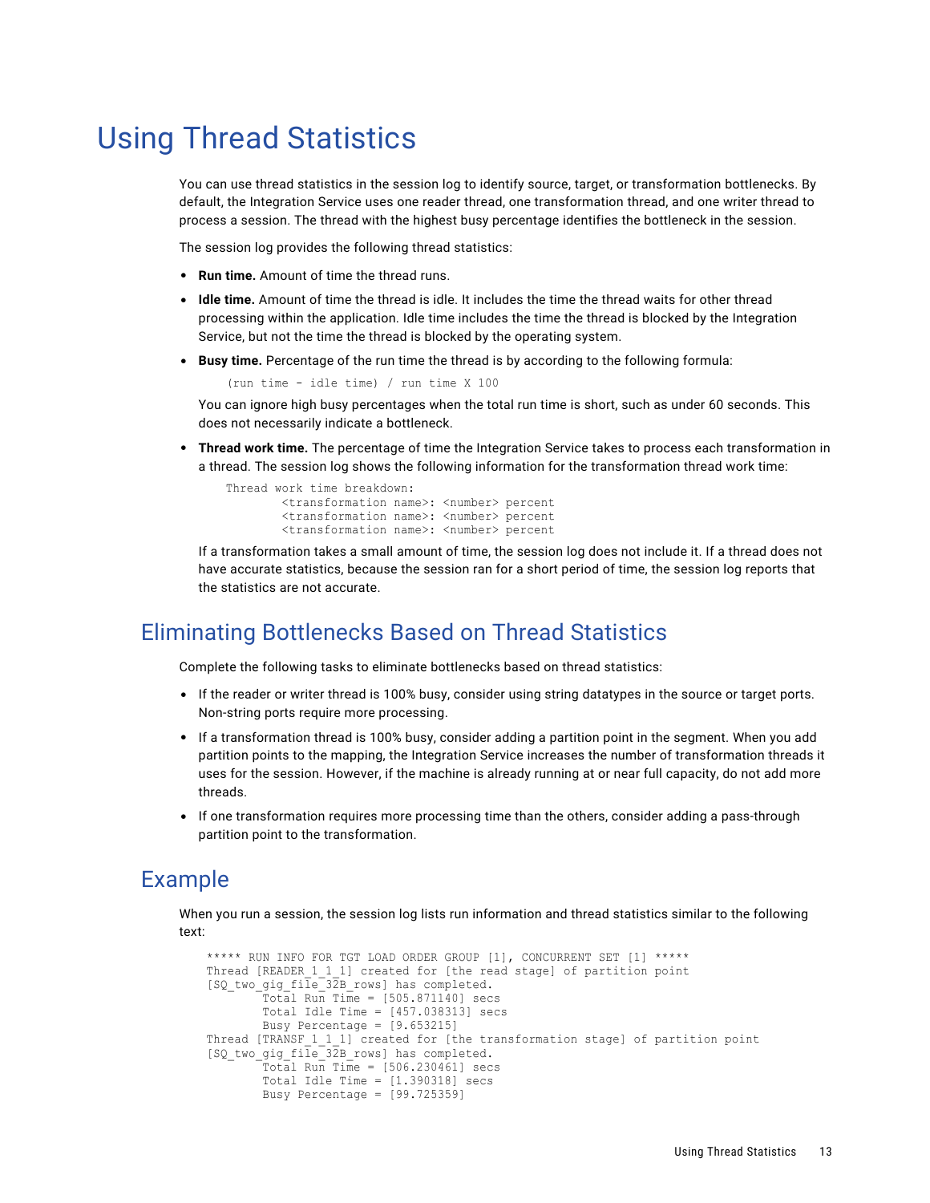# Using Thread Statistics

You can use thread statistics in the session log to identify source, target, or transformation bottlenecks. By default, the Integration Service uses one reader thread, one transformation thread, and one writer thread to process a session. The thread with the highest busy percentage identifies the bottleneck in the session.

The session log provides the following thread statistics:

- **Run time.** Amount of time the thread runs.
- **Idle time.** Amount of time the thread is idle. It includes the time the thread waits for other thread processing within the application. Idle time includes the time the thread is blocked by the Integration Service, but not the time the thread is blocked by the operating system.
- **Busy time.** Percentage of the run time the thread is by according to the following formula:

  ```
  (run time - idle time) / run time X 100
  ```

  You can ignore high busy percentages when the total run time is short, such as under 60 seconds. This does not necessarily indicate a bottleneck.
- **Thread work time.** The percentage of time the Integration Service takes to process each transformation in a thread. The session log shows the following information for the transformation thread work time:

  ```
  Thread work time breakdown:
          <transformation name>: <number> percent
          <transformation name>: <number> percent
          <transformation name>: <number> percent
  ```

  If a transformation takes a small amount of time, the session log does not include it. If a thread does not have accurate statistics, because the session ran for a short period of time, the session log reports that the statistics are not accurate.

## Eliminating Bottlenecks Based on Thread Statistics

Complete the following tasks to eliminate bottlenecks based on thread statistics:

- If the reader or writer thread is 100% busy, consider using string datatypes in the source or target ports. Non-string ports require more processing.
- If a transformation thread is 100% busy, consider adding a partition point in the segment. When you add partition points to the mapping, the Integration Service increases the number of transformation threads it uses for the session. However, if the machine is already running at or near full capacity, do not add more threads.
- If one transformation requires more processing time than the others, consider adding a pass-through partition point to the transformation.

## Example

When you run a session, the session log lists run information and thread statistics similar to the following text:

```
***** RUN INFO FOR TGT LOAD ORDER GROUP [1], CONCURRENT SET [1] *****
Thread [READER_1_1_1] created for [the read stage] of partition point
[SQ_two_gig_file_32B_rows] has completed.
        Total Run Time = [505.871140] secs
        Total Idle Time = [457.038313] secs
        Busy Percentage = [9.653215]
Thread [TRANSF_1_1_1] created for [the transformation stage] of partition point
[SQ_two_gig_file_32B_rows] has completed.
        Total Run Time = [506.230461] secs
        Total Idle Time = [1.390318] secs
        Busy Percentage = [99.725359]
```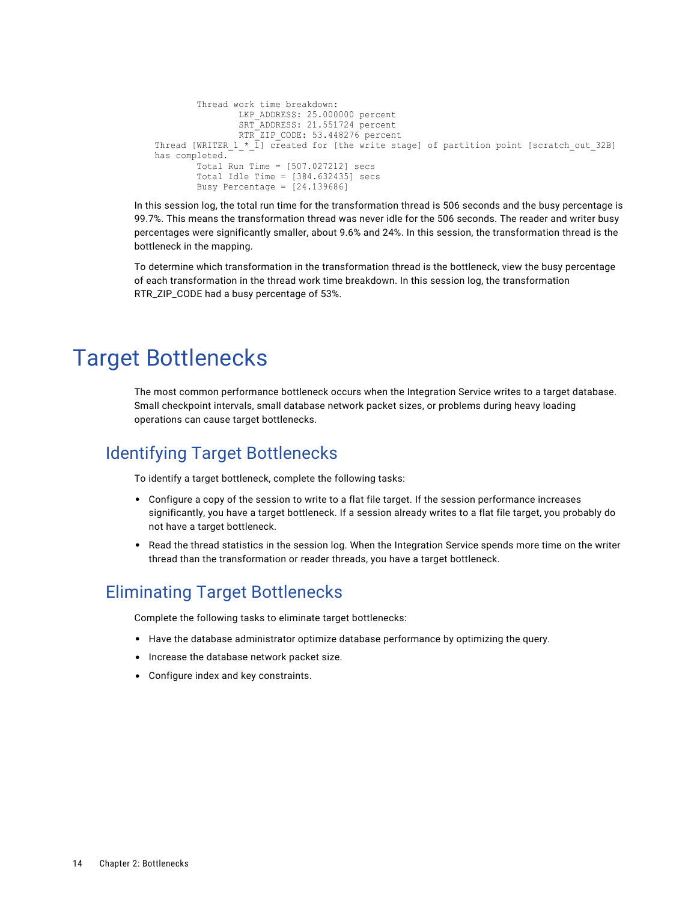```
        Thread work time breakdown:
                LKP_ADDRESS: 25.000000 percent
                SRT_ADDRESS: 21.551724 percent
                RTR_ZIP_CODE: 53.448276 percent
Thread [WRITER_1_*_1] created for [the write stage] of partition point [scratch_out_32B]
has completed.
        Total Run Time = [507.027212] secs
        Total Idle Time = [384.632435] secs
        Busy Percentage = [24.139686]
```

In this session log, the total run time for the transformation thread is 506 seconds and the busy percentage is 99.7%. This means the transformation thread was never idle for the 506 seconds. The reader and writer busy percentages were significantly smaller, about 9.6% and 24%. In this session, the transformation thread is the bottleneck in the mapping.

To determine which transformation in the transformation thread is the bottleneck, view the busy percentage of each transformation in the thread work time breakdown. In this session log, the transformation RTR_ZIP_CODE had a busy percentage of 53%.

# Target Bottlenecks

The most common performance bottleneck occurs when the Integration Service writes to a target database. Small checkpoint intervals, small database network packet sizes, or problems during heavy loading operations can cause target bottlenecks.

## Identifying Target Bottlenecks

To identify a target bottleneck, complete the following tasks:

- Configure a copy of the session to write to a flat file target. If the session performance increases significantly, you have a target bottleneck. If a session already writes to a flat file target, you probably do not have a target bottleneck.
- Read the thread statistics in the session log. When the Integration Service spends more time on the writer thread than the transformation or reader threads, you have a target bottleneck.

## Eliminating Target Bottlenecks

Complete the following tasks to eliminate target bottlenecks:

- Have the database administrator optimize database performance by optimizing the query.
- Increase the database network packet size.
- Configure index and key constraints.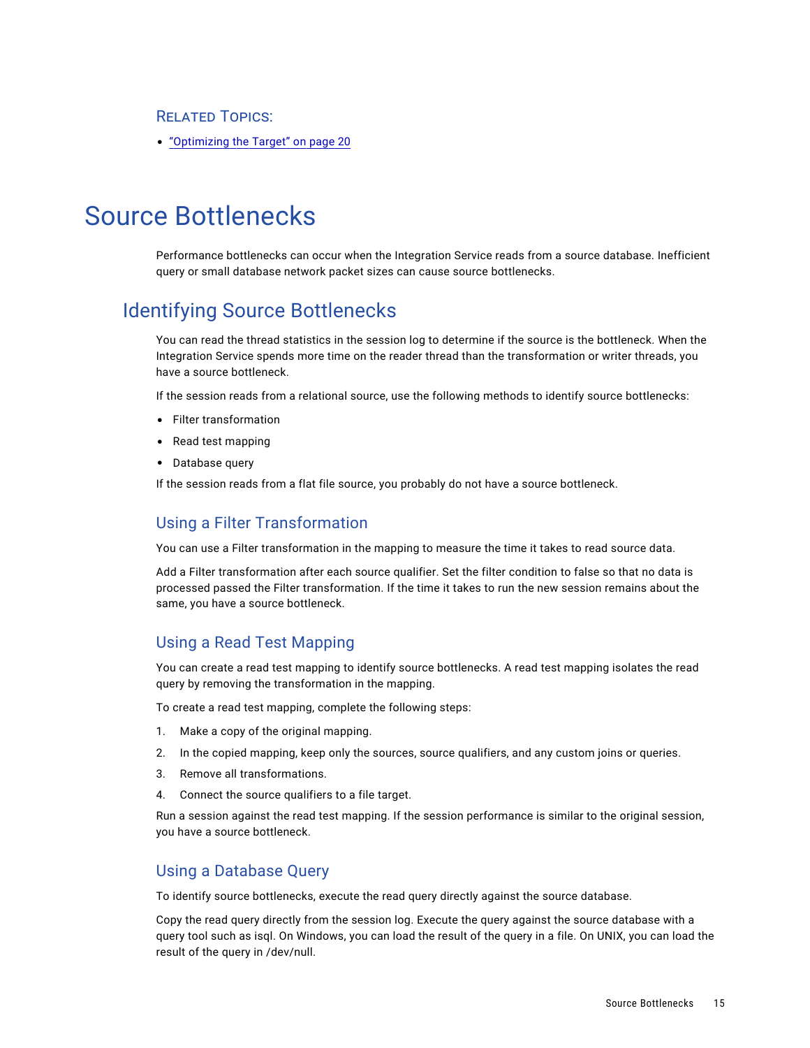### Related Topics:

- "Optimizing the Target" on page 20

# Source Bottlenecks

Performance bottlenecks can occur when the Integration Service reads from a source database. Inefficient query or small database network packet sizes can cause source bottlenecks.

## Identifying Source Bottlenecks

You can read the thread statistics in the session log to determine if the source is the bottleneck. When the Integration Service spends more time on the reader thread than the transformation or writer threads, you have a source bottleneck.

If the session reads from a relational source, use the following methods to identify source bottlenecks:

- Filter transformation
- Read test mapping
- Database query

If the session reads from a flat file source, you probably do not have a source bottleneck.

### Using a Filter Transformation

You can use a Filter transformation in the mapping to measure the time it takes to read source data.

Add a Filter transformation after each source qualifier. Set the filter condition to false so that no data is processed passed the Filter transformation. If the time it takes to run the new session remains about the same, you have a source bottleneck.

### Using a Read Test Mapping

You can create a read test mapping to identify source bottlenecks. A read test mapping isolates the read query by removing the transformation in the mapping.

To create a read test mapping, complete the following steps:

1. Make a copy of the original mapping.
2. In the copied mapping, keep only the sources, source qualifiers, and any custom joins or queries.
3. Remove all transformations.
4. Connect the source qualifiers to a file target.

Run a session against the read test mapping. If the session performance is similar to the original session, you have a source bottleneck.

### Using a Database Query

To identify source bottlenecks, execute the read query directly against the source database.

Copy the read query directly from the session log. Execute the query against the source database with a query tool such as isql. On Windows, you can load the result of the query in a file. On UNIX, you can load the result of the query in /dev/null.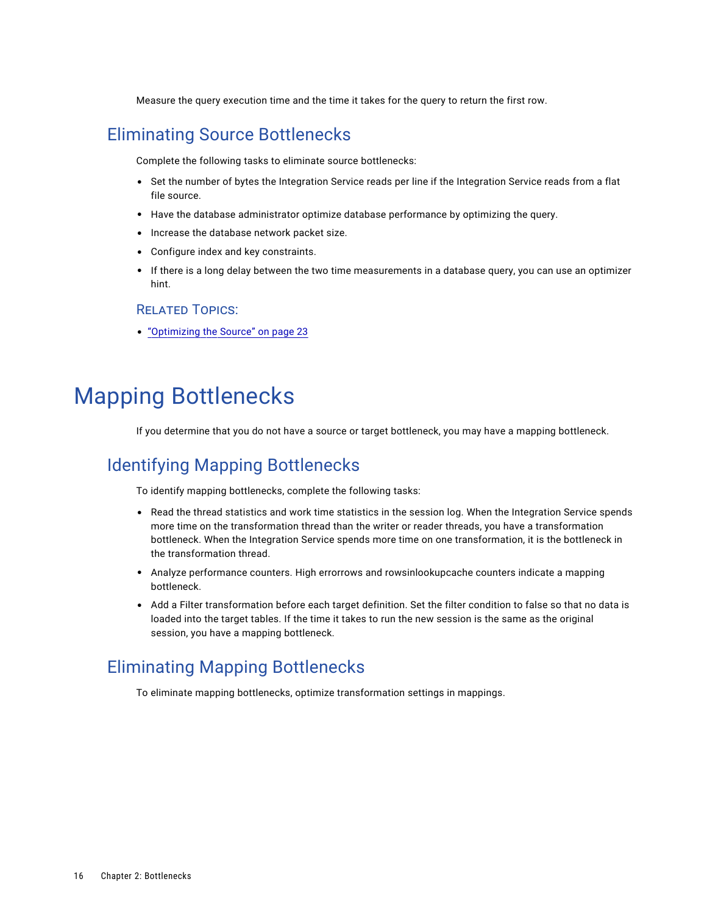Measure the query execution time and the time it takes for the query to return the first row.

## Eliminating Source Bottlenecks

Complete the following tasks to eliminate source bottlenecks:

- Set the number of bytes the Integration Service reads per line if the Integration Service reads from a flat file source.
- Have the database administrator optimize database performance by optimizing the query.
- Increase the database network packet size.
- Configure index and key constraints.
- If there is a long delay between the two time measurements in a database query, you can use an optimizer hint.

### Related Topics:

- "Optimizing the Source" on page 23

# Mapping Bottlenecks

If you determine that you do not have a source or target bottleneck, you may have a mapping bottleneck.

## Identifying Mapping Bottlenecks

To identify mapping bottlenecks, complete the following tasks:

- Read the thread statistics and work time statistics in the session log. When the Integration Service spends more time on the transformation thread than the writer or reader threads, you have a transformation bottleneck. When the Integration Service spends more time on one transformation, it is the bottleneck in the transformation thread.
- Analyze performance counters. High errorrows and rowsinlookupcache counters indicate a mapping bottleneck.
- Add a Filter transformation before each target definition. Set the filter condition to false so that no data is loaded into the target tables. If the time it takes to run the new session is the same as the original session, you have a mapping bottleneck.

## Eliminating Mapping Bottlenecks

To eliminate mapping bottlenecks, optimize transformation settings in mappings.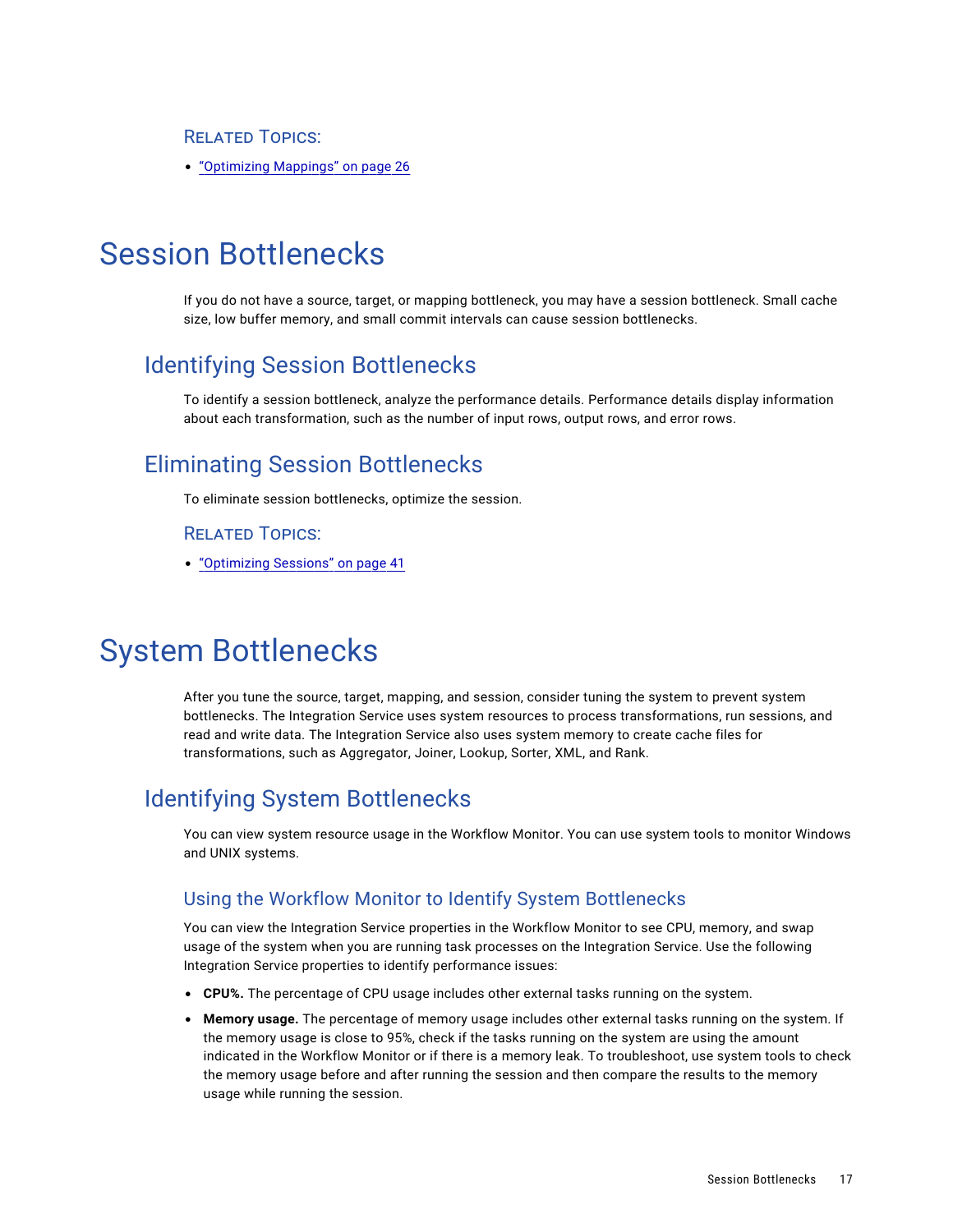### Related Topics:

- "Optimizing Mappings" on page 26

# Session Bottlenecks

If you do not have a source, target, or mapping bottleneck, you may have a session bottleneck. Small cache size, low buffer memory, and small commit intervals can cause session bottlenecks.

## Identifying Session Bottlenecks

To identify a session bottleneck, analyze the performance details. Performance details display information about each transformation, such as the number of input rows, output rows, and error rows.

## Eliminating Session Bottlenecks

To eliminate session bottlenecks, optimize the session.

### Related Topics:

- "Optimizing Sessions" on page 41

# System Bottlenecks

After you tune the source, target, mapping, and session, consider tuning the system to prevent system bottlenecks. The Integration Service uses system resources to process transformations, run sessions, and read and write data. The Integration Service also uses system memory to create cache files for transformations, such as Aggregator, Joiner, Lookup, Sorter, XML, and Rank.

## Identifying System Bottlenecks

You can view system resource usage in the Workflow Monitor. You can use system tools to monitor Windows and UNIX systems.

### Using the Workflow Monitor to Identify System Bottlenecks

You can view the Integration Service properties in the Workflow Monitor to see CPU, memory, and swap usage of the system when you are running task processes on the Integration Service. Use the following Integration Service properties to identify performance issues:

- **CPU%.** The percentage of CPU usage includes other external tasks running on the system.
- **Memory usage.** The percentage of memory usage includes other external tasks running on the system. If the memory usage is close to 95%, check if the tasks running on the system are using the amount indicated in the Workflow Monitor or if there is a memory leak. To troubleshoot, use system tools to check the memory usage before and after running the session and then compare the results to the memory usage while running the session.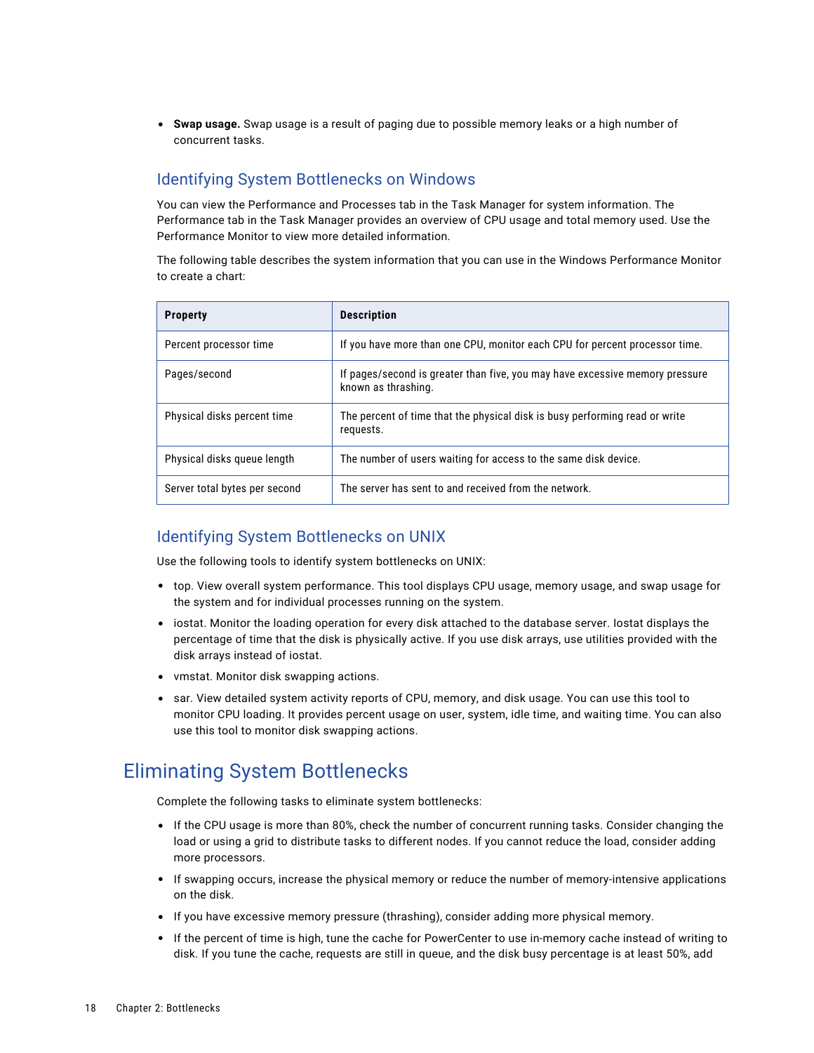- **Swap usage.** Swap usage is a result of paging due to possible memory leaks or a high number of concurrent tasks.

### Identifying System Bottlenecks on Windows

You can view the Performance and Processes tab in the Task Manager for system information. The Performance tab in the Task Manager provides an overview of CPU usage and total memory used. Use the Performance Monitor to view more detailed information.

The following table describes the system information that you can use in the Windows Performance Monitor to create a chart:

| Property | Description |
| --- | --- |
| Percent processor time | If you have more than one CPU, monitor each CPU for percent processor time. |
| Pages/second | If pages/second is greater than five, you may have excessive memory pressure known as thrashing. |
| Physical disks percent time | The percent of time that the physical disk is busy performing read or write requests. |
| Physical disks queue length | The number of users waiting for access to the same disk device. |
| Server total bytes per second | The server has sent to and received from the network. |

### Identifying System Bottlenecks on UNIX

Use the following tools to identify system bottlenecks on UNIX:

- top. View overall system performance. This tool displays CPU usage, memory usage, and swap usage for the system and for individual processes running on the system.
- iostat. Monitor the loading operation for every disk attached to the database server. Iostat displays the percentage of time that the disk is physically active. If you use disk arrays, use utilities provided with the disk arrays instead of iostat.
- vmstat. Monitor disk swapping actions.
- sar. View detailed system activity reports of CPU, memory, and disk usage. You can use this tool to monitor CPU loading. It provides percent usage on user, system, idle time, and waiting time. You can also use this tool to monitor disk swapping actions.

## Eliminating System Bottlenecks

Complete the following tasks to eliminate system bottlenecks:

- If the CPU usage is more than 80%, check the number of concurrent running tasks. Consider changing the load or using a grid to distribute tasks to different nodes. If you cannot reduce the load, consider adding more processors.
- If swapping occurs, increase the physical memory or reduce the number of memory-intensive applications on the disk.
- If you have excessive memory pressure (thrashing), consider adding more physical memory.
- If the percent of time is high, tune the cache for PowerCenter to use in-memory cache instead of writing to disk. If you tune the cache, requests are still in queue, and the disk busy percentage is at least 50%, add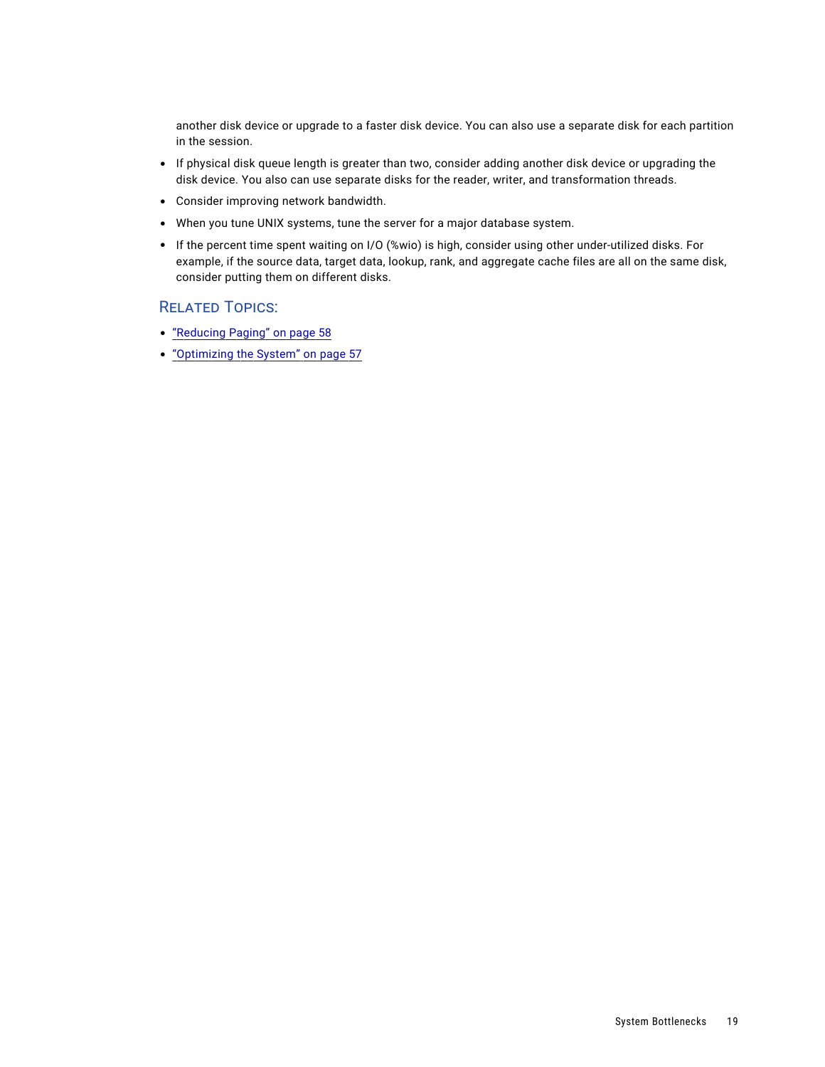another disk device or upgrade to a faster disk device. You can also use a separate disk for each partition in the session.

- If physical disk queue length is greater than two, consider adding another disk device or upgrading the disk device. You also can use separate disks for the reader, writer, and transformation threads.
- Consider improving network bandwidth.
- When you tune UNIX systems, tune the server for a major database system.
- If the percent time spent waiting on I/O (%wio) is high, consider using other under-utilized disks. For example, if the source data, target data, lookup, rank, and aggregate cache files are all on the same disk, consider putting them on different disks.

### Related Topics:

- "Reducing Paging" on page 58
- "Optimizing the System" on page 57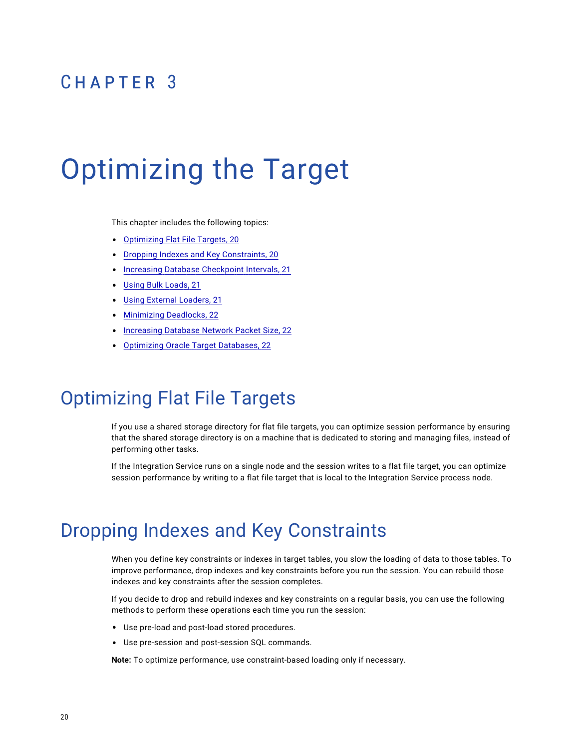CHAPTER 3

# Optimizing the Target

This chapter includes the following topics:

- Optimizing Flat File Targets, 20
- Dropping Indexes and Key Constraints, 20
- Increasing Database Checkpoint Intervals, 21
- Using Bulk Loads, 21
- Using External Loaders, 21
- Minimizing Deadlocks, 22
- Increasing Database Network Packet Size, 22
- Optimizing Oracle Target Databases, 22

## Optimizing Flat File Targets

If you use a shared storage directory for flat file targets, you can optimize session performance by ensuring that the shared storage directory is on a machine that is dedicated to storing and managing files, instead of performing other tasks.

If the Integration Service runs on a single node and the session writes to a flat file target, you can optimize session performance by writing to a flat file target that is local to the Integration Service process node.

## Dropping Indexes and Key Constraints

When you define key constraints or indexes in target tables, you slow the loading of data to those tables. To improve performance, drop indexes and key constraints before you run the session. You can rebuild those indexes and key constraints after the session completes.

If you decide to drop and rebuild indexes and key constraints on a regular basis, you can use the following methods to perform these operations each time you run the session:

- Use pre-load and post-load stored procedures.
- Use pre-session and post-session SQL commands.

**Note:** To optimize performance, use constraint-based loading only if necessary.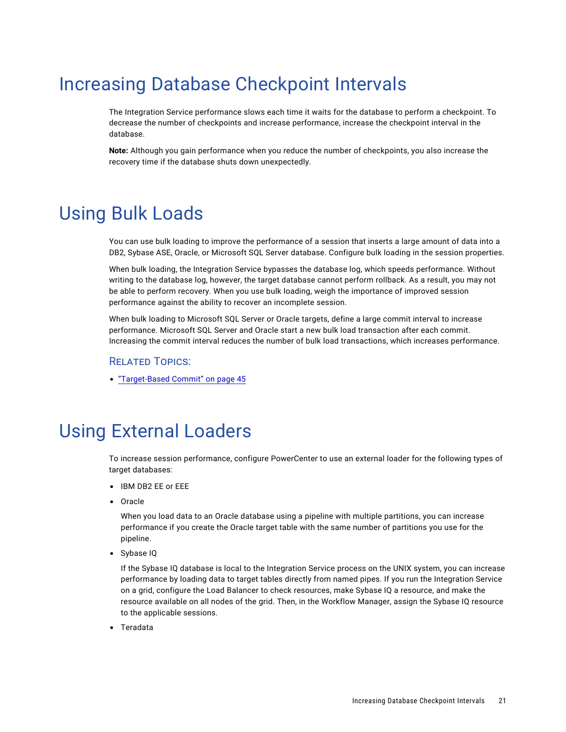# Increasing Database Checkpoint Intervals

The Integration Service performance slows each time it waits for the database to perform a checkpoint. To decrease the number of checkpoints and increase performance, increase the checkpoint interval in the database.

**Note:** Although you gain performance when you reduce the number of checkpoints, you also increase the recovery time if the database shuts down unexpectedly.

# Using Bulk Loads

You can use bulk loading to improve the performance of a session that inserts a large amount of data into a DB2, Sybase ASE, Oracle, or Microsoft SQL Server database. Configure bulk loading in the session properties.

When bulk loading, the Integration Service bypasses the database log, which speeds performance. Without writing to the database log, however, the target database cannot perform rollback. As a result, you may not be able to perform recovery. When you use bulk loading, weigh the importance of improved session performance against the ability to recover an incomplete session.

When bulk loading to Microsoft SQL Server or Oracle targets, define a large commit interval to increase performance. Microsoft SQL Server and Oracle start a new bulk load transaction after each commit. Increasing the commit interval reduces the number of bulk load transactions, which increases performance.

### Related Topics:

- "Target-Based Commit" on page 45

# Using External Loaders

To increase session performance, configure PowerCenter to use an external loader for the following types of target databases:

- IBM DB2 EE or EEE
- Oracle

  When you load data to an Oracle database using a pipeline with multiple partitions, you can increase performance if you create the Oracle target table with the same number of partitions you use for the pipeline.
- Sybase IQ

  If the Sybase IQ database is local to the Integration Service process on the UNIX system, you can increase performance by loading data to target tables directly from named pipes. If you run the Integration Service on a grid, configure the Load Balancer to check resources, make Sybase IQ a resource, and make the resource available on all nodes of the grid. Then, in the Workflow Manager, assign the Sybase IQ resource to the applicable sessions.
- Teradata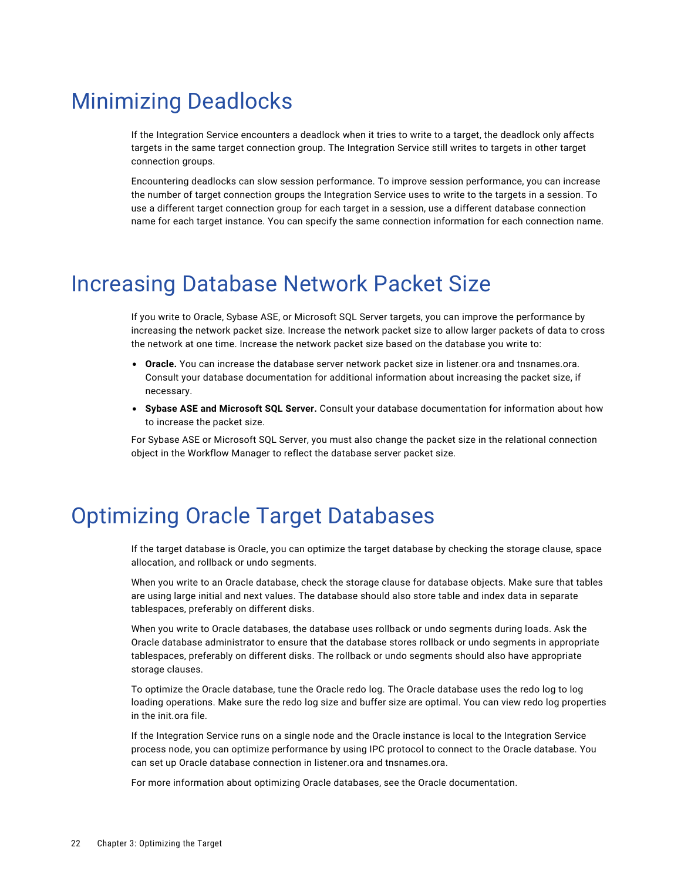# Minimizing Deadlocks

If the Integration Service encounters a deadlock when it tries to write to a target, the deadlock only affects targets in the same target connection group. The Integration Service still writes to targets in other target connection groups.

Encountering deadlocks can slow session performance. To improve session performance, you can increase the number of target connection groups the Integration Service uses to write to the targets in a session. To use a different target connection group for each target in a session, use a different database connection name for each target instance. You can specify the same connection information for each connection name.

# Increasing Database Network Packet Size

If you write to Oracle, Sybase ASE, or Microsoft SQL Server targets, you can improve the performance by increasing the network packet size. Increase the network packet size to allow larger packets of data to cross the network at one time. Increase the network packet size based on the database you write to:

- **Oracle.** You can increase the database server network packet size in listener.ora and tnsnames.ora. Consult your database documentation for additional information about increasing the packet size, if necessary.
- **Sybase ASE and Microsoft SQL Server.** Consult your database documentation for information about how to increase the packet size.

For Sybase ASE or Microsoft SQL Server, you must also change the packet size in the relational connection object in the Workflow Manager to reflect the database server packet size.

# Optimizing Oracle Target Databases

If the target database is Oracle, you can optimize the target database by checking the storage clause, space allocation, and rollback or undo segments.

When you write to an Oracle database, check the storage clause for database objects. Make sure that tables are using large initial and next values. The database should also store table and index data in separate tablespaces, preferably on different disks.

When you write to Oracle databases, the database uses rollback or undo segments during loads. Ask the Oracle database administrator to ensure that the database stores rollback or undo segments in appropriate tablespaces, preferably on different disks. The rollback or undo segments should also have appropriate storage clauses.

To optimize the Oracle database, tune the Oracle redo log. The Oracle database uses the redo log to log loading operations. Make sure the redo log size and buffer size are optimal. You can view redo log properties in the init.ora file.

If the Integration Service runs on a single node and the Oracle instance is local to the Integration Service process node, you can optimize performance by using IPC protocol to connect to the Oracle database. You can set up Oracle database connection in listener.ora and tnsnames.ora.

For more information about optimizing Oracle databases, see the Oracle documentation.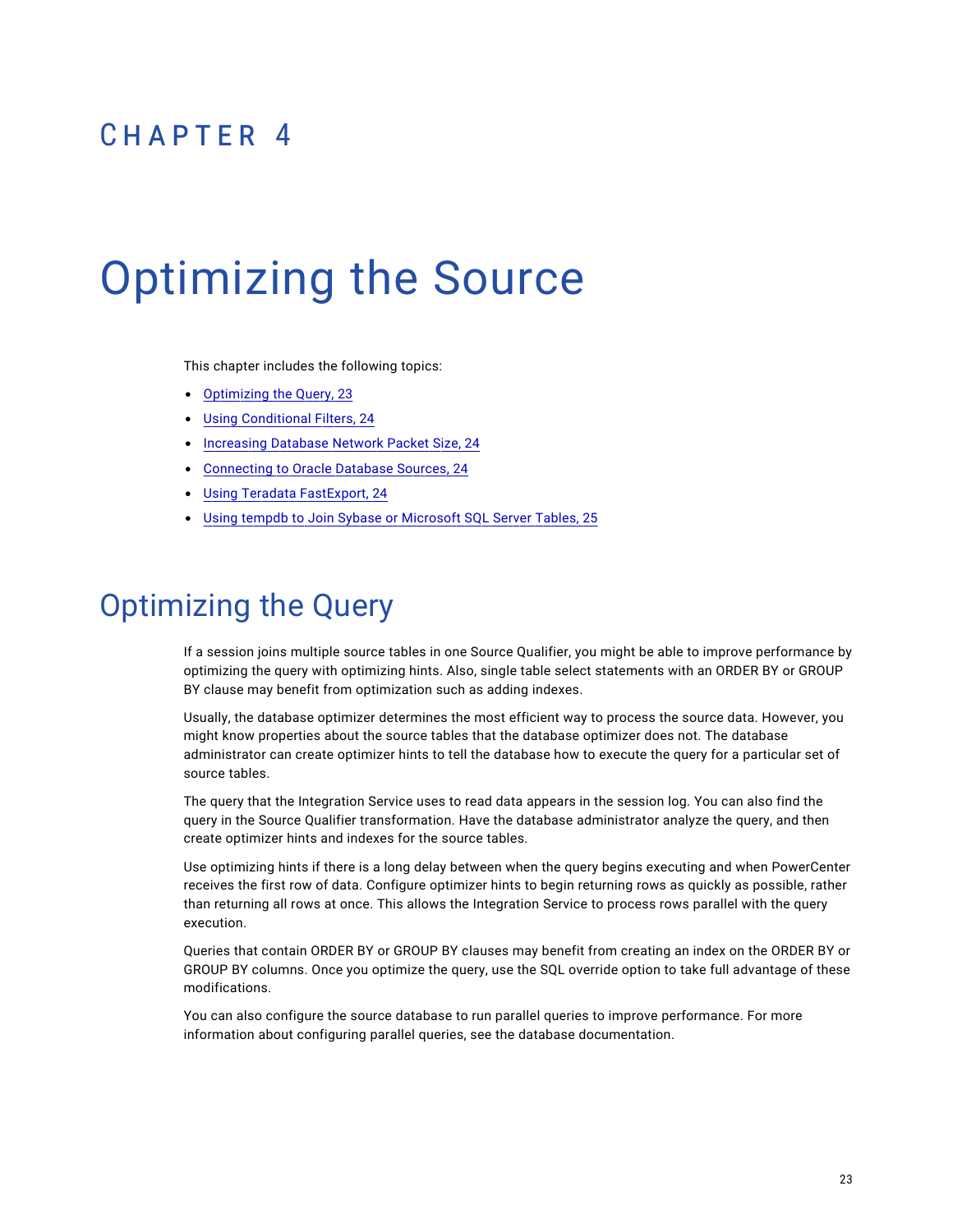# CHAPTER 4

# Optimizing the Source

This chapter includes the following topics:

- Optimizing the Query, 23
- Using Conditional Filters, 24
- Increasing Database Network Packet Size, 24
- Connecting to Oracle Database Sources, 24
- Using Teradata FastExport, 24
- Using tempdb to Join Sybase or Microsoft SQL Server Tables, 25

## Optimizing the Query

If a session joins multiple source tables in one Source Qualifier, you might be able to improve performance by optimizing the query with optimizing hints. Also, single table select statements with an ORDER BY or GROUP BY clause may benefit from optimization such as adding indexes.

Usually, the database optimizer determines the most efficient way to process the source data. However, you might know properties about the source tables that the database optimizer does not. The database administrator can create optimizer hints to tell the database how to execute the query for a particular set of source tables.

The query that the Integration Service uses to read data appears in the session log. You can also find the query in the Source Qualifier transformation. Have the database administrator analyze the query, and then create optimizer hints and indexes for the source tables.

Use optimizing hints if there is a long delay between when the query begins executing and when PowerCenter receives the first row of data. Configure optimizer hints to begin returning rows as quickly as possible, rather than returning all rows at once. This allows the Integration Service to process rows parallel with the query execution.

Queries that contain ORDER BY or GROUP BY clauses may benefit from creating an index on the ORDER BY or GROUP BY columns. Once you optimize the query, use the SQL override option to take full advantage of these modifications.

You can also configure the source database to run parallel queries to improve performance. For more information about configuring parallel queries, see the database documentation.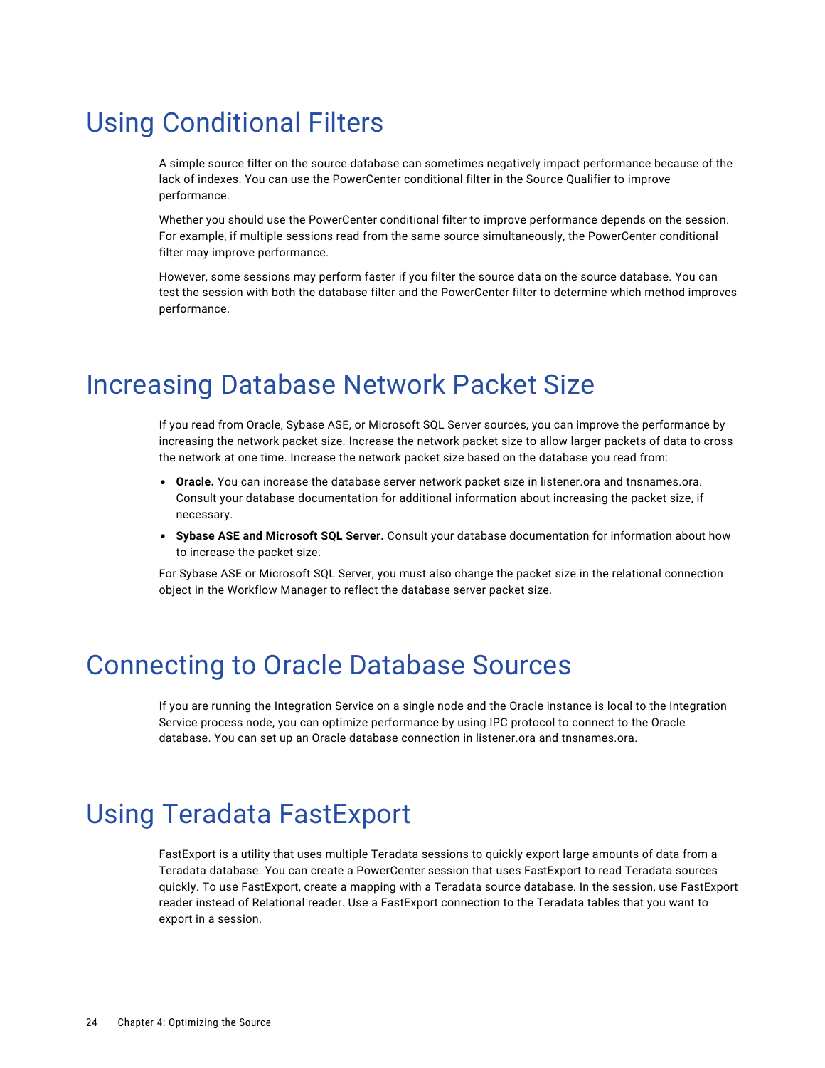# Using Conditional Filters

A simple source filter on the source database can sometimes negatively impact performance because of the lack of indexes. You can use the PowerCenter conditional filter in the Source Qualifier to improve performance.

Whether you should use the PowerCenter conditional filter to improve performance depends on the session. For example, if multiple sessions read from the same source simultaneously, the PowerCenter conditional filter may improve performance.

However, some sessions may perform faster if you filter the source data on the source database. You can test the session with both the database filter and the PowerCenter filter to determine which method improves performance.

# Increasing Database Network Packet Size

If you read from Oracle, Sybase ASE, or Microsoft SQL Server sources, you can improve the performance by increasing the network packet size. Increase the network packet size to allow larger packets of data to cross the network at one time. Increase the network packet size based on the database you read from:

- **Oracle.** You can increase the database server network packet size in listener.ora and tnsnames.ora. Consult your database documentation for additional information about increasing the packet size, if necessary.
- **Sybase ASE and Microsoft SQL Server.** Consult your database documentation for information about how to increase the packet size.

For Sybase ASE or Microsoft SQL Server, you must also change the packet size in the relational connection object in the Workflow Manager to reflect the database server packet size.

# Connecting to Oracle Database Sources

If you are running the Integration Service on a single node and the Oracle instance is local to the Integration Service process node, you can optimize performance by using IPC protocol to connect to the Oracle database. You can set up an Oracle database connection in listener.ora and tnsnames.ora.

# Using Teradata FastExport

FastExport is a utility that uses multiple Teradata sessions to quickly export large amounts of data from a Teradata database. You can create a PowerCenter session that uses FastExport to read Teradata sources quickly. To use FastExport, create a mapping with a Teradata source database. In the session, use FastExport reader instead of Relational reader. Use a FastExport connection to the Teradata tables that you want to export in a session.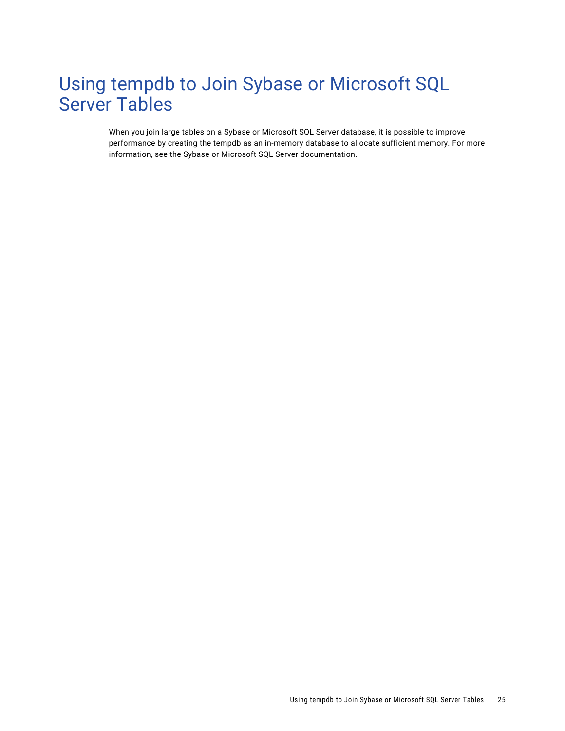# Using tempdb to Join Sybase or Microsoft SQL Server Tables

When you join large tables on a Sybase or Microsoft SQL Server database, it is possible to improve performance by creating the tempdb as an in-memory database to allocate sufficient memory. For more information, see the Sybase or Microsoft SQL Server documentation.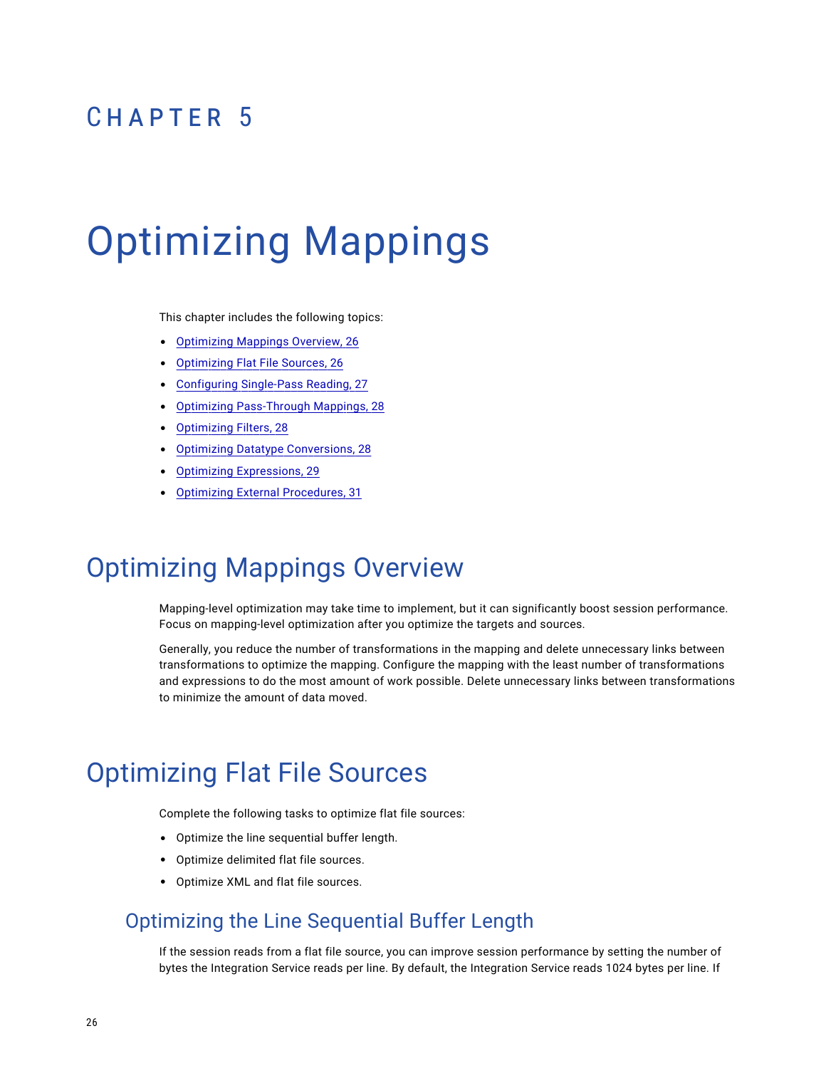# CHAPTER 5

# Optimizing Mappings

This chapter includes the following topics:

- Optimizing Mappings Overview, 26
- Optimizing Flat File Sources, 26
- Configuring Single-Pass Reading, 27
- Optimizing Pass-Through Mappings, 28
- Optimizing Filters, 28
- Optimizing Datatype Conversions, 28
- Optimizing Expressions, 29
- Optimizing External Procedures, 31

## Optimizing Mappings Overview

Mapping-level optimization may take time to implement, but it can significantly boost session performance. Focus on mapping-level optimization after you optimize the targets and sources.

Generally, you reduce the number of transformations in the mapping and delete unnecessary links between transformations to optimize the mapping. Configure the mapping with the least number of transformations and expressions to do the most amount of work possible. Delete unnecessary links between transformations to minimize the amount of data moved.

## Optimizing Flat File Sources

Complete the following tasks to optimize flat file sources:

- Optimize the line sequential buffer length.
- Optimize delimited flat file sources.
- Optimize XML and flat file sources.

### Optimizing the Line Sequential Buffer Length

If the session reads from a flat file source, you can improve session performance by setting the number of bytes the Integration Service reads per line. By default, the Integration Service reads 1024 bytes per line. If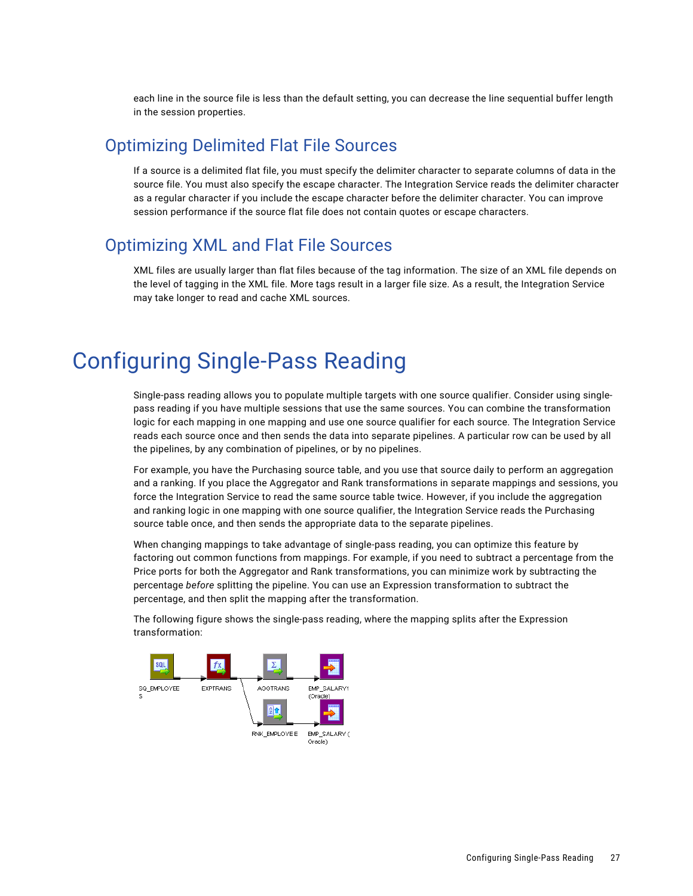each line in the source file is less than the default setting, you can decrease the line sequential buffer length in the session properties.

## Optimizing Delimited Flat File Sources

If a source is a delimited flat file, you must specify the delimiter character to separate columns of data in the source file. You must also specify the escape character. The Integration Service reads the delimiter character as a regular character if you include the escape character before the delimiter character. You can improve session performance if the source flat file does not contain quotes or escape characters.

## Optimizing XML and Flat File Sources

XML files are usually larger than flat files because of the tag information. The size of an XML file depends on the level of tagging in the XML file. More tags result in a larger file size. As a result, the Integration Service may take longer to read and cache XML sources.

# Configuring Single-Pass Reading

Single-pass reading allows you to populate multiple targets with one source qualifier. Consider using single-pass reading if you have multiple sessions that use the same sources. You can combine the transformation logic for each mapping in one mapping and use one source qualifier for each source. The Integration Service reads each source once and then sends the data into separate pipelines. A particular row can be used by all the pipelines, by any combination of pipelines, or by no pipelines.

For example, you have the Purchasing source table, and you use that source daily to perform an aggregation and a ranking. If you place the Aggregator and Rank transformations in separate mappings and sessions, you force the Integration Service to read the same source table twice. However, if you include the aggregation and ranking logic in one mapping with one source qualifier, the Integration Service reads the Purchasing source table once, and then sends the appropriate data to the separate pipelines.

When changing mappings to take advantage of single-pass reading, you can optimize this feature by factoring out common functions from mappings. For example, if you need to subtract a percentage from the Price ports for both the Aggregator and Rank transformations, you can minimize work by subtracting the percentage *before* splitting the pipeline. You can use an Expression transformation to subtract the percentage, and then split the mapping after the transformation.

The following figure shows the single-pass reading, where the mapping splits after the Expression transformation:

SQ_EMPLOYEES EXPTRANS AGGTRANS EMP_SALARY1 (Oracle) RNK_EMPLOYEE EMP_SALARY (Oracle)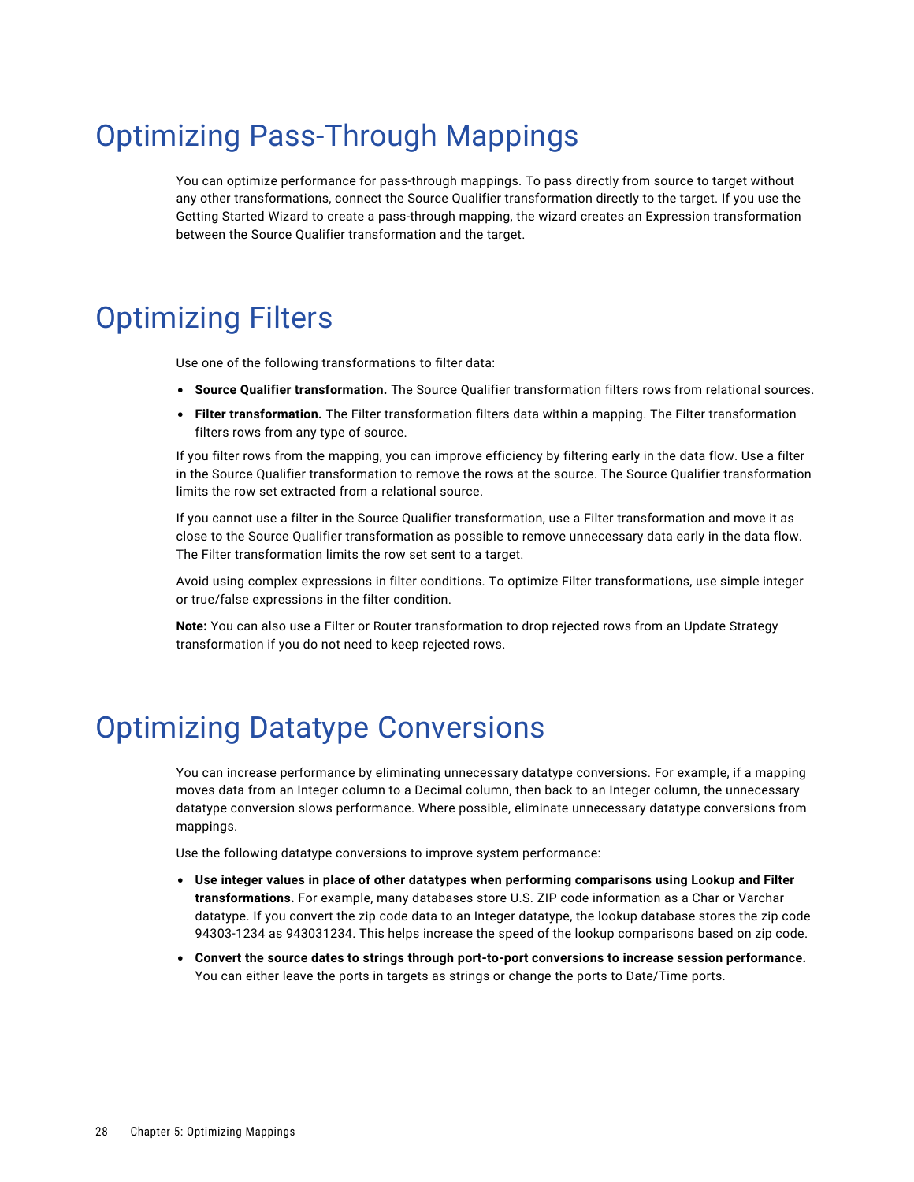# Optimizing Pass-Through Mappings

You can optimize performance for pass-through mappings. To pass directly from source to target without any other transformations, connect the Source Qualifier transformation directly to the target. If you use the Getting Started Wizard to create a pass-through mapping, the wizard creates an Expression transformation between the Source Qualifier transformation and the target.

# Optimizing Filters

Use one of the following transformations to filter data:

- **Source Qualifier transformation.** The Source Qualifier transformation filters rows from relational sources.
- **Filter transformation.** The Filter transformation filters data within a mapping. The Filter transformation filters rows from any type of source.

If you filter rows from the mapping, you can improve efficiency by filtering early in the data flow. Use a filter in the Source Qualifier transformation to remove the rows at the source. The Source Qualifier transformation limits the row set extracted from a relational source.

If you cannot use a filter in the Source Qualifier transformation, use a Filter transformation and move it as close to the Source Qualifier transformation as possible to remove unnecessary data early in the data flow. The Filter transformation limits the row set sent to a target.

Avoid using complex expressions in filter conditions. To optimize Filter transformations, use simple integer or true/false expressions in the filter condition.

**Note:** You can also use a Filter or Router transformation to drop rejected rows from an Update Strategy transformation if you do not need to keep rejected rows.

# Optimizing Datatype Conversions

You can increase performance by eliminating unnecessary datatype conversions. For example, if a mapping moves data from an Integer column to a Decimal column, then back to an Integer column, the unnecessary datatype conversion slows performance. Where possible, eliminate unnecessary datatype conversions from mappings.

Use the following datatype conversions to improve system performance:

- **Use integer values in place of other datatypes when performing comparisons using Lookup and Filter transformations.** For example, many databases store U.S. ZIP code information as a Char or Varchar datatype. If you convert the zip code data to an Integer datatype, the lookup database stores the zip code 94303-1234 as 943031234. This helps increase the speed of the lookup comparisons based on zip code.
- **Convert the source dates to strings through port-to-port conversions to increase session performance.** You can either leave the ports in targets as strings or change the ports to Date/Time ports.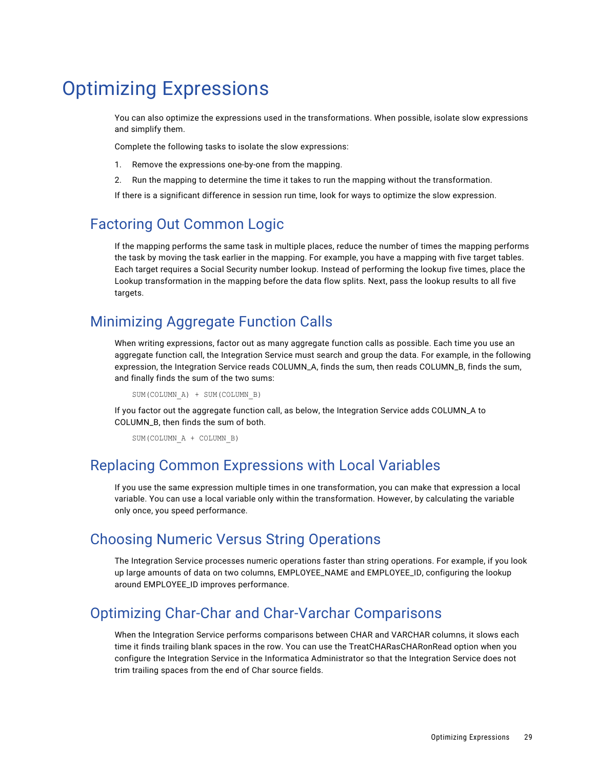# Optimizing Expressions

You can also optimize the expressions used in the transformations. When possible, isolate slow expressions and simplify them.

Complete the following tasks to isolate the slow expressions:

1. Remove the expressions one-by-one from the mapping.
2. Run the mapping to determine the time it takes to run the mapping without the transformation.

If there is a significant difference in session run time, look for ways to optimize the slow expression.

## Factoring Out Common Logic

If the mapping performs the same task in multiple places, reduce the number of times the mapping performs the task by moving the task earlier in the mapping. For example, you have a mapping with five target tables. Each target requires a Social Security number lookup. Instead of performing the lookup five times, place the Lookup transformation in the mapping before the data flow splits. Next, pass the lookup results to all five targets.

## Minimizing Aggregate Function Calls

When writing expressions, factor out as many aggregate function calls as possible. Each time you use an aggregate function call, the Integration Service must search and group the data. For example, in the following expression, the Integration Service reads COLUMN_A, finds the sum, then reads COLUMN_B, finds the sum, and finally finds the sum of the two sums:

```
SUM(COLUMN_A) + SUM(COLUMN_B)
```

If you factor out the aggregate function call, as below, the Integration Service adds COLUMN_A to COLUMN_B, then finds the sum of both.

```
SUM(COLUMN_A + COLUMN_B)
```

## Replacing Common Expressions with Local Variables

If you use the same expression multiple times in one transformation, you can make that expression a local variable. You can use a local variable only within the transformation. However, by calculating the variable only once, you speed performance.

## Choosing Numeric Versus String Operations

The Integration Service processes numeric operations faster than string operations. For example, if you look up large amounts of data on two columns, EMPLOYEE_NAME and EMPLOYEE_ID, configuring the lookup around EMPLOYEE_ID improves performance.

## Optimizing Char-Char and Char-Varchar Comparisons

When the Integration Service performs comparisons between CHAR and VARCHAR columns, it slows each time it finds trailing blank spaces in the row. You can use the TreatCHARasCHARonRead option when you configure the Integration Service in the Informatica Administrator so that the Integration Service does not trim trailing spaces from the end of Char source fields.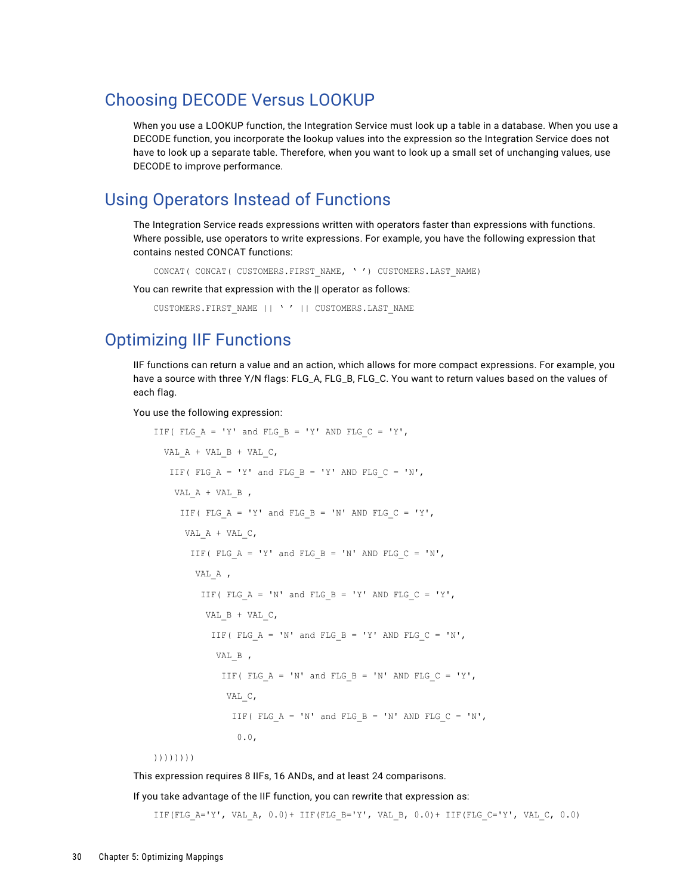## Choosing DECODE Versus LOOKUP

When you use a LOOKUP function, the Integration Service must look up a table in a database. When you use a DECODE function, you incorporate the lookup values into the expression so the Integration Service does not have to look up a separate table. Therefore, when you want to look up a small set of unchanging values, use DECODE to improve performance.

## Using Operators Instead of Functions

The Integration Service reads expressions written with operators faster than expressions with functions. Where possible, use operators to write expressions. For example, you have the following expression that contains nested CONCAT functions:

```
CONCAT( CONCAT( CUSTOMERS.FIRST_NAME, ‘ ’) CUSTOMERS.LAST_NAME)
```

You can rewrite that expression with the || operator as follows:

```
CUSTOMERS.FIRST_NAME || ‘ ’ || CUSTOMERS.LAST_NAME
```

## Optimizing IIF Functions

IIF functions can return a value and an action, which allows for more compact expressions. For example, you have a source with three Y/N flags: FLG_A, FLG_B, FLG_C. You want to return values based on the values of each flag.

You use the following expression:

```
IIF( FLG_A = 'Y' and FLG_B = 'Y' AND FLG_C = 'Y',
  VAL_A + VAL_B + VAL_C,
   IIF( FLG_A = 'Y' and FLG_B = 'Y' AND FLG_C = 'N',
    VAL_A + VAL_B ,
     IIF( FLG_A = 'Y' and FLG_B = 'N' AND FLG_C = 'Y',
      VAL_A + VAL_C,
       IIF( FLG_A = 'Y' and FLG_B = 'N' AND FLG_C = 'N',
        VAL_A ,
         IIF( FLG_A = 'N' and FLG_B = 'Y' AND FLG_C = 'Y',
          VAL_B + VAL_C,
           IIF( FLG_A = 'N' and FLG_B = 'Y' AND FLG_C = 'N',
            VAL_B ,
             IIF( FLG_A = 'N' and FLG_B = 'N' AND FLG_C = 'Y',
              VAL_C,
               IIF( FLG_A = 'N' and FLG_B = 'N' AND FLG_C = 'N',
                0.0,
))))))))
```

This expression requires 8 IIFs, 16 ANDs, and at least 24 comparisons.

If you take advantage of the IIF function, you can rewrite that expression as:

```
IIF(FLG_A='Y', VAL_A, 0.0)+ IIF(FLG_B='Y', VAL_B, 0.0)+ IIF(FLG_C='Y', VAL_C, 0.0)
```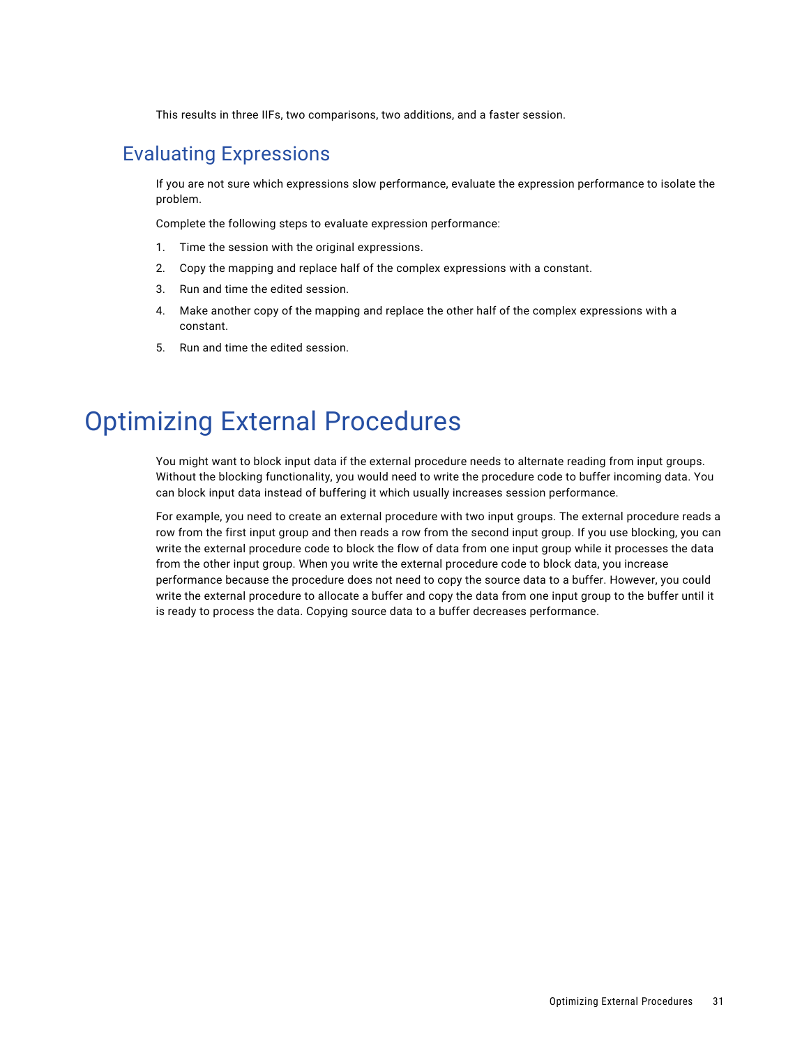This results in three IIFs, two comparisons, two additions, and a faster session.

## Evaluating Expressions

If you are not sure which expressions slow performance, evaluate the expression performance to isolate the problem.

Complete the following steps to evaluate expression performance:

1. Time the session with the original expressions.
2. Copy the mapping and replace half of the complex expressions with a constant.
3. Run and time the edited session.
4. Make another copy of the mapping and replace the other half of the complex expressions with a constant.
5. Run and time the edited session.

# Optimizing External Procedures

You might want to block input data if the external procedure needs to alternate reading from input groups. Without the blocking functionality, you would need to write the procedure code to buffer incoming data. You can block input data instead of buffering it which usually increases session performance.

For example, you need to create an external procedure with two input groups. The external procedure reads a row from the first input group and then reads a row from the second input group. If you use blocking, you can write the external procedure code to block the flow of data from one input group while it processes the data from the other input group. When you write the external procedure code to block data, you increase performance because the procedure does not need to copy the source data to a buffer. However, you could write the external procedure to allocate a buffer and copy the data from one input group to the buffer until it is ready to process the data. Copying source data to a buffer decreases performance.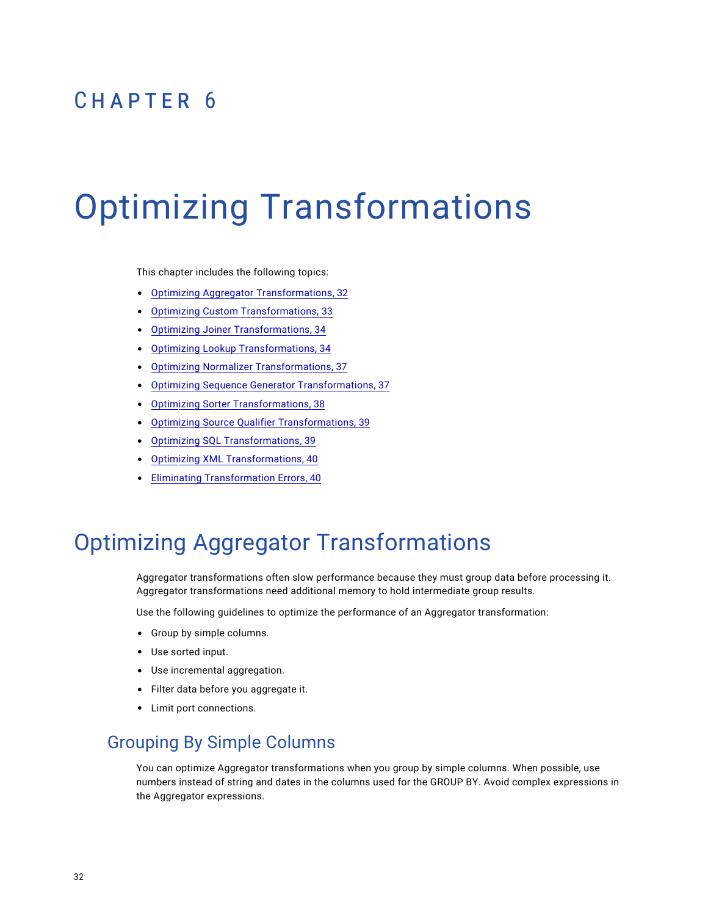# CHAPTER 6

# Optimizing Transformations

This chapter includes the following topics:

- Optimizing Aggregator Transformations, 32
- Optimizing Custom Transformations, 33
- Optimizing Joiner Transformations, 34
- Optimizing Lookup Transformations, 34
- Optimizing Normalizer Transformations, 37
- Optimizing Sequence Generator Transformations, 37
- Optimizing Sorter Transformations, 38
- Optimizing Source Qualifier Transformations, 39
- Optimizing SQL Transformations, 39
- Optimizing XML Transformations, 40
- Eliminating Transformation Errors, 40

## Optimizing Aggregator Transformations

Aggregator transformations often slow performance because they must group data before processing it. Aggregator transformations need additional memory to hold intermediate group results.

Use the following guidelines to optimize the performance of an Aggregator transformation:

- Group by simple columns.
- Use sorted input.
- Use incremental aggregation.
- Filter data before you aggregate it.
- Limit port connections.

### Grouping By Simple Columns

You can optimize Aggregator transformations when you group by simple columns. When possible, use numbers instead of string and dates in the columns used for the GROUP BY. Avoid complex expressions in the Aggregator expressions.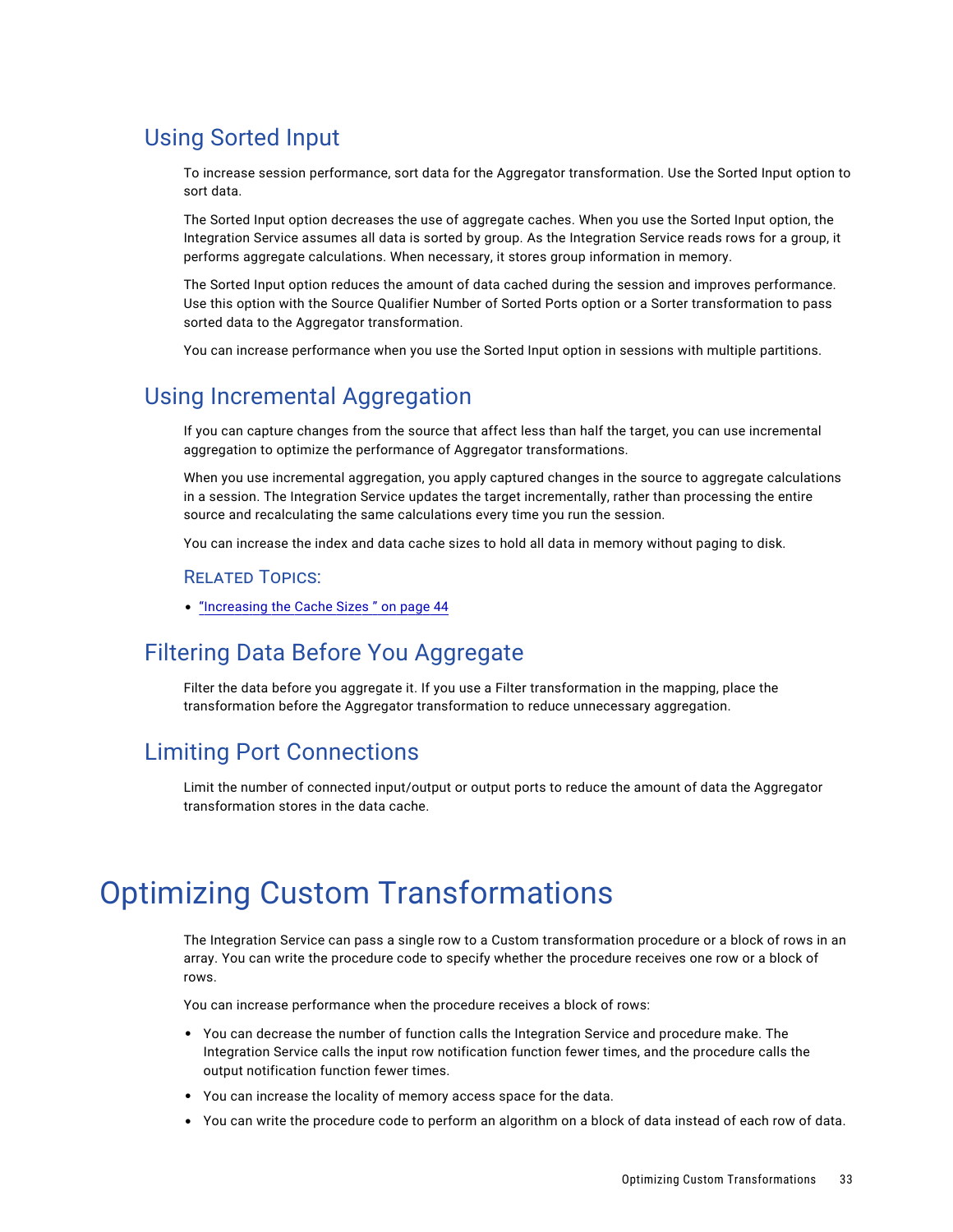## Using Sorted Input

To increase session performance, sort data for the Aggregator transformation. Use the Sorted Input option to sort data.

The Sorted Input option decreases the use of aggregate caches. When you use the Sorted Input option, the Integration Service assumes all data is sorted by group. As the Integration Service reads rows for a group, it performs aggregate calculations. When necessary, it stores group information in memory.

The Sorted Input option reduces the amount of data cached during the session and improves performance. Use this option with the Source Qualifier Number of Sorted Ports option or a Sorter transformation to pass sorted data to the Aggregator transformation.

You can increase performance when you use the Sorted Input option in sessions with multiple partitions.

## Using Incremental Aggregation

If you can capture changes from the source that affect less than half the target, you can use incremental aggregation to optimize the performance of Aggregator transformations.

When you use incremental aggregation, you apply captured changes in the source to aggregate calculations in a session. The Integration Service updates the target incrementally, rather than processing the entire source and recalculating the same calculations every time you run the session.

You can increase the index and data cache sizes to hold all data in memory without paging to disk.

### Related Topics:

- "Increasing the Cache Sizes " on page 44

## Filtering Data Before You Aggregate

Filter the data before you aggregate it. If you use a Filter transformation in the mapping, place the transformation before the Aggregator transformation to reduce unnecessary aggregation.

## Limiting Port Connections

Limit the number of connected input/output or output ports to reduce the amount of data the Aggregator transformation stores in the data cache.

# Optimizing Custom Transformations

The Integration Service can pass a single row to a Custom transformation procedure or a block of rows in an array. You can write the procedure code to specify whether the procedure receives one row or a block of rows.

You can increase performance when the procedure receives a block of rows:

- You can decrease the number of function calls the Integration Service and procedure make. The Integration Service calls the input row notification function fewer times, and the procedure calls the output notification function fewer times.
- You can increase the locality of memory access space for the data.
- You can write the procedure code to perform an algorithm on a block of data instead of each row of data.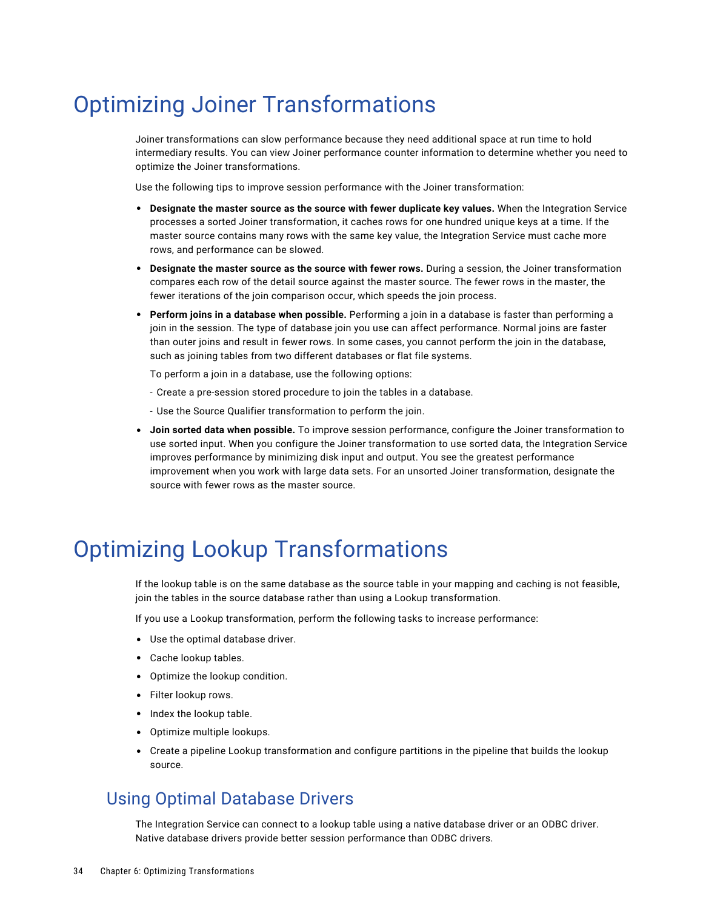# Optimizing Joiner Transformations

Joiner transformations can slow performance because they need additional space at run time to hold intermediary results. You can view Joiner performance counter information to determine whether you need to optimize the Joiner transformations.

Use the following tips to improve session performance with the Joiner transformation:

- **Designate the master source as the source with fewer duplicate key values.** When the Integration Service processes a sorted Joiner transformation, it caches rows for one hundred unique keys at a time. If the master source contains many rows with the same key value, the Integration Service must cache more rows, and performance can be slowed.
- **Designate the master source as the source with fewer rows.** During a session, the Joiner transformation compares each row of the detail source against the master source. The fewer rows in the master, the fewer iterations of the join comparison occur, which speeds the join process.
- **Perform joins in a database when possible.** Performing a join in a database is faster than performing a join in the session. The type of database join you use can affect performance. Normal joins are faster than outer joins and result in fewer rows. In some cases, you cannot perform the join in the database, such as joining tables from two different databases or flat file systems.

  To perform a join in a database, use the following options:

  - Create a pre-session stored procedure to join the tables in a database.
  - Use the Source Qualifier transformation to perform the join.
- **Join sorted data when possible.** To improve session performance, configure the Joiner transformation to use sorted input. When you configure the Joiner transformation to use sorted data, the Integration Service improves performance by minimizing disk input and output. You see the greatest performance improvement when you work with large data sets. For an unsorted Joiner transformation, designate the source with fewer rows as the master source.

# Optimizing Lookup Transformations

If the lookup table is on the same database as the source table in your mapping and caching is not feasible, join the tables in the source database rather than using a Lookup transformation.

If you use a Lookup transformation, perform the following tasks to increase performance:

- Use the optimal database driver.
- Cache lookup tables.
- Optimize the lookup condition.
- Filter lookup rows.
- Index the lookup table.
- Optimize multiple lookups.
- Create a pipeline Lookup transformation and configure partitions in the pipeline that builds the lookup source.

## Using Optimal Database Drivers

The Integration Service can connect to a lookup table using a native database driver or an ODBC driver. Native database drivers provide better session performance than ODBC drivers.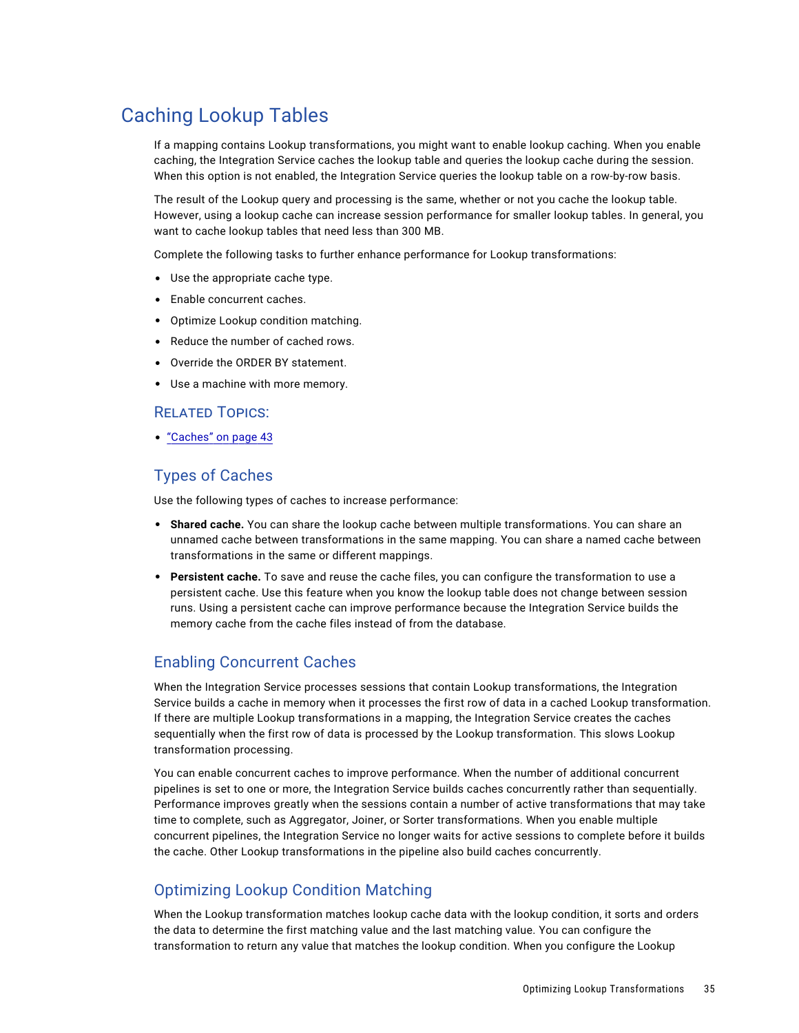# Caching Lookup Tables

If a mapping contains Lookup transformations, you might want to enable lookup caching. When you enable caching, the Integration Service caches the lookup table and queries the lookup cache during the session. When this option is not enabled, the Integration Service queries the lookup table on a row-by-row basis.

The result of the Lookup query and processing is the same, whether or not you cache the lookup table. However, using a lookup cache can increase session performance for smaller lookup tables. In general, you want to cache lookup tables that need less than 300 MB.

Complete the following tasks to further enhance performance for Lookup transformations:

- Use the appropriate cache type.
- Enable concurrent caches.
- Optimize Lookup condition matching.
- Reduce the number of cached rows.
- Override the ORDER BY statement.
- Use a machine with more memory.

### Related Topics:

- "Caches" on page 43

## Types of Caches

Use the following types of caches to increase performance:

- **Shared cache.** You can share the lookup cache between multiple transformations. You can share an unnamed cache between transformations in the same mapping. You can share a named cache between transformations in the same or different mappings.
- **Persistent cache.** To save and reuse the cache files, you can configure the transformation to use a persistent cache. Use this feature when you know the lookup table does not change between session runs. Using a persistent cache can improve performance because the Integration Service builds the memory cache from the cache files instead of from the database.

## Enabling Concurrent Caches

When the Integration Service processes sessions that contain Lookup transformations, the Integration Service builds a cache in memory when it processes the first row of data in a cached Lookup transformation. If there are multiple Lookup transformations in a mapping, the Integration Service creates the caches sequentially when the first row of data is processed by the Lookup transformation. This slows Lookup transformation processing.

You can enable concurrent caches to improve performance. When the number of additional concurrent pipelines is set to one or more, the Integration Service builds caches concurrently rather than sequentially. Performance improves greatly when the sessions contain a number of active transformations that may take time to complete, such as Aggregator, Joiner, or Sorter transformations. When you enable multiple concurrent pipelines, the Integration Service no longer waits for active sessions to complete before it builds the cache. Other Lookup transformations in the pipeline also build caches concurrently.

## Optimizing Lookup Condition Matching

When the Lookup transformation matches lookup cache data with the lookup condition, it sorts and orders the data to determine the first matching value and the last matching value. You can configure the transformation to return any value that matches the lookup condition. When you configure the Lookup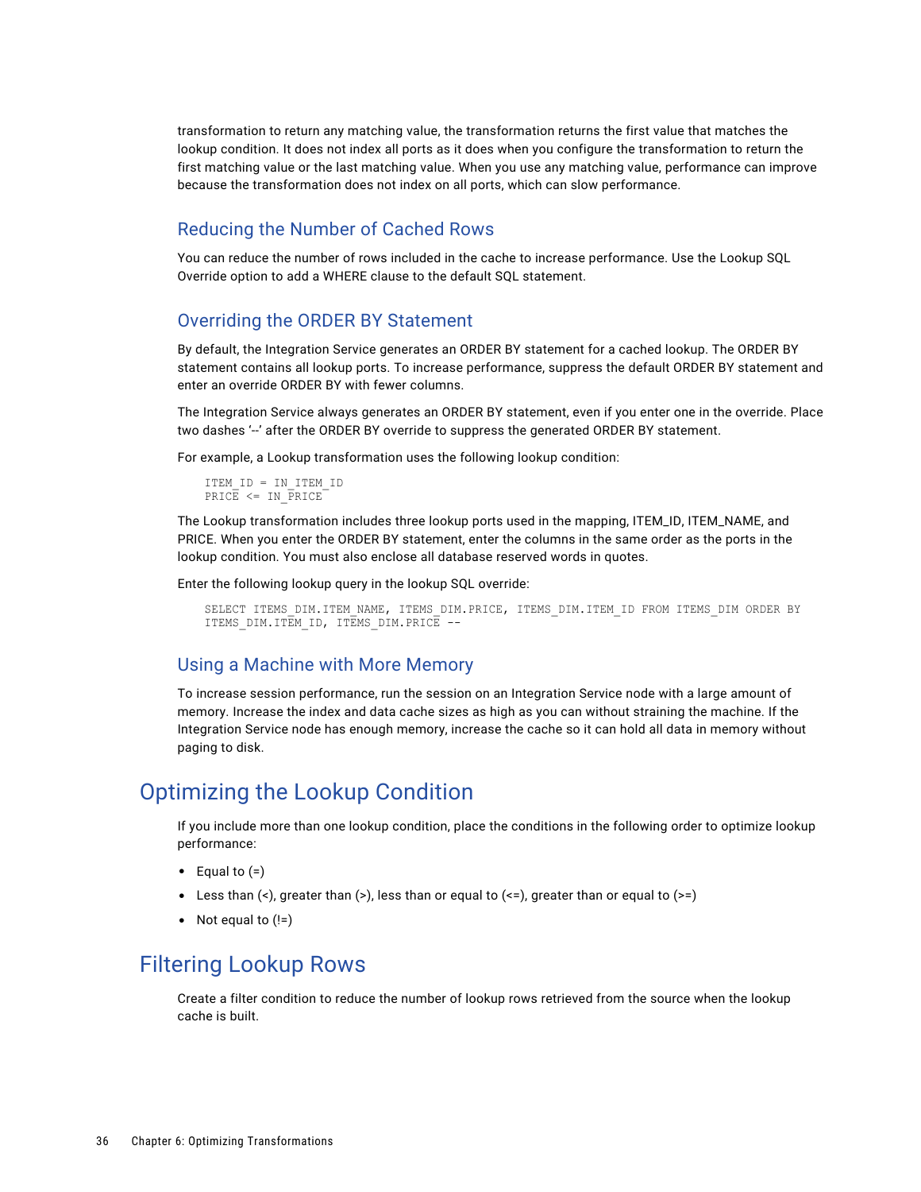transformation to return any matching value, the transformation returns the first value that matches the lookup condition. It does not index all ports as it does when you configure the transformation to return the first matching value or the last matching value. When you use any matching value, performance can improve because the transformation does not index on all ports, which can slow performance.

### Reducing the Number of Cached Rows

You can reduce the number of rows included in the cache to increase performance. Use the Lookup SQL Override option to add a WHERE clause to the default SQL statement.

### Overriding the ORDER BY Statement

By default, the Integration Service generates an ORDER BY statement for a cached lookup. The ORDER BY statement contains all lookup ports. To increase performance, suppress the default ORDER BY statement and enter an override ORDER BY with fewer columns.

The Integration Service always generates an ORDER BY statement, even if you enter one in the override. Place two dashes '--' after the ORDER BY override to suppress the generated ORDER BY statement.

For example, a Lookup transformation uses the following lookup condition:

```
ITEM_ID = IN_ITEM_ID
PRICE <= IN_PRICE
```

The Lookup transformation includes three lookup ports used in the mapping, ITEM_ID, ITEM_NAME, and PRICE. When you enter the ORDER BY statement, enter the columns in the same order as the ports in the lookup condition. You must also enclose all database reserved words in quotes.

Enter the following lookup query in the lookup SQL override:

```
SELECT ITEMS_DIM.ITEM_NAME, ITEMS_DIM.PRICE, ITEMS_DIM.ITEM_ID FROM ITEMS_DIM ORDER BY
ITEMS_DIM.ITEM_ID, ITEMS_DIM.PRICE --
```

### Using a Machine with More Memory

To increase session performance, run the session on an Integration Service node with a large amount of memory. Increase the index and data cache sizes as high as you can without straining the machine. If the Integration Service node has enough memory, increase the cache so it can hold all data in memory without paging to disk.

## Optimizing the Lookup Condition

If you include more than one lookup condition, place the conditions in the following order to optimize lookup performance:

- Equal to (=)
- Less than (<), greater than (>), less than or equal to (<=), greater than or equal to (>=)
- Not equal to (!=)

## Filtering Lookup Rows

Create a filter condition to reduce the number of lookup rows retrieved from the source when the lookup cache is built.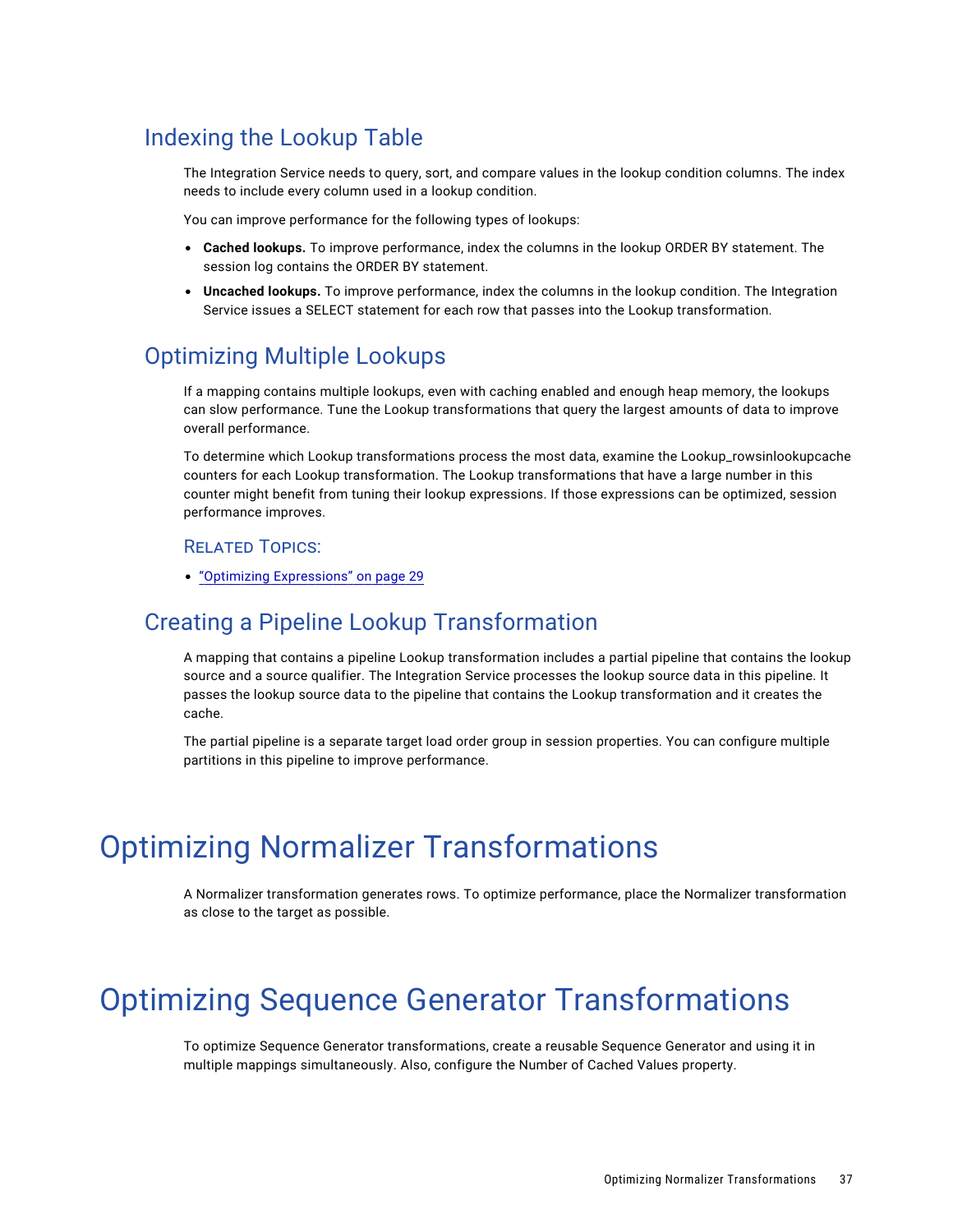## Indexing the Lookup Table

The Integration Service needs to query, sort, and compare values in the lookup condition columns. The index needs to include every column used in a lookup condition.

You can improve performance for the following types of lookups:

- **Cached lookups.** To improve performance, index the columns in the lookup ORDER BY statement. The session log contains the ORDER BY statement.
- **Uncached lookups.** To improve performance, index the columns in the lookup condition. The Integration Service issues a SELECT statement for each row that passes into the Lookup transformation.

## Optimizing Multiple Lookups

If a mapping contains multiple lookups, even with caching enabled and enough heap memory, the lookups can slow performance. Tune the Lookup transformations that query the largest amounts of data to improve overall performance.

To determine which Lookup transformations process the most data, examine the Lookup_rowsinlookupcache counters for each Lookup transformation. The Lookup transformations that have a large number in this counter might benefit from tuning their lookup expressions. If those expressions can be optimized, session performance improves.

### Related Topics:

- "Optimizing Expressions" on page 29

## Creating a Pipeline Lookup Transformation

A mapping that contains a pipeline Lookup transformation includes a partial pipeline that contains the lookup source and a source qualifier. The Integration Service processes the lookup source data in this pipeline. It passes the lookup source data to the pipeline that contains the Lookup transformation and it creates the cache.

The partial pipeline is a separate target load order group in session properties. You can configure multiple partitions in this pipeline to improve performance.

# Optimizing Normalizer Transformations

A Normalizer transformation generates rows. To optimize performance, place the Normalizer transformation as close to the target as possible.

# Optimizing Sequence Generator Transformations

To optimize Sequence Generator transformations, create a reusable Sequence Generator and using it in multiple mappings simultaneously. Also, configure the Number of Cached Values property.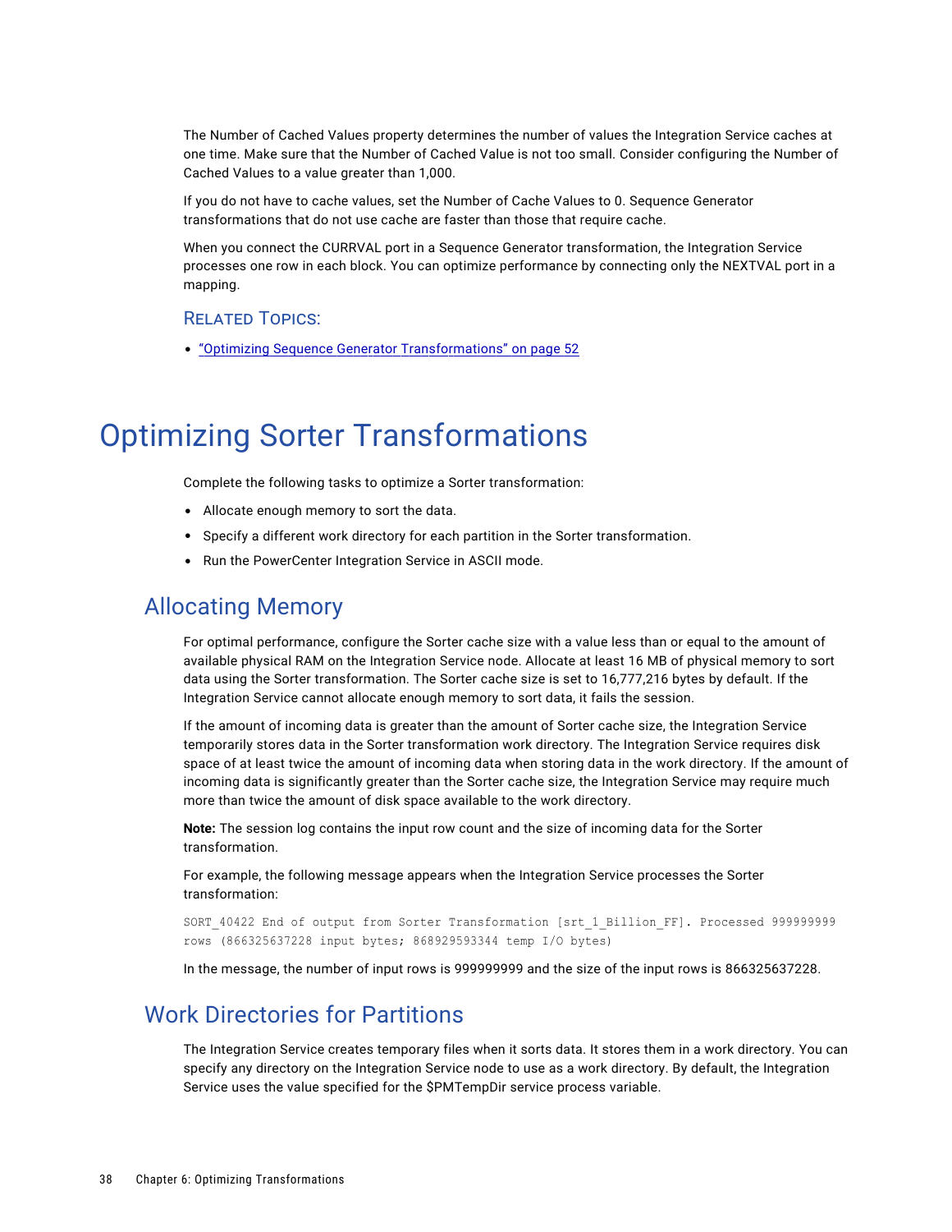The Number of Cached Values property determines the number of values the Integration Service caches at one time. Make sure that the Number of Cached Value is not too small. Consider configuring the Number of Cached Values to a value greater than 1,000.

If you do not have to cache values, set the Number of Cache Values to 0. Sequence Generator transformations that do not use cache are faster than those that require cache.

When you connect the CURRVAL port in a Sequence Generator transformation, the Integration Service processes one row in each block. You can optimize performance by connecting only the NEXTVAL port in a mapping.

### Related Topics:

- "Optimizing Sequence Generator Transformations" on page 52

# Optimizing Sorter Transformations

Complete the following tasks to optimize a Sorter transformation:

- Allocate enough memory to sort the data.
- Specify a different work directory for each partition in the Sorter transformation.
- Run the PowerCenter Integration Service in ASCII mode.

## Allocating Memory

For optimal performance, configure the Sorter cache size with a value less than or equal to the amount of available physical RAM on the Integration Service node. Allocate at least 16 MB of physical memory to sort data using the Sorter transformation. The Sorter cache size is set to 16,777,216 bytes by default. If the Integration Service cannot allocate enough memory to sort data, it fails the session.

If the amount of incoming data is greater than the amount of Sorter cache size, the Integration Service temporarily stores data in the Sorter transformation work directory. The Integration Service requires disk space of at least twice the amount of incoming data when storing data in the work directory. If the amount of incoming data is significantly greater than the Sorter cache size, the Integration Service may require much more than twice the amount of disk space available to the work directory.

**Note:** The session log contains the input row count and the size of incoming data for the Sorter transformation.

For example, the following message appears when the Integration Service processes the Sorter transformation:

```
SORT_40422 End of output from Sorter Transformation [srt_1_Billion_FF]. Processed 999999999
rows (866325637228 input bytes; 868929593344 temp I/O bytes)
```

In the message, the number of input rows is 999999999 and the size of the input rows is 866325637228.

## Work Directories for Partitions

The Integration Service creates temporary files when it sorts data. It stores them in a work directory. You can specify any directory on the Integration Service node to use as a work directory. By default, the Integration Service uses the value specified for the $PMTempDir service process variable.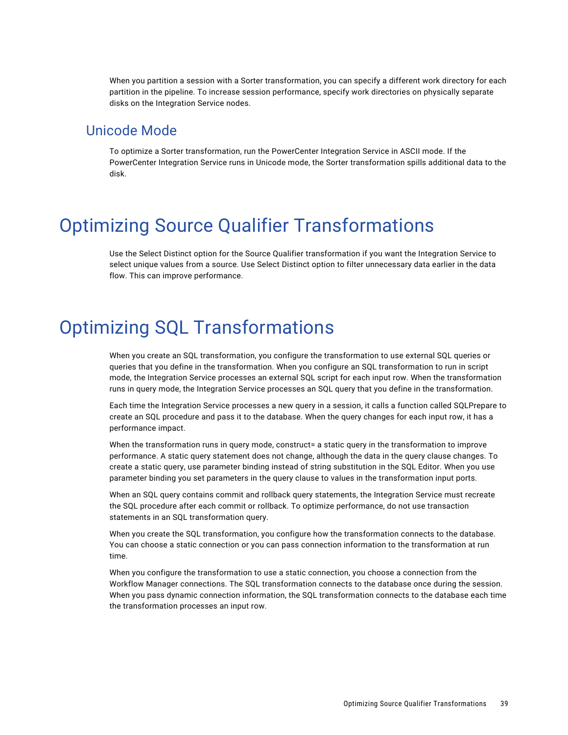When you partition a session with a Sorter transformation, you can specify a different work directory for each partition in the pipeline. To increase session performance, specify work directories on physically separate disks on the Integration Service nodes.

## Unicode Mode

To optimize a Sorter transformation, run the PowerCenter Integration Service in ASCII mode. If the PowerCenter Integration Service runs in Unicode mode, the Sorter transformation spills additional data to the disk.

# Optimizing Source Qualifier Transformations

Use the Select Distinct option for the Source Qualifier transformation if you want the Integration Service to select unique values from a source. Use Select Distinct option to filter unnecessary data earlier in the data flow. This can improve performance.

# Optimizing SQL Transformations

When you create an SQL transformation, you configure the transformation to use external SQL queries or queries that you define in the transformation. When you configure an SQL transformation to run in script mode, the Integration Service processes an external SQL script for each input row. When the transformation runs in query mode, the Integration Service processes an SQL query that you define in the transformation.

Each time the Integration Service processes a new query in a session, it calls a function called SQLPrepare to create an SQL procedure and pass it to the database. When the query changes for each input row, it has a performance impact.

When the transformation runs in query mode, construct= a static query in the transformation to improve performance. A static query statement does not change, although the data in the query clause changes. To create a static query, use parameter binding instead of string substitution in the SQL Editor. When you use parameter binding you set parameters in the query clause to values in the transformation input ports.

When an SQL query contains commit and rollback query statements, the Integration Service must recreate the SQL procedure after each commit or rollback. To optimize performance, do not use transaction statements in an SQL transformation query.

When you create the SQL transformation, you configure how the transformation connects to the database. You can choose a static connection or you can pass connection information to the transformation at run time.

When you configure the transformation to use a static connection, you choose a connection from the Workflow Manager connections. The SQL transformation connects to the database once during the session. When you pass dynamic connection information, the SQL transformation connects to the database each time the transformation processes an input row.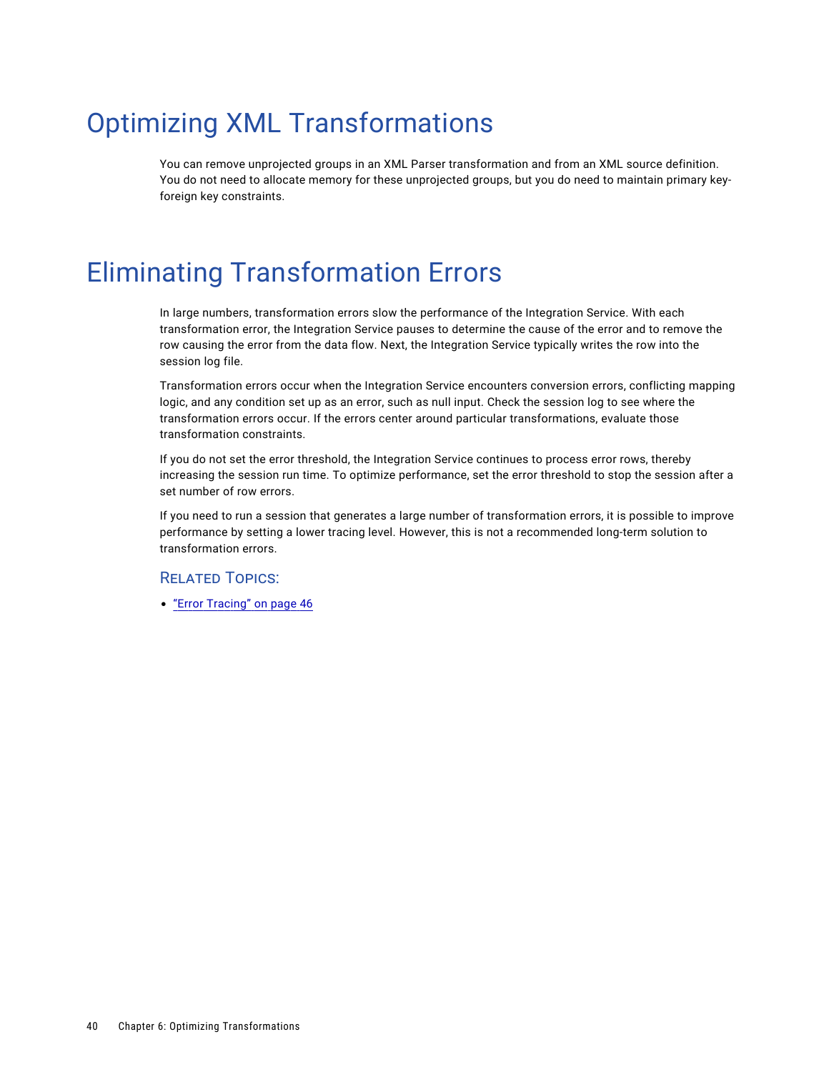# Optimizing XML Transformations

You can remove unprojected groups in an XML Parser transformation and from an XML source definition. You do not need to allocate memory for these unprojected groups, but you do need to maintain primary key-foreign key constraints.

# Eliminating Transformation Errors

In large numbers, transformation errors slow the performance of the Integration Service. With each transformation error, the Integration Service pauses to determine the cause of the error and to remove the row causing the error from the data flow. Next, the Integration Service typically writes the row into the session log file.

Transformation errors occur when the Integration Service encounters conversion errors, conflicting mapping logic, and any condition set up as an error, such as null input. Check the session log to see where the transformation errors occur. If the errors center around particular transformations, evaluate those transformation constraints.

If you do not set the error threshold, the Integration Service continues to process error rows, thereby increasing the session run time. To optimize performance, set the error threshold to stop the session after a set number of row errors.

If you need to run a session that generates a large number of transformation errors, it is possible to improve performance by setting a lower tracing level. However, this is not a recommended long-term solution to transformation errors.

### Related Topics:

- "Error Tracing" on page 46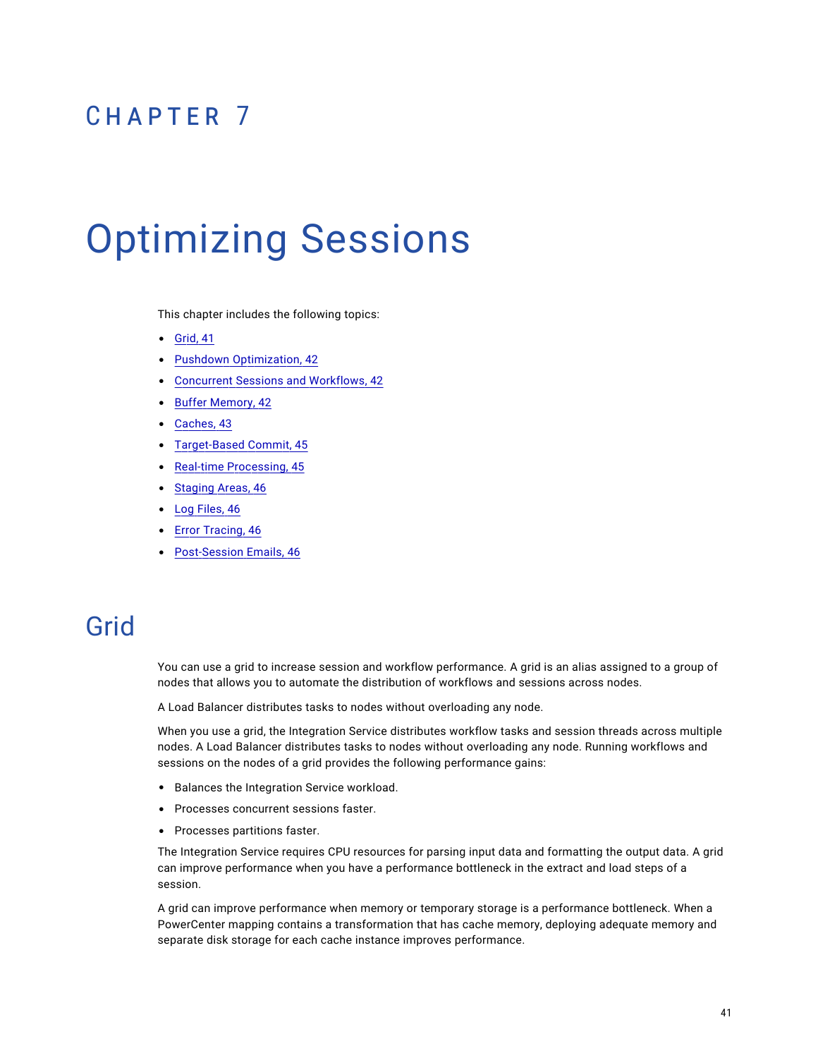CHAPTER 7

# Optimizing Sessions

This chapter includes the following topics:

- Grid, 41
- Pushdown Optimization, 42
- Concurrent Sessions and Workflows, 42
- Buffer Memory, 42
- Caches, 43
- Target-Based Commit, 45
- Real-time Processing, 45
- Staging Areas, 46
- Log Files, 46
- Error Tracing, 46
- Post-Session Emails, 46

## Grid

You can use a grid to increase session and workflow performance. A grid is an alias assigned to a group of nodes that allows you to automate the distribution of workflows and sessions across nodes.

A Load Balancer distributes tasks to nodes without overloading any node.

When you use a grid, the Integration Service distributes workflow tasks and session threads across multiple nodes. A Load Balancer distributes tasks to nodes without overloading any node. Running workflows and sessions on the nodes of a grid provides the following performance gains:

- Balances the Integration Service workload.
- Processes concurrent sessions faster.
- Processes partitions faster.

The Integration Service requires CPU resources for parsing input data and formatting the output data. A grid can improve performance when you have a performance bottleneck in the extract and load steps of a session.

A grid can improve performance when memory or temporary storage is a performance bottleneck. When a PowerCenter mapping contains a transformation that has cache memory, deploying adequate memory and separate disk storage for each cache instance improves performance.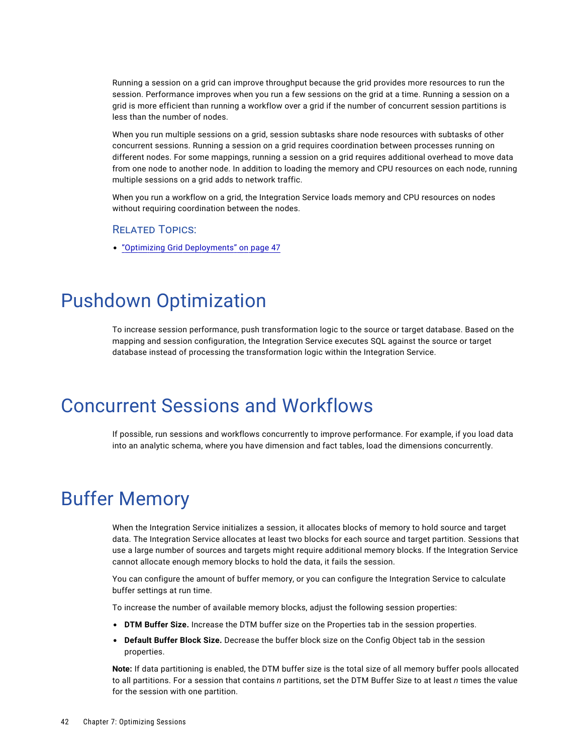Running a session on a grid can improve throughput because the grid provides more resources to run the session. Performance improves when you run a few sessions on the grid at a time. Running a session on a grid is more efficient than running a workflow over a grid if the number of concurrent session partitions is less than the number of nodes.

When you run multiple sessions on a grid, session subtasks share node resources with subtasks of other concurrent sessions. Running a session on a grid requires coordination between processes running on different nodes. For some mappings, running a session on a grid requires additional overhead to move data from one node to another node. In addition to loading the memory and CPU resources on each node, running multiple sessions on a grid adds to network traffic.

When you run a workflow on a grid, the Integration Service loads memory and CPU resources on nodes without requiring coordination between the nodes.

### Related Topics:

- "Optimizing Grid Deployments" on page 47

## Pushdown Optimization

To increase session performance, push transformation logic to the source or target database. Based on the mapping and session configuration, the Integration Service executes SQL against the source or target database instead of processing the transformation logic within the Integration Service.

## Concurrent Sessions and Workflows

If possible, run sessions and workflows concurrently to improve performance. For example, if you load data into an analytic schema, where you have dimension and fact tables, load the dimensions concurrently.

## Buffer Memory

When the Integration Service initializes a session, it allocates blocks of memory to hold source and target data. The Integration Service allocates at least two blocks for each source and target partition. Sessions that use a large number of sources and targets might require additional memory blocks. If the Integration Service cannot allocate enough memory blocks to hold the data, it fails the session.

You can configure the amount of buffer memory, or you can configure the Integration Service to calculate buffer settings at run time.

To increase the number of available memory blocks, adjust the following session properties:

- **DTM Buffer Size.** Increase the DTM buffer size on the Properties tab in the session properties.
- **Default Buffer Block Size.** Decrease the buffer block size on the Config Object tab in the session properties.

**Note:** If data partitioning is enabled, the DTM buffer size is the total size of all memory buffer pools allocated to all partitions. For a session that contains *n* partitions, set the DTM Buffer Size to at least *n* times the value for the session with one partition.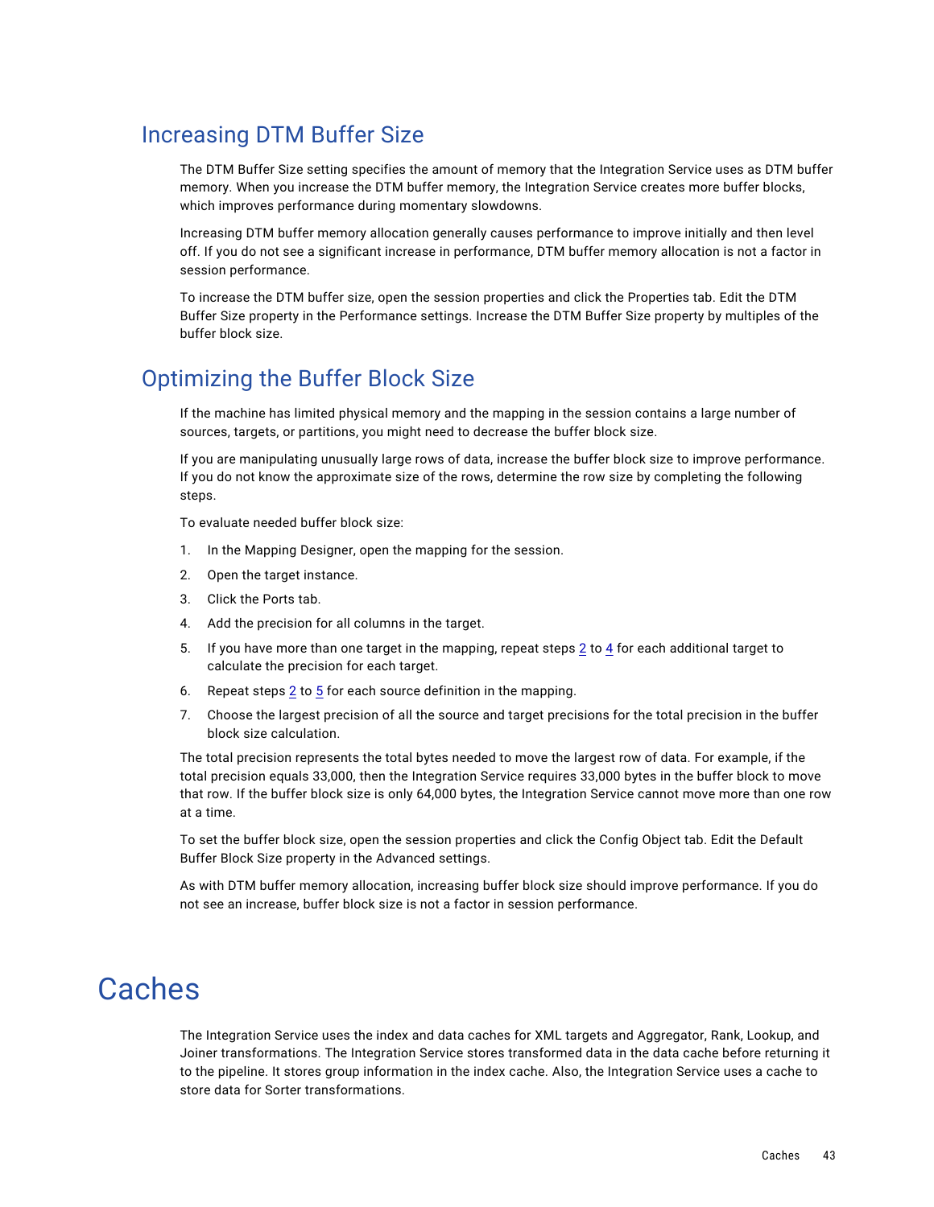## Increasing DTM Buffer Size

The DTM Buffer Size setting specifies the amount of memory that the Integration Service uses as DTM buffer memory. When you increase the DTM buffer memory, the Integration Service creates more buffer blocks, which improves performance during momentary slowdowns.

Increasing DTM buffer memory allocation generally causes performance to improve initially and then level off. If you do not see a significant increase in performance, DTM buffer memory allocation is not a factor in session performance.

To increase the DTM buffer size, open the session properties and click the Properties tab. Edit the DTM Buffer Size property in the Performance settings. Increase the DTM Buffer Size property by multiples of the buffer block size.

## Optimizing the Buffer Block Size

If the machine has limited physical memory and the mapping in the session contains a large number of sources, targets, or partitions, you might need to decrease the buffer block size.

If you are manipulating unusually large rows of data, increase the buffer block size to improve performance. If you do not know the approximate size of the rows, determine the row size by completing the following steps.

To evaluate needed buffer block size:

1. In the Mapping Designer, open the mapping for the session.
2. Open the target instance.
3. Click the Ports tab.
4. Add the precision for all columns in the target.
5. If you have more than one target in the mapping, repeat steps 2 to 4 for each additional target to calculate the precision for each target.
6. Repeat steps 2 to 5 for each source definition in the mapping.
7. Choose the largest precision of all the source and target precisions for the total precision in the buffer block size calculation.

The total precision represents the total bytes needed to move the largest row of data. For example, if the total precision equals 33,000, then the Integration Service requires 33,000 bytes in the buffer block to move that row. If the buffer block size is only 64,000 bytes, the Integration Service cannot move more than one row at a time.

To set the buffer block size, open the session properties and click the Config Object tab. Edit the Default Buffer Block Size property in the Advanced settings.

As with DTM buffer memory allocation, increasing buffer block size should improve performance. If you do not see an increase, buffer block size is not a factor in session performance.

# Caches

The Integration Service uses the index and data caches for XML targets and Aggregator, Rank, Lookup, and Joiner transformations. The Integration Service stores transformed data in the data cache before returning it to the pipeline. It stores group information in the index cache. Also, the Integration Service uses a cache to store data for Sorter transformations.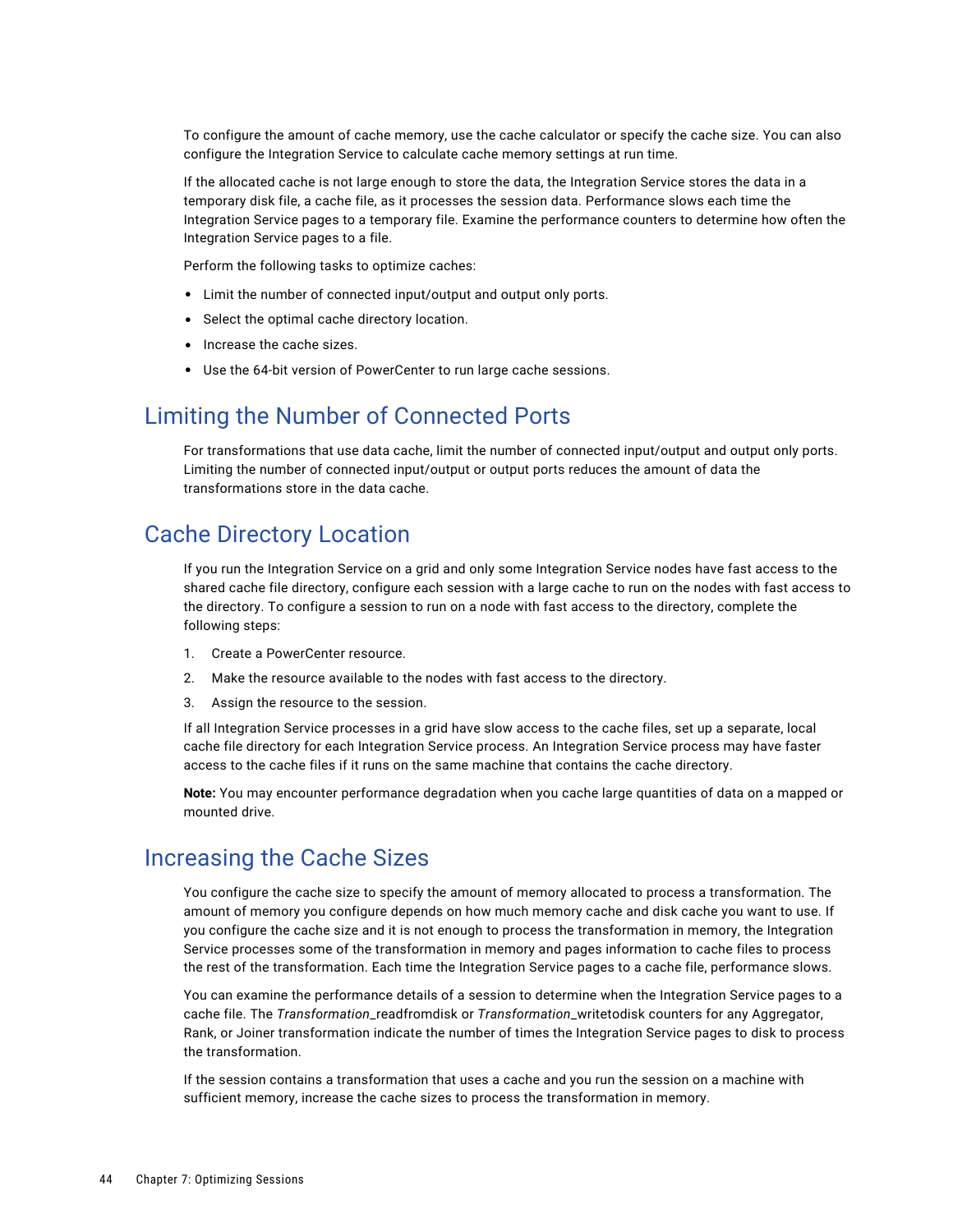To configure the amount of cache memory, use the cache calculator or specify the cache size. You can also configure the Integration Service to calculate cache memory settings at run time.

If the allocated cache is not large enough to store the data, the Integration Service stores the data in a temporary disk file, a cache file, as it processes the session data. Performance slows each time the Integration Service pages to a temporary file. Examine the performance counters to determine how often the Integration Service pages to a file.

Perform the following tasks to optimize caches:

- Limit the number of connected input/output and output only ports.
- Select the optimal cache directory location.
- Increase the cache sizes.
- Use the 64-bit version of PowerCenter to run large cache sessions.

## Limiting the Number of Connected Ports

For transformations that use data cache, limit the number of connected input/output and output only ports. Limiting the number of connected input/output or output ports reduces the amount of data the transformations store in the data cache.

## Cache Directory Location

If you run the Integration Service on a grid and only some Integration Service nodes have fast access to the shared cache file directory, configure each session with a large cache to run on the nodes with fast access to the directory. To configure a session to run on a node with fast access to the directory, complete the following steps:

1. Create a PowerCenter resource.
2. Make the resource available to the nodes with fast access to the directory.
3. Assign the resource to the session.

If all Integration Service processes in a grid have slow access to the cache files, set up a separate, local cache file directory for each Integration Service process. An Integration Service process may have faster access to the cache files if it runs on the same machine that contains the cache directory.

**Note:** You may encounter performance degradation when you cache large quantities of data on a mapped or mounted drive.

## Increasing the Cache Sizes

You configure the cache size to specify the amount of memory allocated to process a transformation. The amount of memory you configure depends on how much memory cache and disk cache you want to use. If you configure the cache size and it is not enough to process the transformation in memory, the Integration Service processes some of the transformation in memory and pages information to cache files to process the rest of the transformation. Each time the Integration Service pages to a cache file, performance slows.

You can examine the performance details of a session to determine when the Integration Service pages to a cache file. The *Transformation*_readfromdisk or *Transformation*_writetodisk counters for any Aggregator, Rank, or Joiner transformation indicate the number of times the Integration Service pages to disk to process the transformation.

If the session contains a transformation that uses a cache and you run the session on a machine with sufficient memory, increase the cache sizes to process the transformation in memory.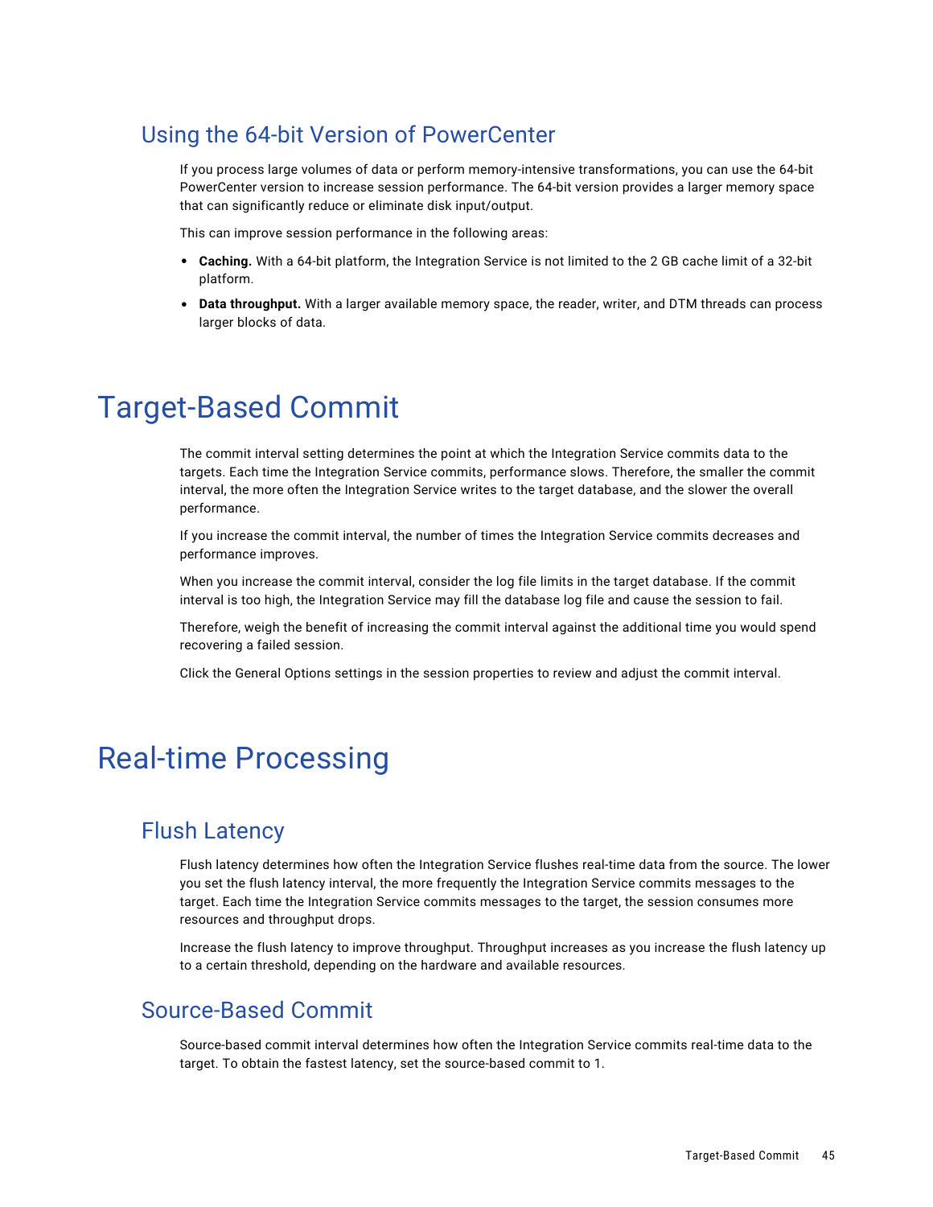## Using the 64-bit Version of PowerCenter

If you process large volumes of data or perform memory-intensive transformations, you can use the 64-bit PowerCenter version to increase session performance. The 64-bit version provides a larger memory space that can significantly reduce or eliminate disk input/output.

This can improve session performance in the following areas:

- **Caching.** With a 64-bit platform, the Integration Service is not limited to the 2 GB cache limit of a 32-bit platform.
- **Data throughput.** With a larger available memory space, the reader, writer, and DTM threads can process larger blocks of data.

# Target-Based Commit

The commit interval setting determines the point at which the Integration Service commits data to the targets. Each time the Integration Service commits, performance slows. Therefore, the smaller the commit interval, the more often the Integration Service writes to the target database, and the slower the overall performance.

If you increase the commit interval, the number of times the Integration Service commits decreases and performance improves.

When you increase the commit interval, consider the log file limits in the target database. If the commit interval is too high, the Integration Service may fill the database log file and cause the session to fail.

Therefore, weigh the benefit of increasing the commit interval against the additional time you would spend recovering a failed session.

Click the General Options settings in the session properties to review and adjust the commit interval.

# Real-time Processing

## Flush Latency

Flush latency determines how often the Integration Service flushes real-time data from the source. The lower you set the flush latency interval, the more frequently the Integration Service commits messages to the target. Each time the Integration Service commits messages to the target, the session consumes more resources and throughput drops.

Increase the flush latency to improve throughput. Throughput increases as you increase the flush latency up to a certain threshold, depending on the hardware and available resources.

## Source-Based Commit

Source-based commit interval determines how often the Integration Service commits real-time data to the target. To obtain the fastest latency, set the source-based commit to 1.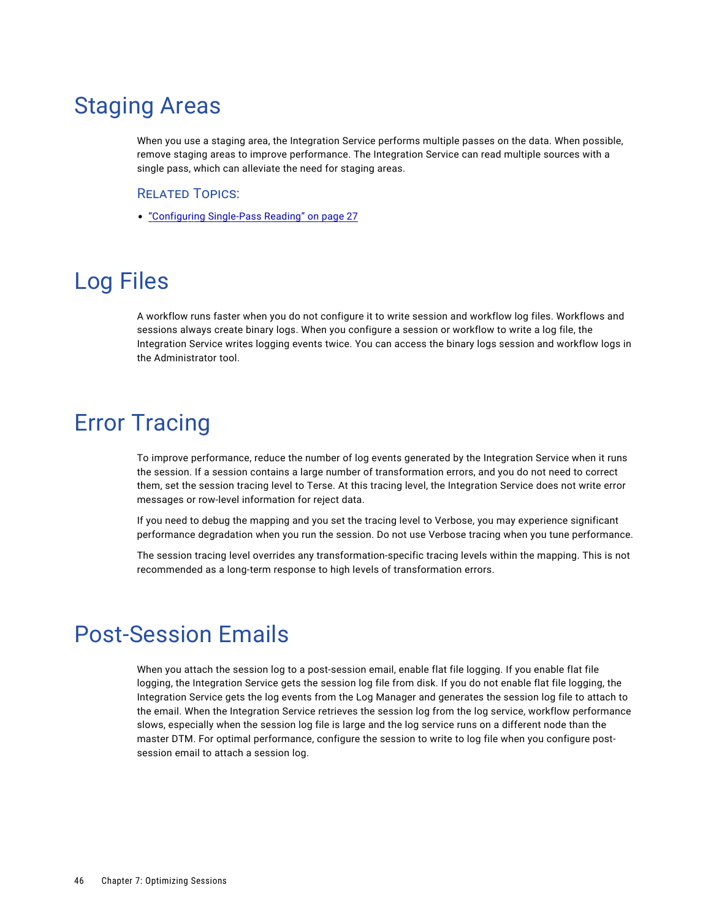# Staging Areas

When you use a staging area, the Integration Service performs multiple passes on the data. When possible, remove staging areas to improve performance. The Integration Service can read multiple sources with a single pass, which can alleviate the need for staging areas.

### Related Topics:

- "Configuring Single-Pass Reading" on page 27

# Log Files

A workflow runs faster when you do not configure it to write session and workflow log files. Workflows and sessions always create binary logs. When you configure a session or workflow to write a log file, the Integration Service writes logging events twice. You can access the binary logs session and workflow logs in the Administrator tool.

# Error Tracing

To improve performance, reduce the number of log events generated by the Integration Service when it runs the session. If a session contains a large number of transformation errors, and you do not need to correct them, set the session tracing level to Terse. At this tracing level, the Integration Service does not write error messages or row-level information for reject data.

If you need to debug the mapping and you set the tracing level to Verbose, you may experience significant performance degradation when you run the session. Do not use Verbose tracing when you tune performance.

The session tracing level overrides any transformation-specific tracing levels within the mapping. This is not recommended as a long-term response to high levels of transformation errors.

# Post-Session Emails

When you attach the session log to a post-session email, enable flat file logging. If you enable flat file logging, the Integration Service gets the session log file from disk. If you do not enable flat file logging, the Integration Service gets the log events from the Log Manager and generates the session log file to attach to the email. When the Integration Service retrieves the session log from the log service, workflow performance slows, especially when the session log file is large and the log service runs on a different node than the master DTM. For optimal performance, configure the session to write to log file when you configure post-session email to attach a session log.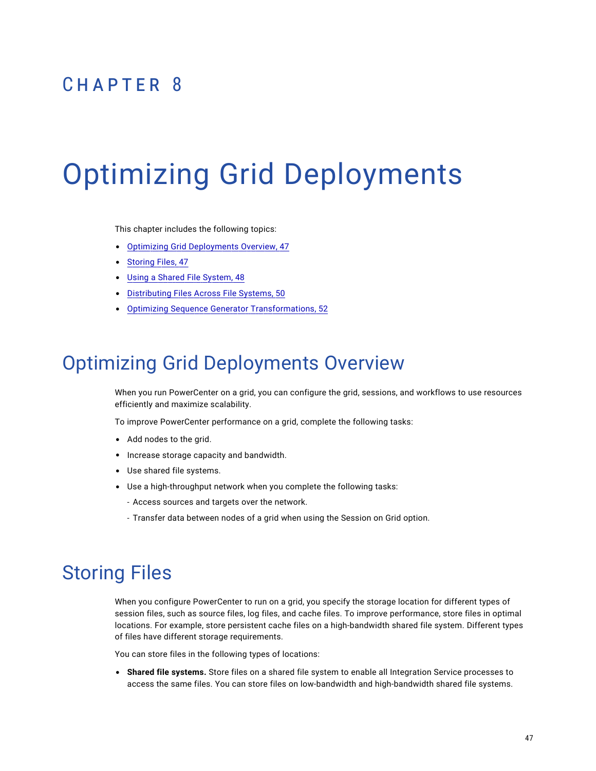# CHAPTER 8

# Optimizing Grid Deployments

This chapter includes the following topics:

- Optimizing Grid Deployments Overview, 47
- Storing Files, 47
- Using a Shared File System, 48
- Distributing Files Across File Systems, 50
- Optimizing Sequence Generator Transformations, 52

## Optimizing Grid Deployments Overview

When you run PowerCenter on a grid, you can configure the grid, sessions, and workflows to use resources efficiently and maximize scalability.

To improve PowerCenter performance on a grid, complete the following tasks:

- Add nodes to the grid.
- Increase storage capacity and bandwidth.
- Use shared file systems.
- Use a high-throughput network when you complete the following tasks:
  - Access sources and targets over the network.
  - Transfer data between nodes of a grid when using the Session on Grid option.

## Storing Files

When you configure PowerCenter to run on a grid, you specify the storage location for different types of session files, such as source files, log files, and cache files. To improve performance, store files in optimal locations. For example, store persistent cache files on a high-bandwidth shared file system. Different types of files have different storage requirements.

You can store files in the following types of locations:

- **Shared file systems.** Store files on a shared file system to enable all Integration Service processes to access the same files. You can store files on low-bandwidth and high-bandwidth shared file systems.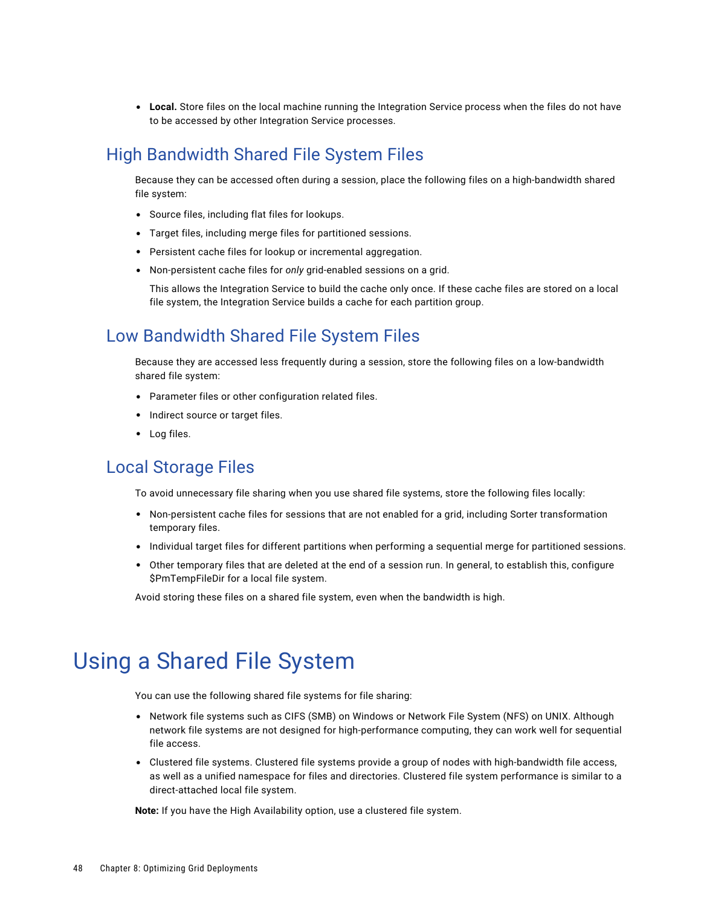- **Local.** Store files on the local machine running the Integration Service process when the files do not have to be accessed by other Integration Service processes.

## High Bandwidth Shared File System Files

Because they can be accessed often during a session, place the following files on a high-bandwidth shared file system:

- Source files, including flat files for lookups.
- Target files, including merge files for partitioned sessions.
- Persistent cache files for lookup or incremental aggregation.
- Non-persistent cache files for *only* grid-enabled sessions on a grid.

  This allows the Integration Service to build the cache only once. If these cache files are stored on a local file system, the Integration Service builds a cache for each partition group.

## Low Bandwidth Shared File System Files

Because they are accessed less frequently during a session, store the following files on a low-bandwidth shared file system:

- Parameter files or other configuration related files.
- Indirect source or target files.
- Log files.

## Local Storage Files

To avoid unnecessary file sharing when you use shared file systems, store the following files locally:

- Non-persistent cache files for sessions that are not enabled for a grid, including Sorter transformation temporary files.
- Individual target files for different partitions when performing a sequential merge for partitioned sessions.
- Other temporary files that are deleted at the end of a session run. In general, to establish this, configure $PmTempFileDir for a local file system.

Avoid storing these files on a shared file system, even when the bandwidth is high.

# Using a Shared File System

You can use the following shared file systems for file sharing:

- Network file systems such as CIFS (SMB) on Windows or Network File System (NFS) on UNIX. Although network file systems are not designed for high-performance computing, they can work well for sequential file access.
- Clustered file systems. Clustered file systems provide a group of nodes with high-bandwidth file access, as well as a unified namespace for files and directories. Clustered file system performance is similar to a direct-attached local file system.

**Note:** If you have the High Availability option, use a clustered file system.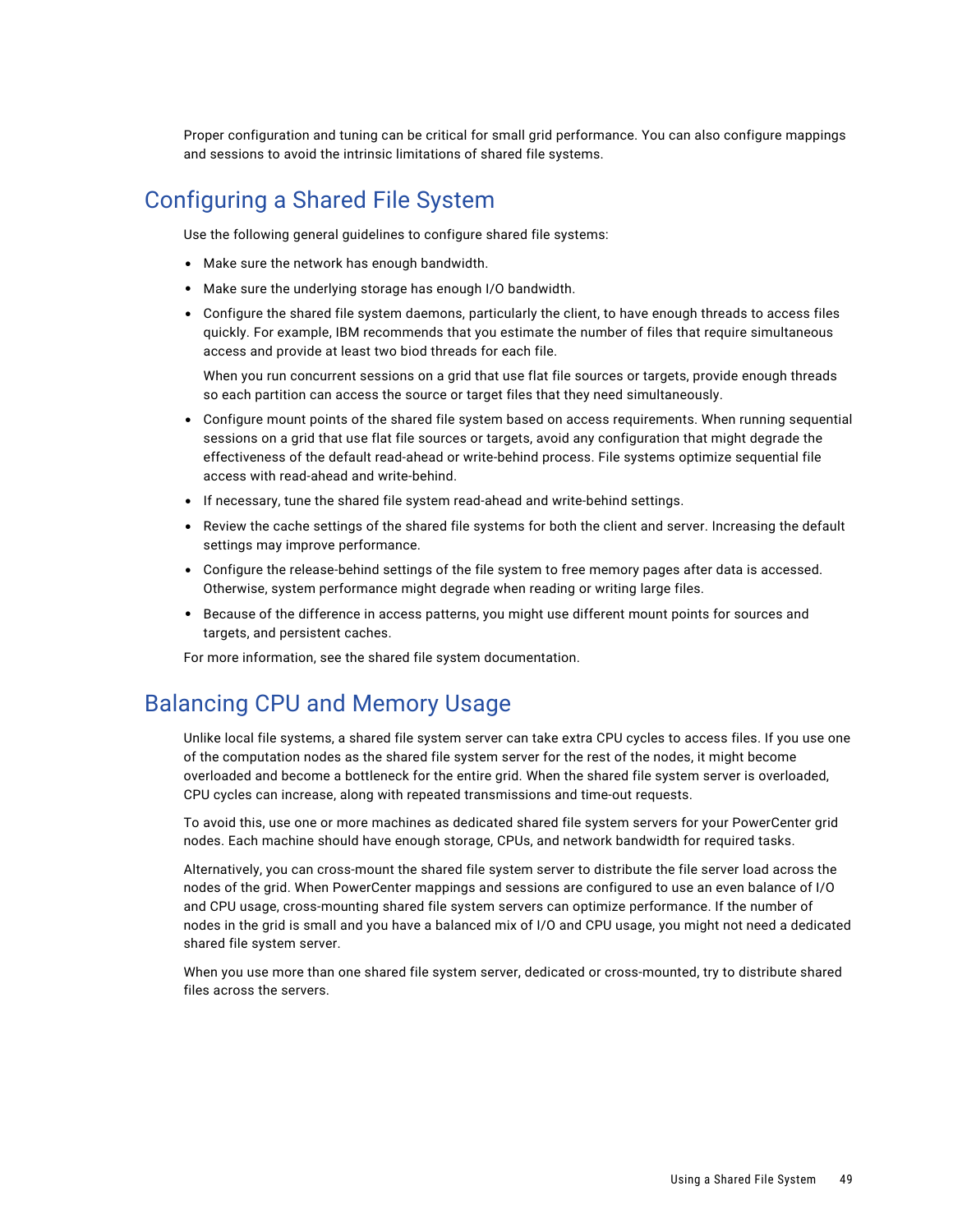Proper configuration and tuning can be critical for small grid performance. You can also configure mappings and sessions to avoid the intrinsic limitations of shared file systems.

## Configuring a Shared File System

Use the following general guidelines to configure shared file systems:

- Make sure the network has enough bandwidth.
- Make sure the underlying storage has enough I/O bandwidth.
- Configure the shared file system daemons, particularly the client, to have enough threads to access files quickly. For example, IBM recommends that you estimate the number of files that require simultaneous access and provide at least two biod threads for each file.

  When you run concurrent sessions on a grid that use flat file sources or targets, provide enough threads so each partition can access the source or target files that they need simultaneously.
- Configure mount points of the shared file system based on access requirements. When running sequential sessions on a grid that use flat file sources or targets, avoid any configuration that might degrade the effectiveness of the default read-ahead or write-behind process. File systems optimize sequential file access with read-ahead and write-behind.
- If necessary, tune the shared file system read-ahead and write-behind settings.
- Review the cache settings of the shared file systems for both the client and server. Increasing the default settings may improve performance.
- Configure the release-behind settings of the file system to free memory pages after data is accessed. Otherwise, system performance might degrade when reading or writing large files.
- Because of the difference in access patterns, you might use different mount points for sources and targets, and persistent caches.

For more information, see the shared file system documentation.

## Balancing CPU and Memory Usage

Unlike local file systems, a shared file system server can take extra CPU cycles to access files. If you use one of the computation nodes as the shared file system server for the rest of the nodes, it might become overloaded and become a bottleneck for the entire grid. When the shared file system server is overloaded, CPU cycles can increase, along with repeated transmissions and time-out requests.

To avoid this, use one or more machines as dedicated shared file system servers for your PowerCenter grid nodes. Each machine should have enough storage, CPUs, and network bandwidth for required tasks.

Alternatively, you can cross-mount the shared file system server to distribute the file server load across the nodes of the grid. When PowerCenter mappings and sessions are configured to use an even balance of I/O and CPU usage, cross-mounting shared file system servers can optimize performance. If the number of nodes in the grid is small and you have a balanced mix of I/O and CPU usage, you might not need a dedicated shared file system server.

When you use more than one shared file system server, dedicated or cross-mounted, try to distribute shared files across the servers.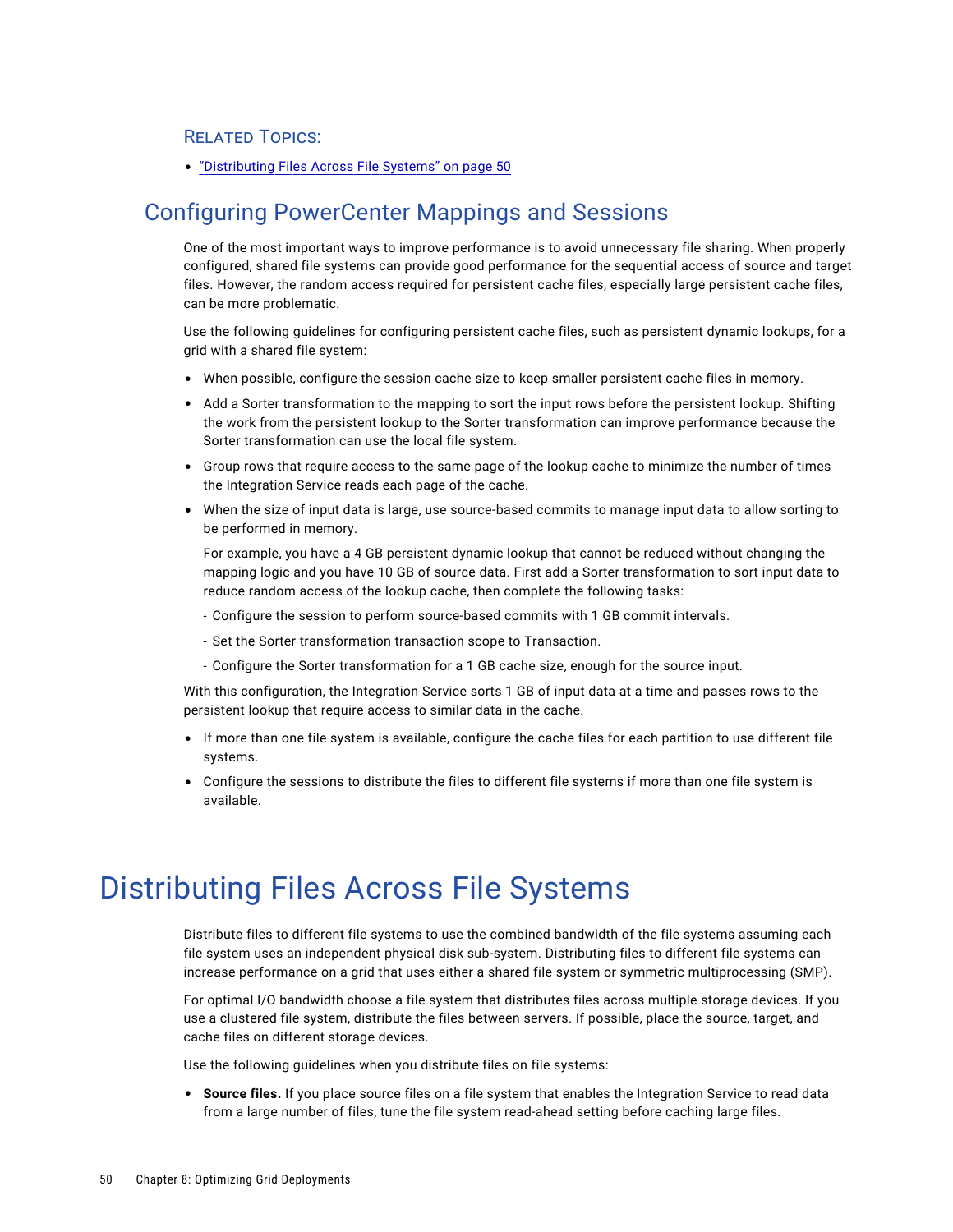### Related Topics:

- "Distributing Files Across File Systems" on page 50

## Configuring PowerCenter Mappings and Sessions

One of the most important ways to improve performance is to avoid unnecessary file sharing. When properly configured, shared file systems can provide good performance for the sequential access of source and target files. However, the random access required for persistent cache files, especially large persistent cache files, can be more problematic.

Use the following guidelines for configuring persistent cache files, such as persistent dynamic lookups, for a grid with a shared file system:

- When possible, configure the session cache size to keep smaller persistent cache files in memory.
- Add a Sorter transformation to the mapping to sort the input rows before the persistent lookup. Shifting the work from the persistent lookup to the Sorter transformation can improve performance because the Sorter transformation can use the local file system.
- Group rows that require access to the same page of the lookup cache to minimize the number of times the Integration Service reads each page of the cache.
- When the size of input data is large, use source-based commits to manage input data to allow sorting to be performed in memory.

  For example, you have a 4 GB persistent dynamic lookup that cannot be reduced without changing the mapping logic and you have 10 GB of source data. First add a Sorter transformation to sort input data to reduce random access of the lookup cache, then complete the following tasks:

  - Configure the session to perform source-based commits with 1 GB commit intervals.
  - Set the Sorter transformation transaction scope to Transaction.
  - Configure the Sorter transformation for a 1 GB cache size, enough for the source input.

With this configuration, the Integration Service sorts 1 GB of input data at a time and passes rows to the persistent lookup that require access to similar data in the cache.

- If more than one file system is available, configure the cache files for each partition to use different file systems.
- Configure the sessions to distribute the files to different file systems if more than one file system is available.

# Distributing Files Across File Systems

Distribute files to different file systems to use the combined bandwidth of the file systems assuming each file system uses an independent physical disk sub-system. Distributing files to different file systems can increase performance on a grid that uses either a shared file system or symmetric multiprocessing (SMP).

For optimal I/O bandwidth choose a file system that distributes files across multiple storage devices. If you use a clustered file system, distribute the files between servers. If possible, place the source, target, and cache files on different storage devices.

Use the following guidelines when you distribute files on file systems:

- **Source files.** If you place source files on a file system that enables the Integration Service to read data from a large number of files, tune the file system read-ahead setting before caching large files.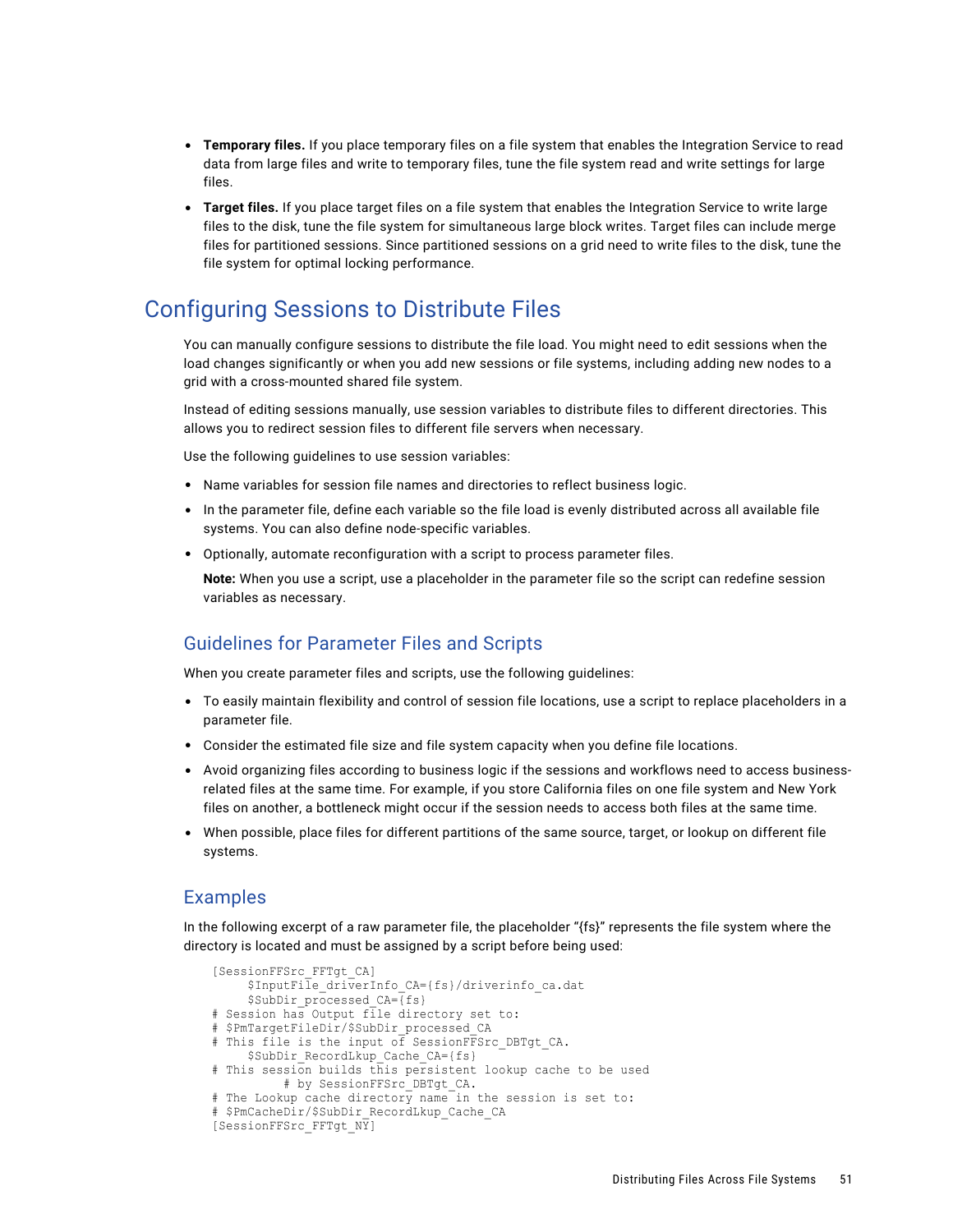- **Temporary files.** If you place temporary files on a file system that enables the Integration Service to read data from large files and write to temporary files, tune the file system read and write settings for large files.
- **Target files.** If you place target files on a file system that enables the Integration Service to write large files to the disk, tune the file system for simultaneous large block writes. Target files can include merge files for partitioned sessions. Since partitioned sessions on a grid need to write files to the disk, tune the file system for optimal locking performance.

# Configuring Sessions to Distribute Files

You can manually configure sessions to distribute the file load. You might need to edit sessions when the load changes significantly or when you add new sessions or file systems, including adding new nodes to a grid with a cross-mounted shared file system.

Instead of editing sessions manually, use session variables to distribute files to different directories. This allows you to redirect session files to different file servers when necessary.

Use the following guidelines to use session variables:

- Name variables for session file names and directories to reflect business logic.
- In the parameter file, define each variable so the file load is evenly distributed across all available file systems. You can also define node-specific variables.
- Optionally, automate reconfiguration with a script to process parameter files.

  **Note:** When you use a script, use a placeholder in the parameter file so the script can redefine session variables as necessary.

## Guidelines for Parameter Files and Scripts

When you create parameter files and scripts, use the following guidelines:

- To easily maintain flexibility and control of session file locations, use a script to replace placeholders in a parameter file.
- Consider the estimated file size and file system capacity when you define file locations.
- Avoid organizing files according to business logic if the sessions and workflows need to access business-related files at the same time. For example, if you store California files on one file system and New York files on another, a bottleneck might occur if the session needs to access both files at the same time.
- When possible, place files for different partitions of the same source, target, or lookup on different file systems.

## Examples

In the following excerpt of a raw parameter file, the placeholder "{fs}" represents the file system where the directory is located and must be assigned by a script before being used:

```
[SessionFFSrc_FFTgt_CA]
     $InputFile_driverInfo_CA={fs}/driverinfo_ca.dat
     $SubDir_processed_CA={fs}
# Session has Output file directory set to:
# $PmTargetFileDir/$SubDir_processed_CA
# This file is the input of SessionFFSrc_DBTgt_CA.
     $SubDir_RecordLkup_Cache_CA={fs}
# This session builds this persistent lookup cache to be used
          # by SessionFFSrc_DBTgt_CA.
# The Lookup cache directory name in the session is set to:
# $PmCacheDir/$SubDir_RecordLkup_Cache_CA
[SessionFFSrc_FFTgt_NY]
```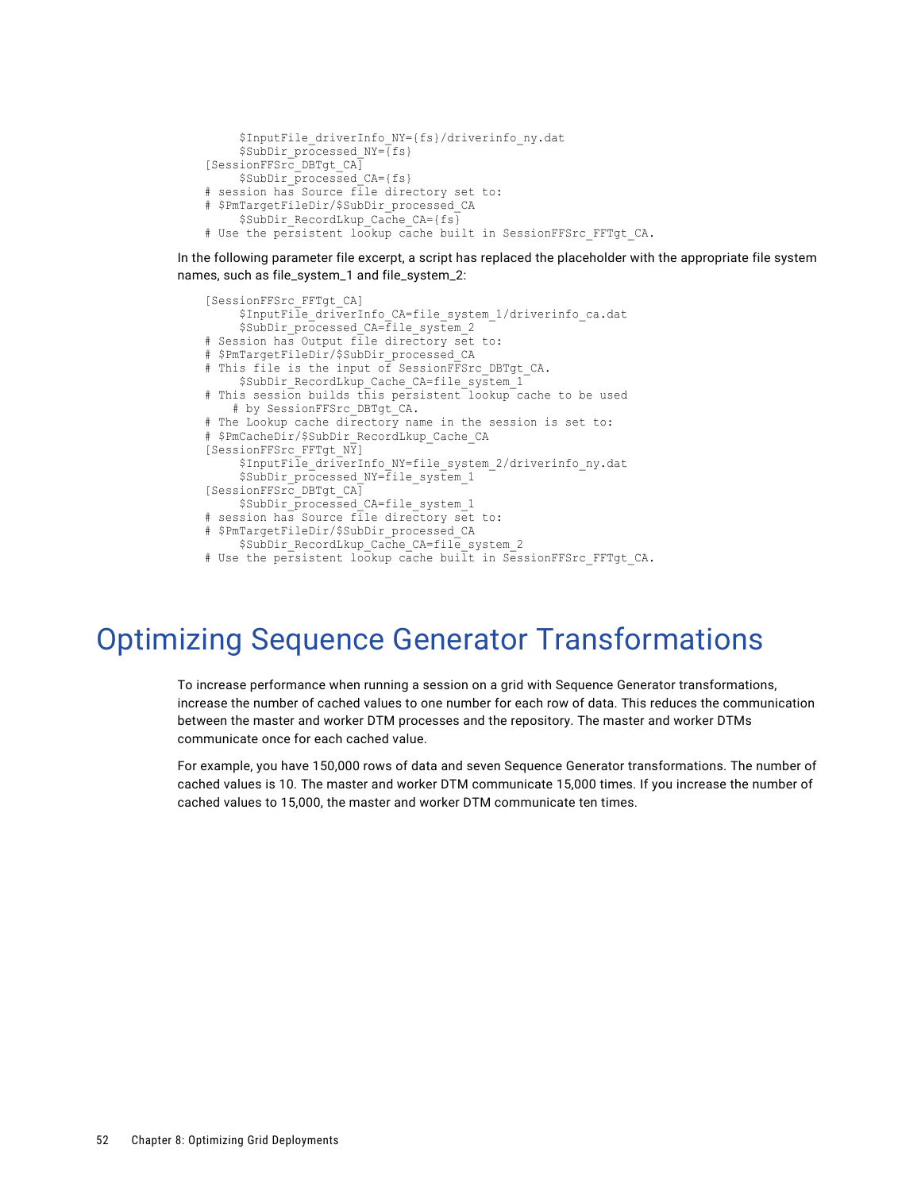```
     $InputFile_driverInfo_NY={fs}/driverinfo_ny.dat
     $SubDir_processed_NY={fs}
[SessionFFSrc_DBTgt_CA]
     $SubDir_processed_CA={fs}
# session has Source file directory set to:
# $PmTargetFileDir/$SubDir_processed_CA
     $SubDir_RecordLkup_Cache_CA={fs}
# Use the persistent lookup cache built in SessionFFSrc_FFTgt_CA.
```

In the following parameter file excerpt, a script has replaced the placeholder with the appropriate file system names, such as file_system_1 and file_system_2:

```
[SessionFFSrc_FFTgt_CA]
     $InputFile_driverInfo_CA=file_system_1/driverinfo_ca.dat
     $SubDir_processed_CA=file_system_2
# Session has Output file directory set to:
# $PmTargetFileDir/$SubDir_processed_CA
# This file is the input of SessionFFSrc_DBTgt_CA.
     $SubDir_RecordLkup_Cache_CA=file_system_1
# This session builds this persistent lookup cache to be used
    # by SessionFFSrc_DBTgt_CA.
# The Lookup cache directory name in the session is set to:
# $PmCacheDir/$SubDir_RecordLkup_Cache_CA
[SessionFFSrc_FFTgt_NY]
     $InputFile_driverInfo_NY=file_system_2/driverinfo_ny.dat
     $SubDir_processed_NY=file_system_1
[SessionFFSrc_DBTgt_CA]
     $SubDir_processed_CA=file_system_1
# session has Source file directory set to:
# $PmTargetFileDir/$SubDir_processed_CA
     $SubDir_RecordLkup_Cache_CA=file_system_2
# Use the persistent lookup cache built in SessionFFSrc_FFTgt_CA.
```

# Optimizing Sequence Generator Transformations

To increase performance when running a session on a grid with Sequence Generator transformations, increase the number of cached values to one number for each row of data. This reduces the communication between the master and worker DTM processes and the repository. The master and worker DTMs communicate once for each cached value.

For example, you have 150,000 rows of data and seven Sequence Generator transformations. The number of cached values is 10. The master and worker DTM communicate 15,000 times. If you increase the number of cached values to 15,000, the master and worker DTM communicate ten times.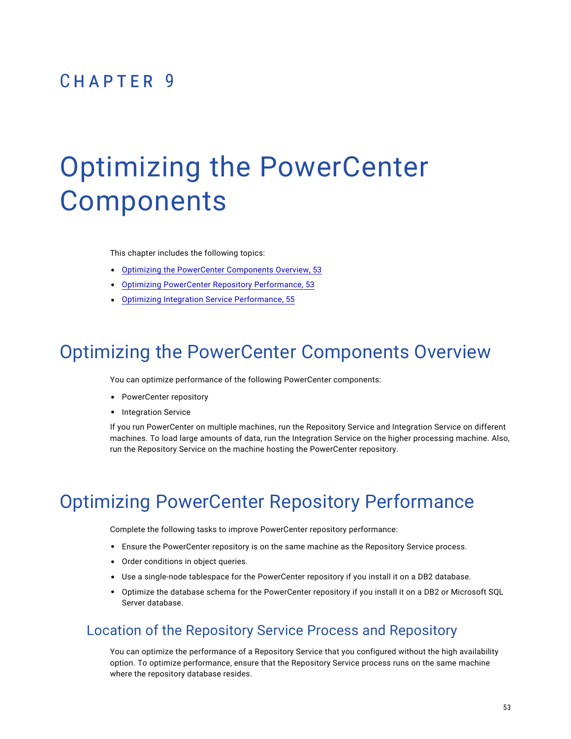CHAPTER 9

# Optimizing the PowerCenter Components

This chapter includes the following topics:

- Optimizing the PowerCenter Components Overview, 53
- Optimizing PowerCenter Repository Performance, 53
- Optimizing Integration Service Performance, 55

## Optimizing the PowerCenter Components Overview

You can optimize performance of the following PowerCenter components:

- PowerCenter repository
- Integration Service

If you run PowerCenter on multiple machines, run the Repository Service and Integration Service on different machines. To load large amounts of data, run the Integration Service on the higher processing machine. Also, run the Repository Service on the machine hosting the PowerCenter repository.

## Optimizing PowerCenter Repository Performance

Complete the following tasks to improve PowerCenter repository performance:

- Ensure the PowerCenter repository is on the same machine as the Repository Service process.
- Order conditions in object queries.
- Use a single-node tablespace for the PowerCenter repository if you install it on a DB2 database.
- Optimize the database schema for the PowerCenter repository if you install it on a DB2 or Microsoft SQL Server database.

### Location of the Repository Service Process and Repository

You can optimize the performance of a Repository Service that you configured without the high availability option. To optimize performance, ensure that the Repository Service process runs on the same machine where the repository database resides.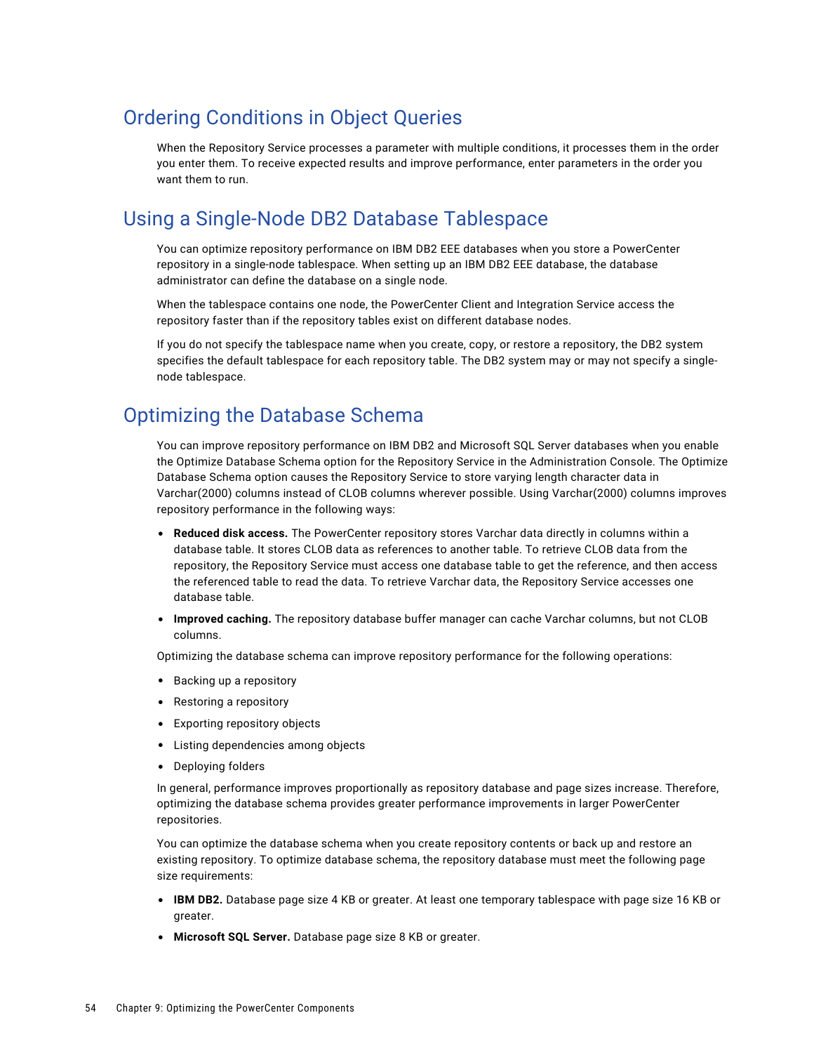## Ordering Conditions in Object Queries

When the Repository Service processes a parameter with multiple conditions, it processes them in the order you enter them. To receive expected results and improve performance, enter parameters in the order you want them to run.

## Using a Single-Node DB2 Database Tablespace

You can optimize repository performance on IBM DB2 EEE databases when you store a PowerCenter repository in a single-node tablespace. When setting up an IBM DB2 EEE database, the database administrator can define the database on a single node.

When the tablespace contains one node, the PowerCenter Client and Integration Service access the repository faster than if the repository tables exist on different database nodes.

If you do not specify the tablespace name when you create, copy, or restore a repository, the DB2 system specifies the default tablespace for each repository table. The DB2 system may or may not specify a single-node tablespace.

## Optimizing the Database Schema

You can improve repository performance on IBM DB2 and Microsoft SQL Server databases when you enable the Optimize Database Schema option for the Repository Service in the Administration Console. The Optimize Database Schema option causes the Repository Service to store varying length character data in Varchar(2000) columns instead of CLOB columns wherever possible. Using Varchar(2000) columns improves repository performance in the following ways:

- **Reduced disk access.** The PowerCenter repository stores Varchar data directly in columns within a database table. It stores CLOB data as references to another table. To retrieve CLOB data from the repository, the Repository Service must access one database table to get the reference, and then access the referenced table to read the data. To retrieve Varchar data, the Repository Service accesses one database table.
- **Improved caching.** The repository database buffer manager can cache Varchar columns, but not CLOB columns.

Optimizing the database schema can improve repository performance for the following operations:

- Backing up a repository
- Restoring a repository
- Exporting repository objects
- Listing dependencies among objects
- Deploying folders

In general, performance improves proportionally as repository database and page sizes increase. Therefore, optimizing the database schema provides greater performance improvements in larger PowerCenter repositories.

You can optimize the database schema when you create repository contents or back up and restore an existing repository. To optimize database schema, the repository database must meet the following page size requirements:

- **IBM DB2.** Database page size 4 KB or greater. At least one temporary tablespace with page size 16 KB or greater.
- **Microsoft SQL Server.** Database page size 8 KB or greater.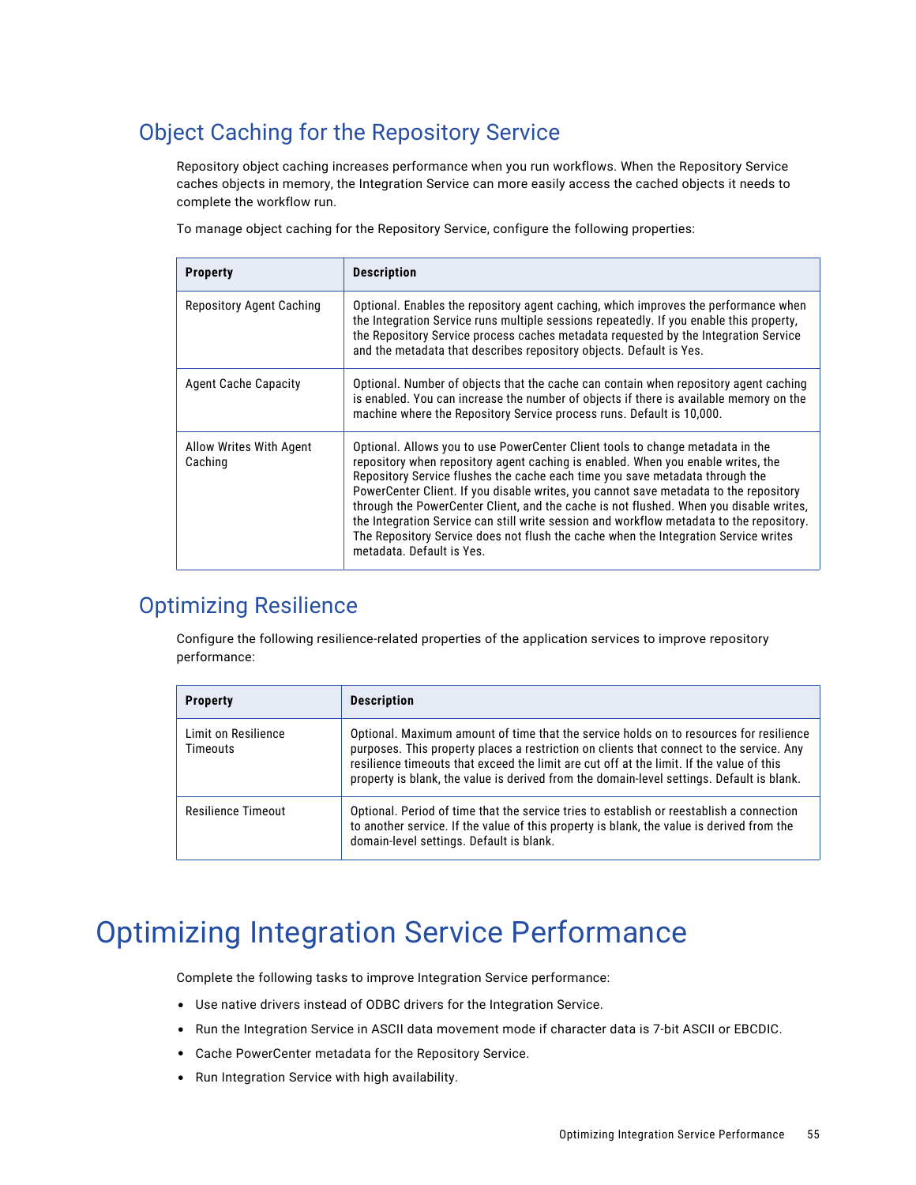## Object Caching for the Repository Service

Repository object caching increases performance when you run workflows. When the Repository Service caches objects in memory, the Integration Service can more easily access the cached objects it needs to complete the workflow run.

To manage object caching for the Repository Service, configure the following properties:

| Property | Description |
| --- | --- |
| Repository Agent Caching | Optional. Enables the repository agent caching, which improves the performance when the Integration Service runs multiple sessions repeatedly. If you enable this property, the Repository Service process caches metadata requested by the Integration Service and the metadata that describes repository objects. Default is Yes. |
| Agent Cache Capacity | Optional. Number of objects that the cache can contain when repository agent caching is enabled. You can increase the number of objects if there is available memory on the machine where the Repository Service process runs. Default is 10,000. |
| Allow Writes With Agent Caching | Optional. Allows you to use PowerCenter Client tools to change metadata in the repository when repository agent caching is enabled. When you enable writes, the Repository Service flushes the cache each time you save metadata through the PowerCenter Client. If you disable writes, you cannot save metadata to the repository through the PowerCenter Client, and the cache is not flushed. When you disable writes, the Integration Service can still write session and workflow metadata to the repository. The Repository Service does not flush the cache when the Integration Service writes metadata. Default is Yes. |

## Optimizing Resilience

Configure the following resilience-related properties of the application services to improve repository performance:

| Property | Description |
| --- | --- |
| Limit on Resilience Timeouts | Optional. Maximum amount of time that the service holds on to resources for resilience purposes. This property places a restriction on clients that connect to the service. Any resilience timeouts that exceed the limit are cut off at the limit. If the value of this property is blank, the value is derived from the domain-level settings. Default is blank. |
| Resilience Timeout | Optional. Period of time that the service tries to establish or reestablish a connection to another service. If the value of this property is blank, the value is derived from the domain-level settings. Default is blank. |

# Optimizing Integration Service Performance

Complete the following tasks to improve Integration Service performance:

- Use native drivers instead of ODBC drivers for the Integration Service.
- Run the Integration Service in ASCII data movement mode if character data is 7-bit ASCII or EBCDIC.
- Cache PowerCenter metadata for the Repository Service.
- Run Integration Service with high availability.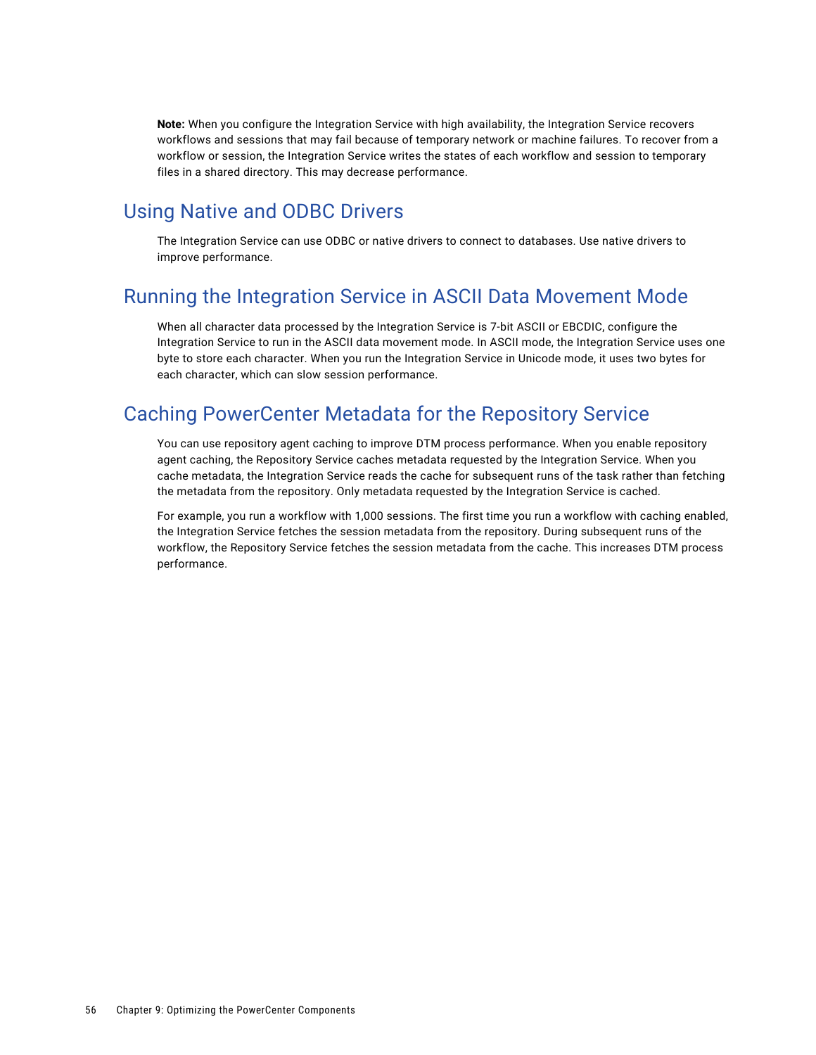**Note:** When you configure the Integration Service with high availability, the Integration Service recovers workflows and sessions that may fail because of temporary network or machine failures. To recover from a workflow or session, the Integration Service writes the states of each workflow and session to temporary files in a shared directory. This may decrease performance.

## Using Native and ODBC Drivers

The Integration Service can use ODBC or native drivers to connect to databases. Use native drivers to improve performance.

## Running the Integration Service in ASCII Data Movement Mode

When all character data processed by the Integration Service is 7-bit ASCII or EBCDIC, configure the Integration Service to run in the ASCII data movement mode. In ASCII mode, the Integration Service uses one byte to store each character. When you run the Integration Service in Unicode mode, it uses two bytes for each character, which can slow session performance.

## Caching PowerCenter Metadata for the Repository Service

You can use repository agent caching to improve DTM process performance. When you enable repository agent caching, the Repository Service caches metadata requested by the Integration Service. When you cache metadata, the Integration Service reads the cache for subsequent runs of the task rather than fetching the metadata from the repository. Only metadata requested by the Integration Service is cached.

For example, you run a workflow with 1,000 sessions. The first time you run a workflow with caching enabled, the Integration Service fetches the session metadata from the repository. During subsequent runs of the workflow, the Repository Service fetches the session metadata from the cache. This increases DTM process performance.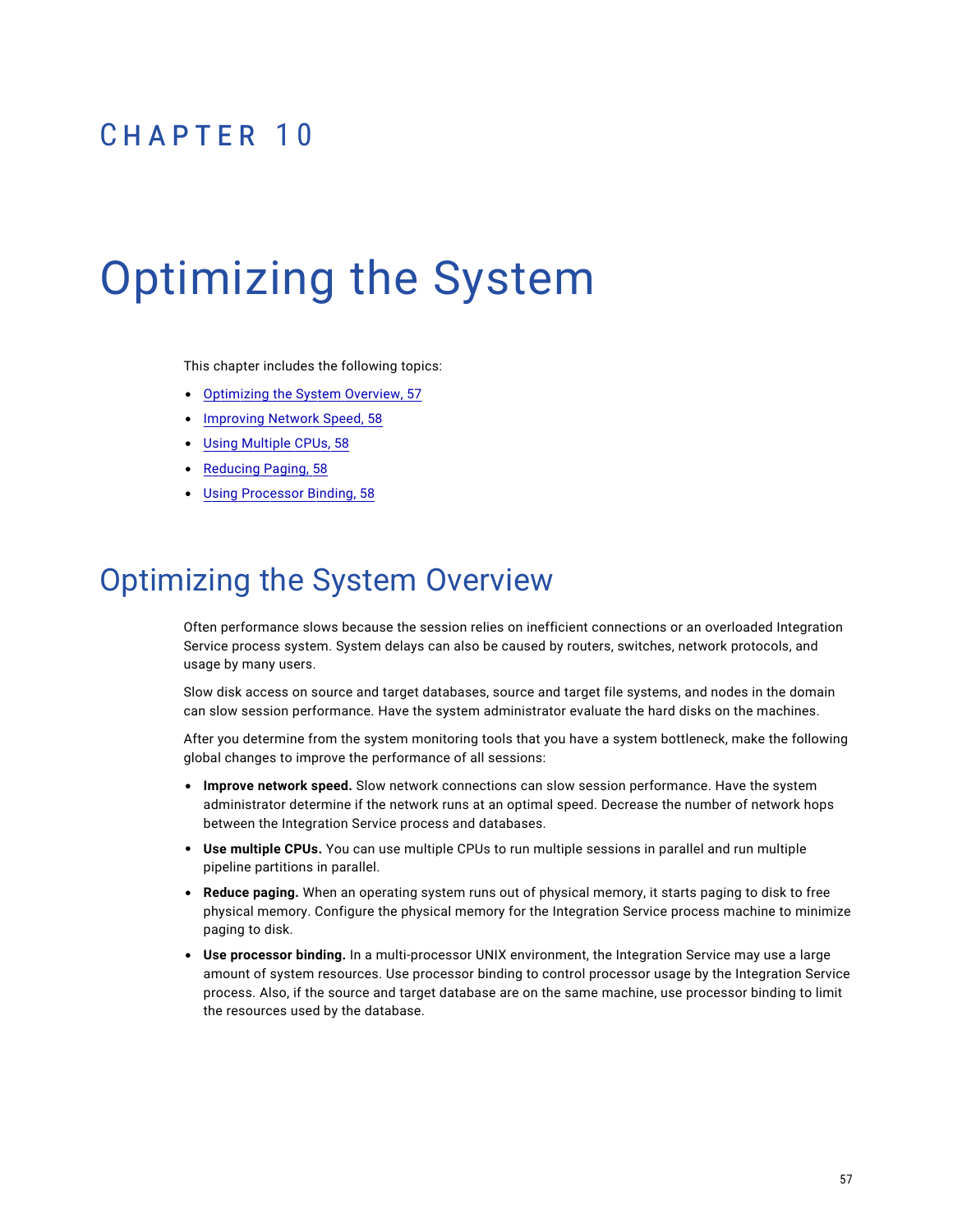CHAPTER 10

# Optimizing the System

This chapter includes the following topics:

- Optimizing the System Overview, 57
- Improving Network Speed, 58
- Using Multiple CPUs, 58
- Reducing Paging, 58
- Using Processor Binding, 58

## Optimizing the System Overview

Often performance slows because the session relies on inefficient connections or an overloaded Integration Service process system. System delays can also be caused by routers, switches, network protocols, and usage by many users.

Slow disk access on source and target databases, source and target file systems, and nodes in the domain can slow session performance. Have the system administrator evaluate the hard disks on the machines.

After you determine from the system monitoring tools that you have a system bottleneck, make the following global changes to improve the performance of all sessions:

- **Improve network speed.** Slow network connections can slow session performance. Have the system administrator determine if the network runs at an optimal speed. Decrease the number of network hops between the Integration Service process and databases.
- **Use multiple CPUs.** You can use multiple CPUs to run multiple sessions in parallel and run multiple pipeline partitions in parallel.
- **Reduce paging.** When an operating system runs out of physical memory, it starts paging to disk to free physical memory. Configure the physical memory for the Integration Service process machine to minimize paging to disk.
- **Use processor binding.** In a multi-processor UNIX environment, the Integration Service may use a large amount of system resources. Use processor binding to control processor usage by the Integration Service process. Also, if the source and target database are on the same machine, use processor binding to limit the resources used by the database.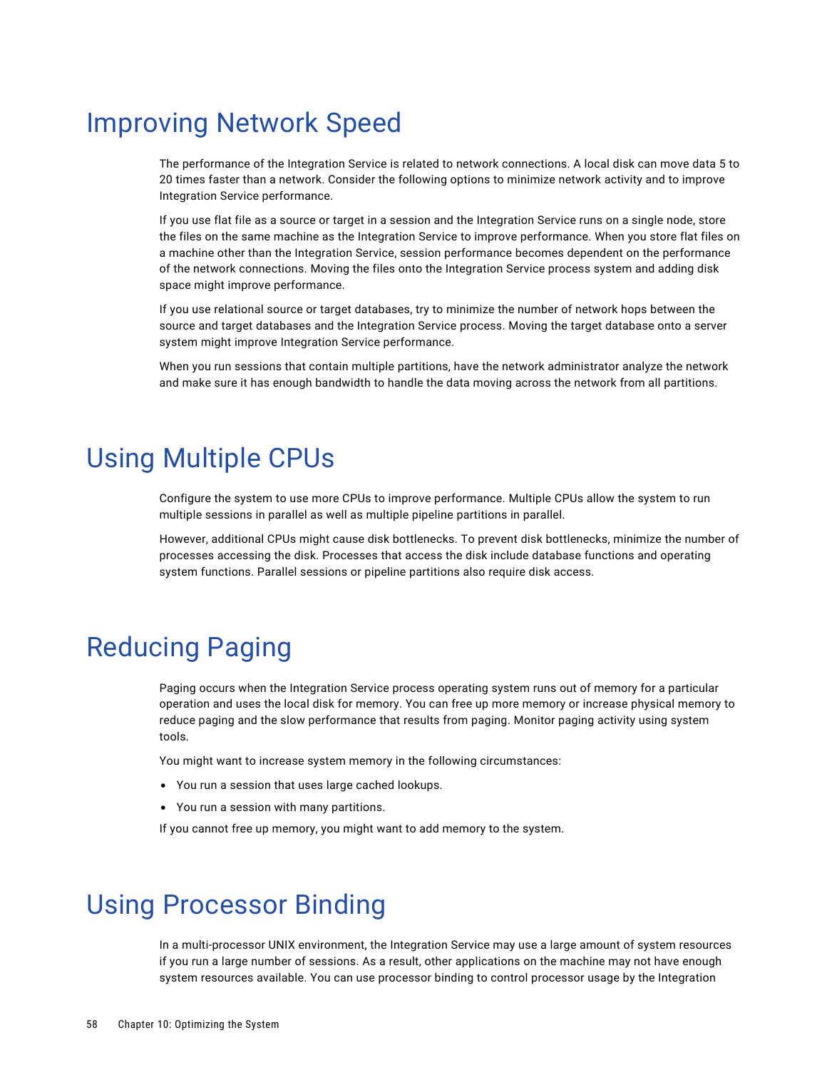# Improving Network Speed

The performance of the Integration Service is related to network connections. A local disk can move data 5 to 20 times faster than a network. Consider the following options to minimize network activity and to improve Integration Service performance.

If you use flat file as a source or target in a session and the Integration Service runs on a single node, store the files on the same machine as the Integration Service to improve performance. When you store flat files on a machine other than the Integration Service, session performance becomes dependent on the performance of the network connections. Moving the files onto the Integration Service process system and adding disk space might improve performance.

If you use relational source or target databases, try to minimize the number of network hops between the source and target databases and the Integration Service process. Moving the target database onto a server system might improve Integration Service performance.

When you run sessions that contain multiple partitions, have the network administrator analyze the network and make sure it has enough bandwidth to handle the data moving across the network from all partitions.

# Using Multiple CPUs

Configure the system to use more CPUs to improve performance. Multiple CPUs allow the system to run multiple sessions in parallel as well as multiple pipeline partitions in parallel.

However, additional CPUs might cause disk bottlenecks. To prevent disk bottlenecks, minimize the number of processes accessing the disk. Processes that access the disk include database functions and operating system functions. Parallel sessions or pipeline partitions also require disk access.

# Reducing Paging

Paging occurs when the Integration Service process operating system runs out of memory for a particular operation and uses the local disk for memory. You can free up more memory or increase physical memory to reduce paging and the slow performance that results from paging. Monitor paging activity using system tools.

You might want to increase system memory in the following circumstances:

- You run a session that uses large cached lookups.
- You run a session with many partitions.

If you cannot free up memory, you might want to add memory to the system.

# Using Processor Binding

In a multi-processor UNIX environment, the Integration Service may use a large amount of system resources if you run a large number of sessions. As a result, other applications on the machine may not have enough system resources available. You can use processor binding to control processor usage by the Integration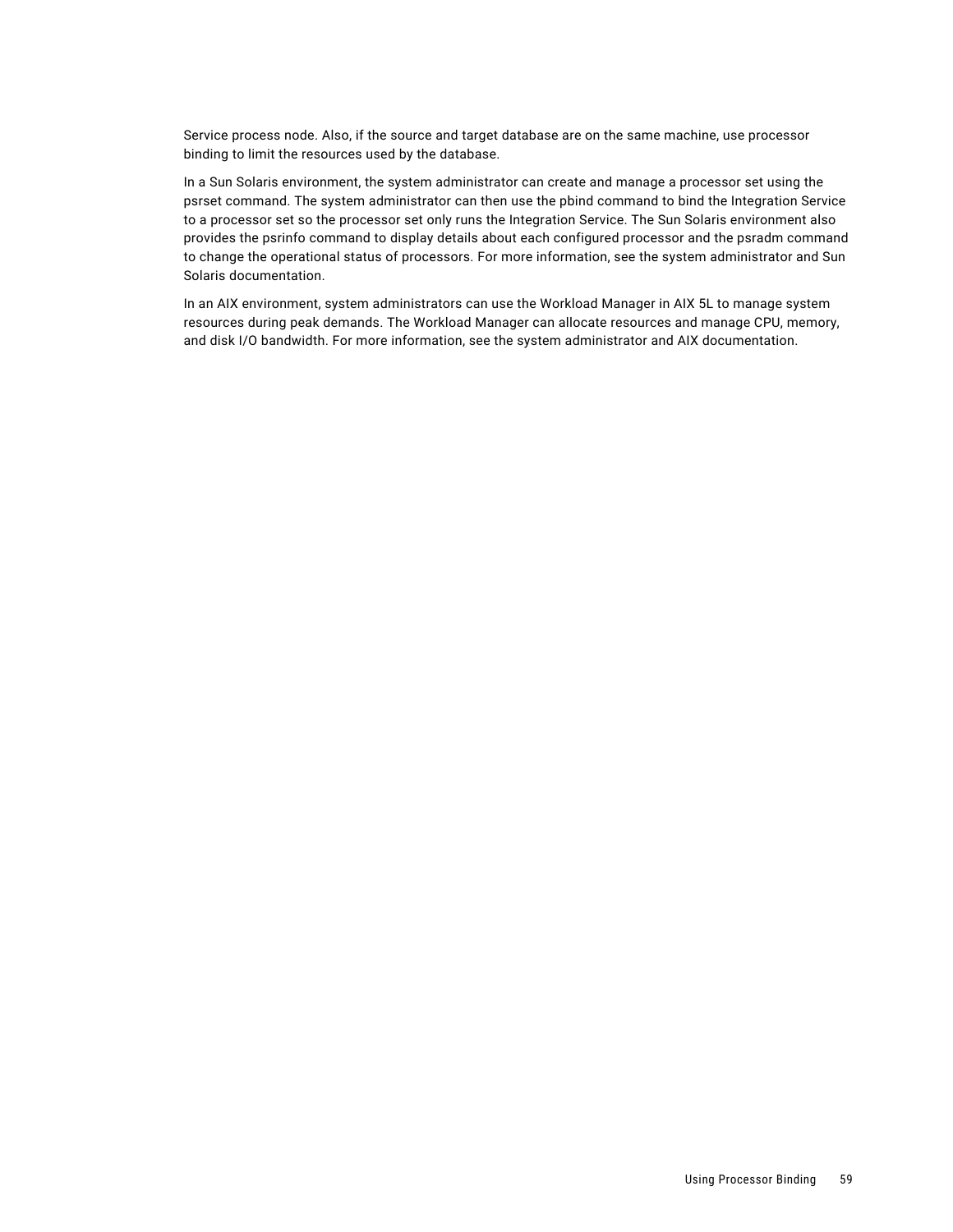Service process node. Also, if the source and target database are on the same machine, use processor binding to limit the resources used by the database.

In a Sun Solaris environment, the system administrator can create and manage a processor set using the psrset command. The system administrator can then use the pbind command to bind the Integration Service to a processor set so the processor set only runs the Integration Service. The Sun Solaris environment also provides the psrinfo command to display details about each configured processor and the psradm command to change the operational status of processors. For more information, see the system administrator and Sun Solaris documentation.

In an AIX environment, system administrators can use the Workload Manager in AIX 5L to manage system resources during peak demands. The Workload Manager can allocate resources and manage CPU, memory, and disk I/O bandwidth. For more information, see the system administrator and AIX documentation.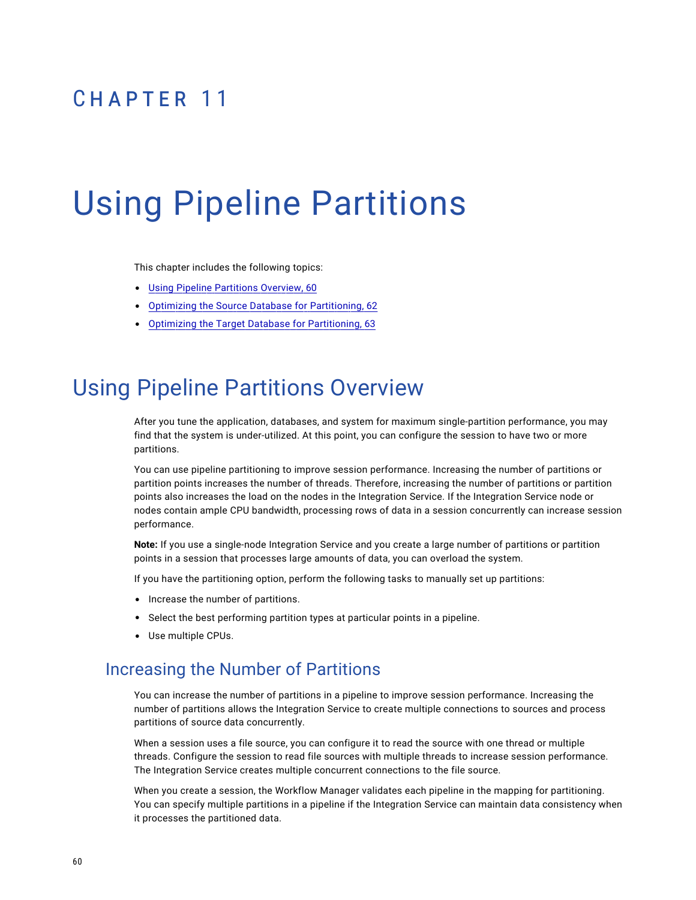# CHAPTER 11

# Using Pipeline Partitions

This chapter includes the following topics:

- Using Pipeline Partitions Overview, 60
- Optimizing the Source Database for Partitioning, 62
- Optimizing the Target Database for Partitioning, 63

## Using Pipeline Partitions Overview

After you tune the application, databases, and system for maximum single-partition performance, you may find that the system is under-utilized. At this point, you can configure the session to have two or more partitions.

You can use pipeline partitioning to improve session performance. Increasing the number of partitions or partition points increases the number of threads. Therefore, increasing the number of partitions or partition points also increases the load on the nodes in the Integration Service. If the Integration Service node or nodes contain ample CPU bandwidth, processing rows of data in a session concurrently can increase session performance.

**Note:** If you use a single-node Integration Service and you create a large number of partitions or partition points in a session that processes large amounts of data, you can overload the system.

If you have the partitioning option, perform the following tasks to manually set up partitions:

- Increase the number of partitions.
- Select the best performing partition types at particular points in a pipeline.
- Use multiple CPUs.

### Increasing the Number of Partitions

You can increase the number of partitions in a pipeline to improve session performance. Increasing the number of partitions allows the Integration Service to create multiple connections to sources and process partitions of source data concurrently.

When a session uses a file source, you can configure it to read the source with one thread or multiple threads. Configure the session to read file sources with multiple threads to increase session performance. The Integration Service creates multiple concurrent connections to the file source.

When you create a session, the Workflow Manager validates each pipeline in the mapping for partitioning. You can specify multiple partitions in a pipeline if the Integration Service can maintain data consistency when it processes the partitioned data.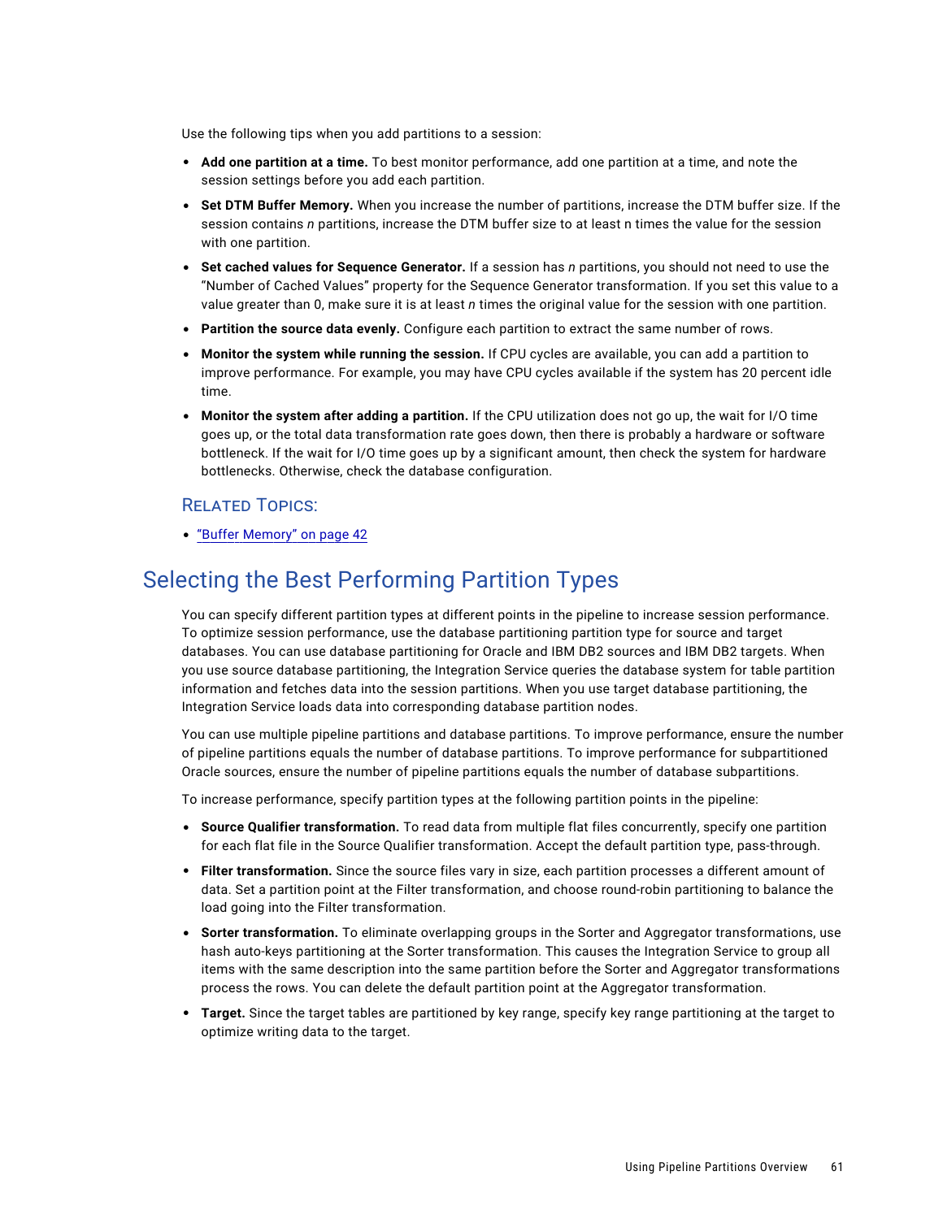Use the following tips when you add partitions to a session:

- **Add one partition at a time.** To best monitor performance, add one partition at a time, and note the session settings before you add each partition.
- **Set DTM Buffer Memory.** When you increase the number of partitions, increase the DTM buffer size. If the session contains *n* partitions, increase the DTM buffer size to at least n times the value for the session with one partition.
- **Set cached values for Sequence Generator.** If a session has *n* partitions, you should not need to use the "Number of Cached Values" property for the Sequence Generator transformation. If you set this value to a value greater than 0, make sure it is at least *n* times the original value for the session with one partition.
- **Partition the source data evenly.** Configure each partition to extract the same number of rows.
- **Monitor the system while running the session.** If CPU cycles are available, you can add a partition to improve performance. For example, you may have CPU cycles available if the system has 20 percent idle time.
- **Monitor the system after adding a partition.** If the CPU utilization does not go up, the wait for I/O time goes up, or the total data transformation rate goes down, then there is probably a hardware or software bottleneck. If the wait for I/O time goes up by a significant amount, then check the system for hardware bottlenecks. Otherwise, check the database configuration.

### Related Topics:

- "Buffer Memory" on page 42

## Selecting the Best Performing Partition Types

You can specify different partition types at different points in the pipeline to increase session performance. To optimize session performance, use the database partitioning partition type for source and target databases. You can use database partitioning for Oracle and IBM DB2 sources and IBM DB2 targets. When you use source database partitioning, the Integration Service queries the database system for table partition information and fetches data into the session partitions. When you use target database partitioning, the Integration Service loads data into corresponding database partition nodes.

You can use multiple pipeline partitions and database partitions. To improve performance, ensure the number of pipeline partitions equals the number of database partitions. To improve performance for subpartitioned Oracle sources, ensure the number of pipeline partitions equals the number of database subpartitions.

To increase performance, specify partition types at the following partition points in the pipeline:

- **Source Qualifier transformation.** To read data from multiple flat files concurrently, specify one partition for each flat file in the Source Qualifier transformation. Accept the default partition type, pass-through.
- **Filter transformation.** Since the source files vary in size, each partition processes a different amount of data. Set a partition point at the Filter transformation, and choose round-robin partitioning to balance the load going into the Filter transformation.
- **Sorter transformation.** To eliminate overlapping groups in the Sorter and Aggregator transformations, use hash auto-keys partitioning at the Sorter transformation. This causes the Integration Service to group all items with the same description into the same partition before the Sorter and Aggregator transformations process the rows. You can delete the default partition point at the Aggregator transformation.
- **Target.** Since the target tables are partitioned by key range, specify key range partitioning at the target to optimize writing data to the target.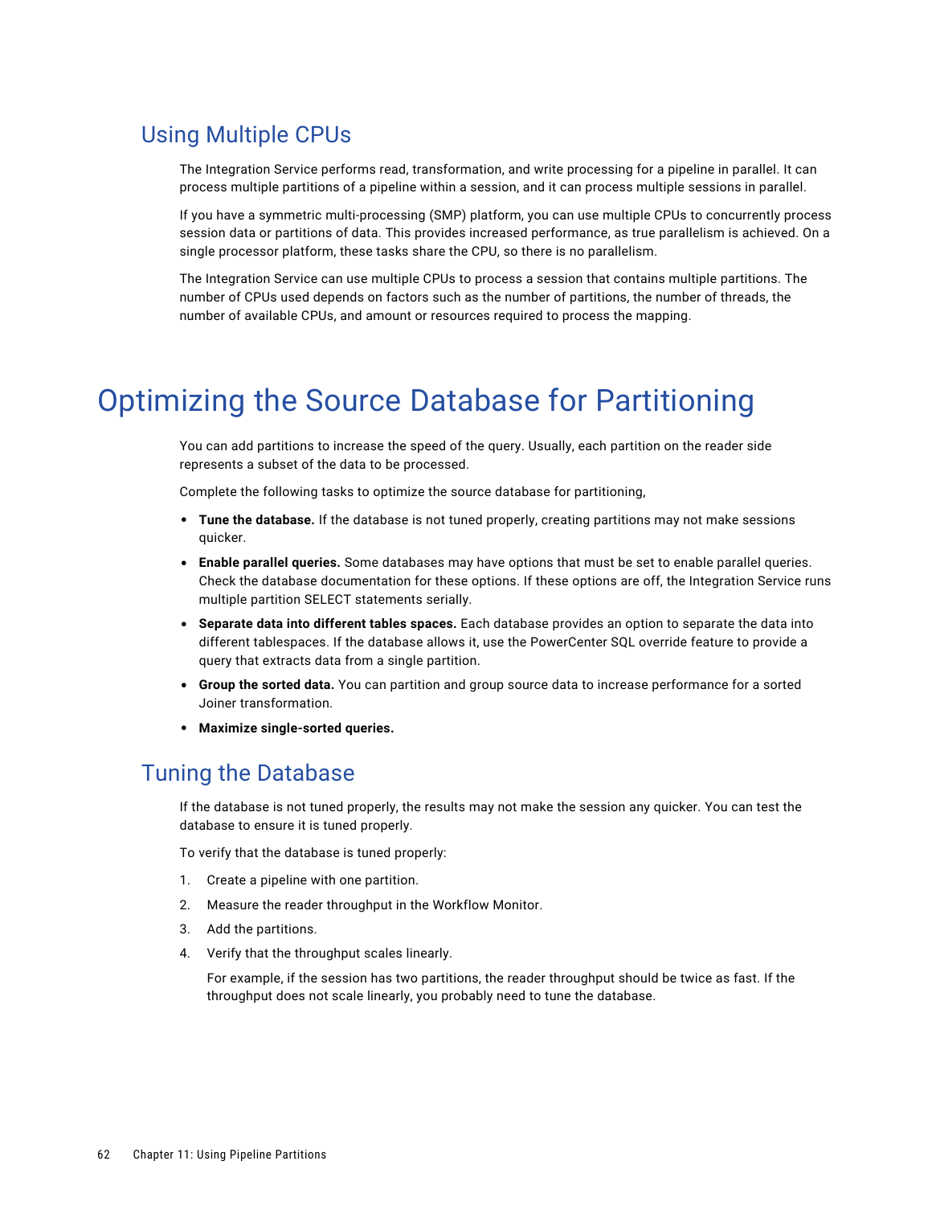## Using Multiple CPUs

The Integration Service performs read, transformation, and write processing for a pipeline in parallel. It can process multiple partitions of a pipeline within a session, and it can process multiple sessions in parallel.

If you have a symmetric multi-processing (SMP) platform, you can use multiple CPUs to concurrently process session data or partitions of data. This provides increased performance, as true parallelism is achieved. On a single processor platform, these tasks share the CPU, so there is no parallelism.

The Integration Service can use multiple CPUs to process a session that contains multiple partitions. The number of CPUs used depends on factors such as the number of partitions, the number of threads, the number of available CPUs, and amount or resources required to process the mapping.

# Optimizing the Source Database for Partitioning

You can add partitions to increase the speed of the query. Usually, each partition on the reader side represents a subset of the data to be processed.

Complete the following tasks to optimize the source database for partitioning,

- **Tune the database.** If the database is not tuned properly, creating partitions may not make sessions quicker.
- **Enable parallel queries.** Some databases may have options that must be set to enable parallel queries. Check the database documentation for these options. If these options are off, the Integration Service runs multiple partition SELECT statements serially.
- **Separate data into different tables spaces.** Each database provides an option to separate the data into different tablespaces. If the database allows it, use the PowerCenter SQL override feature to provide a query that extracts data from a single partition.
- **Group the sorted data.** You can partition and group source data to increase performance for a sorted Joiner transformation.
- **Maximize single-sorted queries.**

## Tuning the Database

If the database is not tuned properly, the results may not make the session any quicker. You can test the database to ensure it is tuned properly.

To verify that the database is tuned properly:

1. Create a pipeline with one partition.
2. Measure the reader throughput in the Workflow Monitor.
3. Add the partitions.
4. Verify that the throughput scales linearly.

   For example, if the session has two partitions, the reader throughput should be twice as fast. If the throughput does not scale linearly, you probably need to tune the database.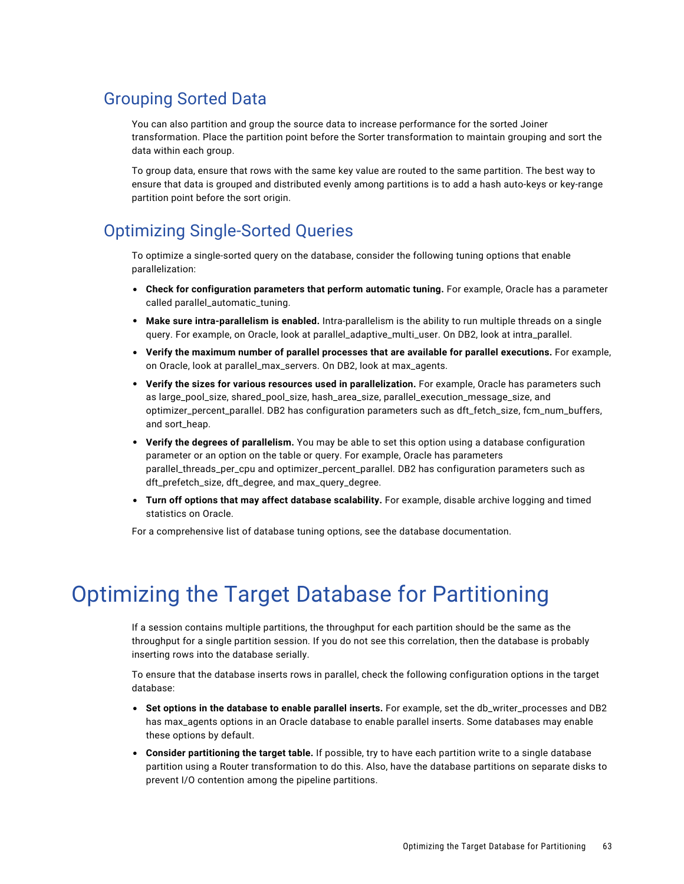## Grouping Sorted Data

You can also partition and group the source data to increase performance for the sorted Joiner transformation. Place the partition point before the Sorter transformation to maintain grouping and sort the data within each group.

To group data, ensure that rows with the same key value are routed to the same partition. The best way to ensure that data is grouped and distributed evenly among partitions is to add a hash auto-keys or key-range partition point before the sort origin.

## Optimizing Single-Sorted Queries

To optimize a single-sorted query on the database, consider the following tuning options that enable parallelization:

- **Check for configuration parameters that perform automatic tuning.** For example, Oracle has a parameter called parallel_automatic_tuning.
- **Make sure intra-parallelism is enabled.** Intra-parallelism is the ability to run multiple threads on a single query. For example, on Oracle, look at parallel_adaptive_multi_user. On DB2, look at intra_parallel.
- **Verify the maximum number of parallel processes that are available for parallel executions.** For example, on Oracle, look at parallel_max_servers. On DB2, look at max_agents.
- **Verify the sizes for various resources used in parallelization.** For example, Oracle has parameters such as large_pool_size, shared_pool_size, hash_area_size, parallel_execution_message_size, and optimizer_percent_parallel. DB2 has configuration parameters such as dft_fetch_size, fcm_num_buffers, and sort_heap.
- **Verify the degrees of parallelism.** You may be able to set this option using a database configuration parameter or an option on the table or query. For example, Oracle has parameters parallel_threads_per_cpu and optimizer_percent_parallel. DB2 has configuration parameters such as dft_prefetch_size, dft_degree, and max_query_degree.
- **Turn off options that may affect database scalability.** For example, disable archive logging and timed statistics on Oracle.

For a comprehensive list of database tuning options, see the database documentation.

# Optimizing the Target Database for Partitioning

If a session contains multiple partitions, the throughput for each partition should be the same as the throughput for a single partition session. If you do not see this correlation, then the database is probably inserting rows into the database serially.

To ensure that the database inserts rows in parallel, check the following configuration options in the target database:

- **Set options in the database to enable parallel inserts.** For example, set the db_writer_processes and DB2 has max_agents options in an Oracle database to enable parallel inserts. Some databases may enable these options by default.
- **Consider partitioning the target table.** If possible, try to have each partition write to a single database partition using a Router transformation to do this. Also, have the database partitions on separate disks to prevent I/O contention among the pipeline partitions.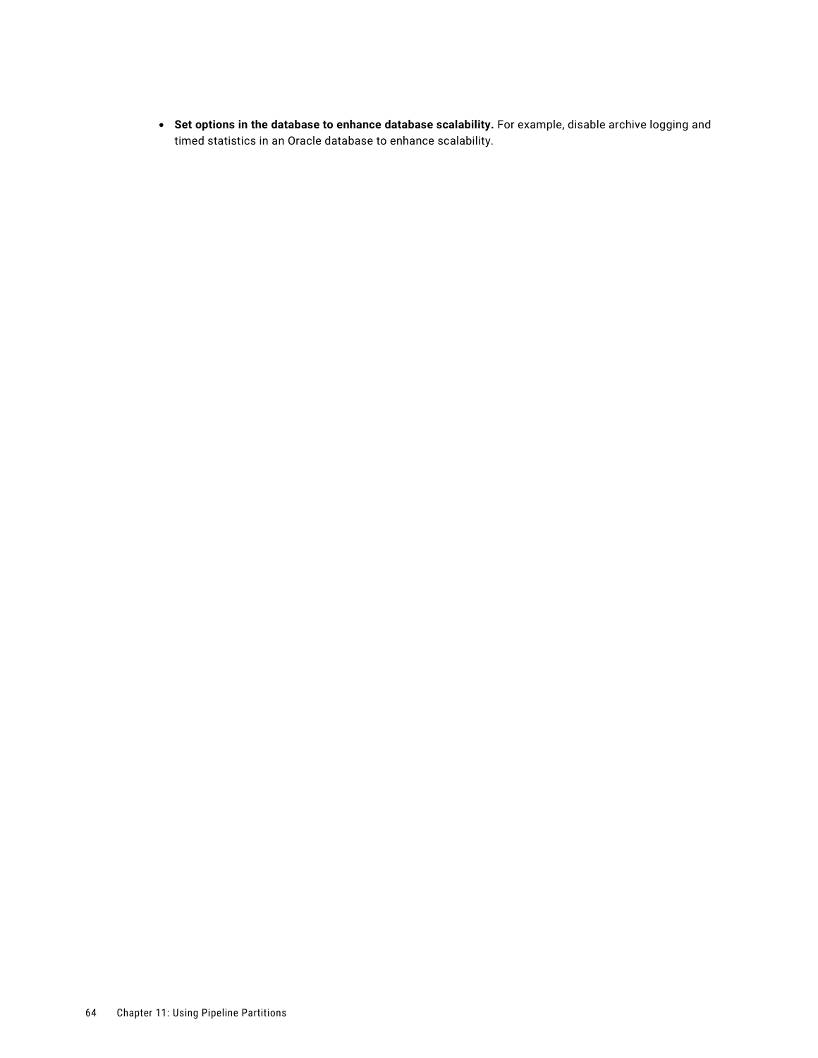- **Set options in the database to enhance database scalability.** For example, disable archive logging and timed statistics in an Oracle database to enhance scalability.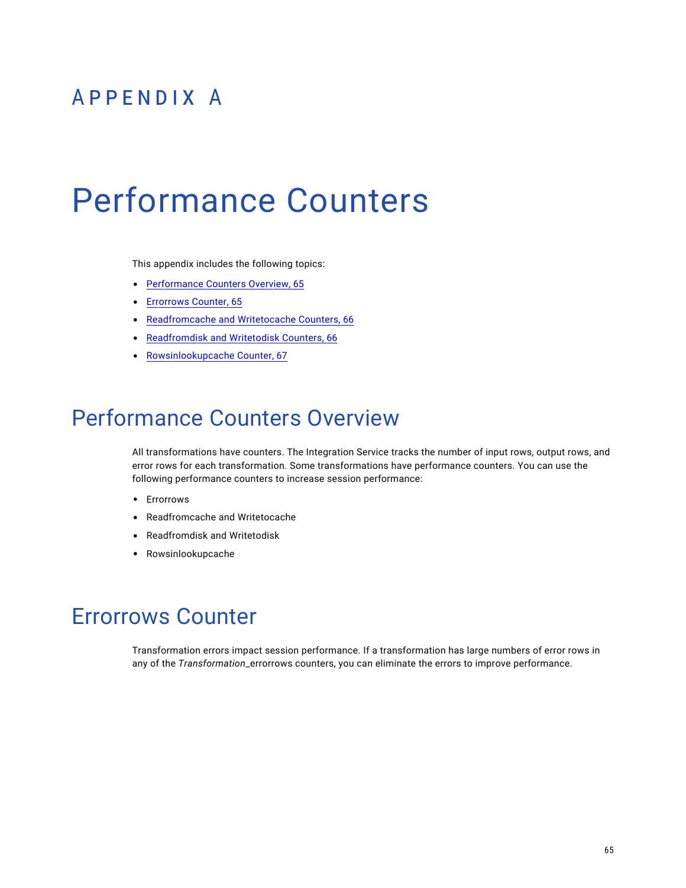# APPENDIX A

# Performance Counters

This appendix includes the following topics:

- Performance Counters Overview, 65
- Errorrows Counter, 65
- Readfromcache and Writetocache Counters, 66
- Readfromdisk and Writetodisk Counters, 66
- Rowsinlookupcache Counter, 67

## Performance Counters Overview

All transformations have counters. The Integration Service tracks the number of input rows, output rows, and error rows for each transformation. Some transformations have performance counters. You can use the following performance counters to increase session performance:

- Errorrows
- Readfromcache and Writetocache
- Readfromdisk and Writetodisk
- Rowsinlookupcache

## Errorrows Counter

Transformation errors impact session performance. If a transformation has large numbers of error rows in any of the *Transformation*_errorrows counters, you can eliminate the errors to improve performance.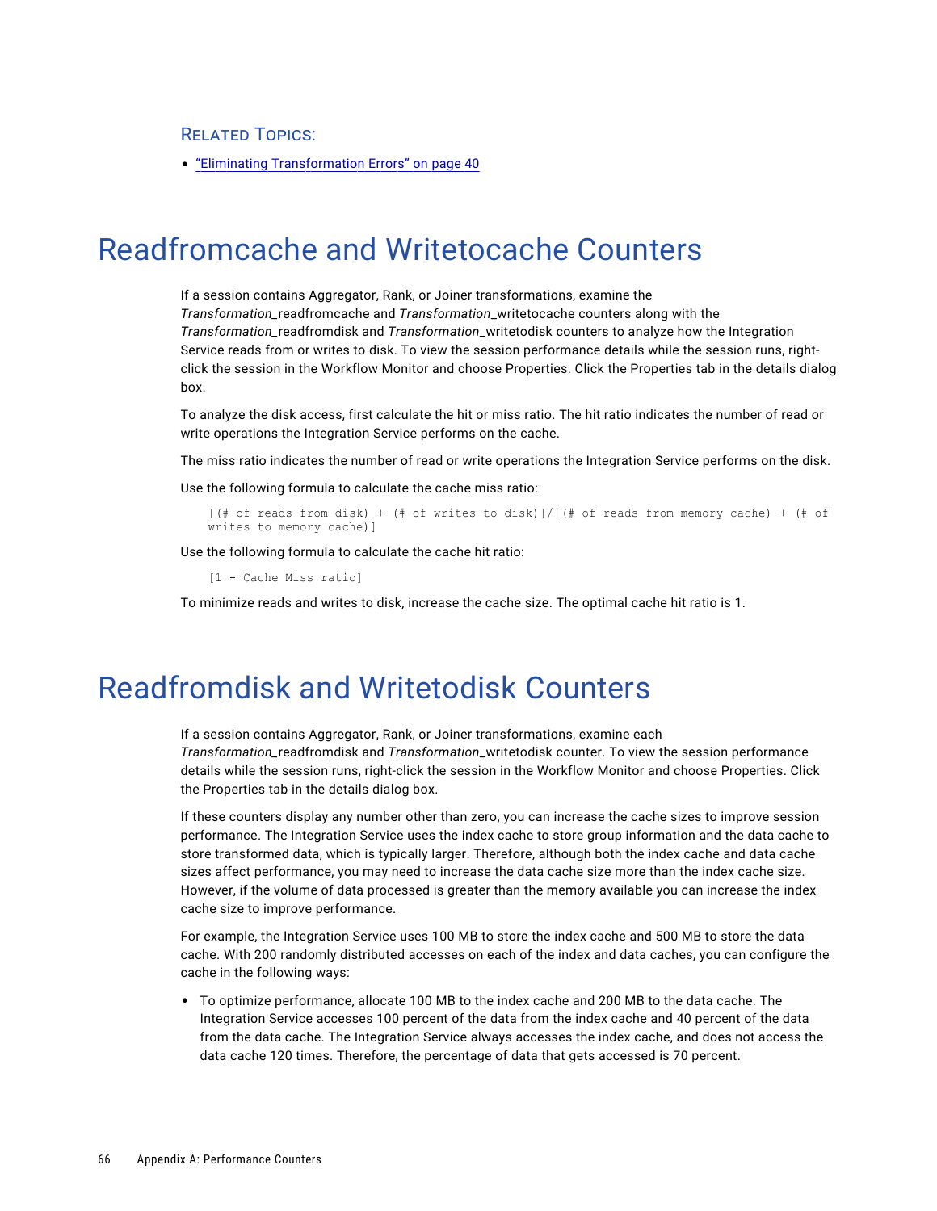### Related Topics:

- "Eliminating Transformation Errors" on page 40

# Readfromcache and Writetocache Counters

If a session contains Aggregator, Rank, or Joiner transformations, examine the *Transformation*_readfromcache and *Transformation*_writetocache counters along with the *Transformation*_readfromdisk and *Transformation*_writetodisk counters to analyze how the Integration Service reads from or writes to disk. To view the session performance details while the session runs, right-click the session in the Workflow Monitor and choose Properties. Click the Properties tab in the details dialog box.

To analyze the disk access, first calculate the hit or miss ratio. The hit ratio indicates the number of read or write operations the Integration Service performs on the cache.

The miss ratio indicates the number of read or write operations the Integration Service performs on the disk.

Use the following formula to calculate the cache miss ratio:

```
[(# of reads from disk) + (# of writes to disk)]/[(# of reads from memory cache) + (# of writes to memory cache)]
```

Use the following formula to calculate the cache hit ratio:

```
[1 - Cache Miss ratio]
```

To minimize reads and writes to disk, increase the cache size. The optimal cache hit ratio is 1.

# Readfromdisk and Writetodisk Counters

If a session contains Aggregator, Rank, or Joiner transformations, examine each *Transformation*_readfromdisk and *Transformation*_writetodisk counter. To view the session performance details while the session runs, right-click the session in the Workflow Monitor and choose Properties. Click the Properties tab in the details dialog box.

If these counters display any number other than zero, you can increase the cache sizes to improve session performance. The Integration Service uses the index cache to store group information and the data cache to store transformed data, which is typically larger. Therefore, although both the index cache and data cache sizes affect performance, you may need to increase the data cache size more than the index cache size. However, if the volume of data processed is greater than the memory available you can increase the index cache size to improve performance.

For example, the Integration Service uses 100 MB to store the index cache and 500 MB to store the data cache. With 200 randomly distributed accesses on each of the index and data caches, you can configure the cache in the following ways:

- To optimize performance, allocate 100 MB to the index cache and 200 MB to the data cache. The Integration Service accesses 100 percent of the data from the index cache and 40 percent of the data from the data cache. The Integration Service always accesses the index cache, and does not access the data cache 120 times. Therefore, the percentage of data that gets accessed is 70 percent.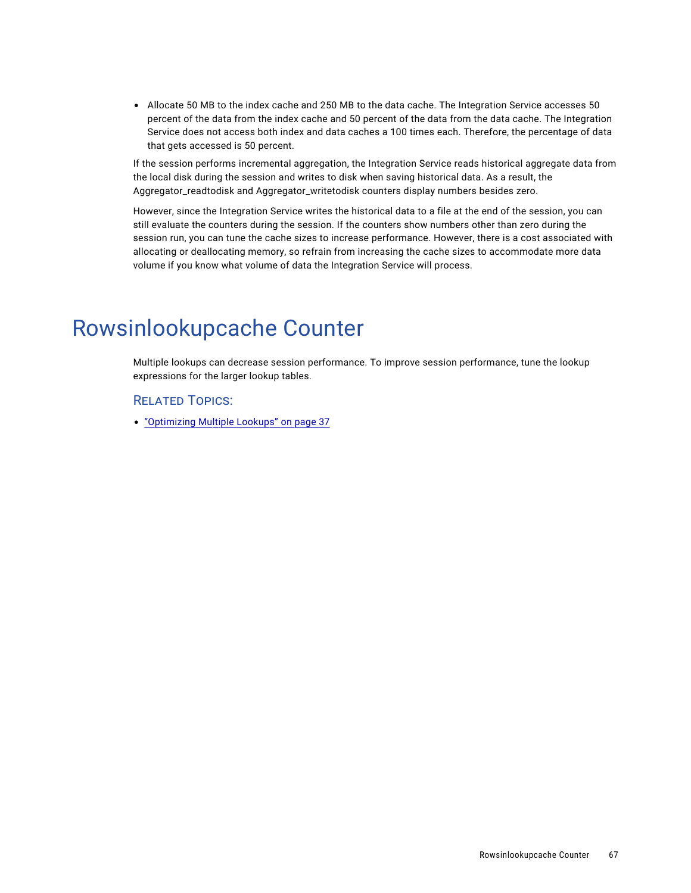- Allocate 50 MB to the index cache and 250 MB to the data cache. The Integration Service accesses 50 percent of the data from the index cache and 50 percent of the data from the data cache. The Integration Service does not access both index and data caches a 100 times each. Therefore, the percentage of data that gets accessed is 50 percent.

If the session performs incremental aggregation, the Integration Service reads historical aggregate data from the local disk during the session and writes to disk when saving historical data. As a result, the Aggregator_readtodisk and Aggregator_writetodisk counters display numbers besides zero.

However, since the Integration Service writes the historical data to a file at the end of the session, you can still evaluate the counters during the session. If the counters show numbers other than zero during the session run, you can tune the cache sizes to increase performance. However, there is a cost associated with allocating or deallocating memory, so refrain from increasing the cache sizes to accommodate more data volume if you know what volume of data the Integration Service will process.

# Rowsinlookupcache Counter

Multiple lookups can decrease session performance. To improve session performance, tune the lookup expressions for the larger lookup tables.

### Related Topics:

- "Optimizing Multiple Lookups" on page 37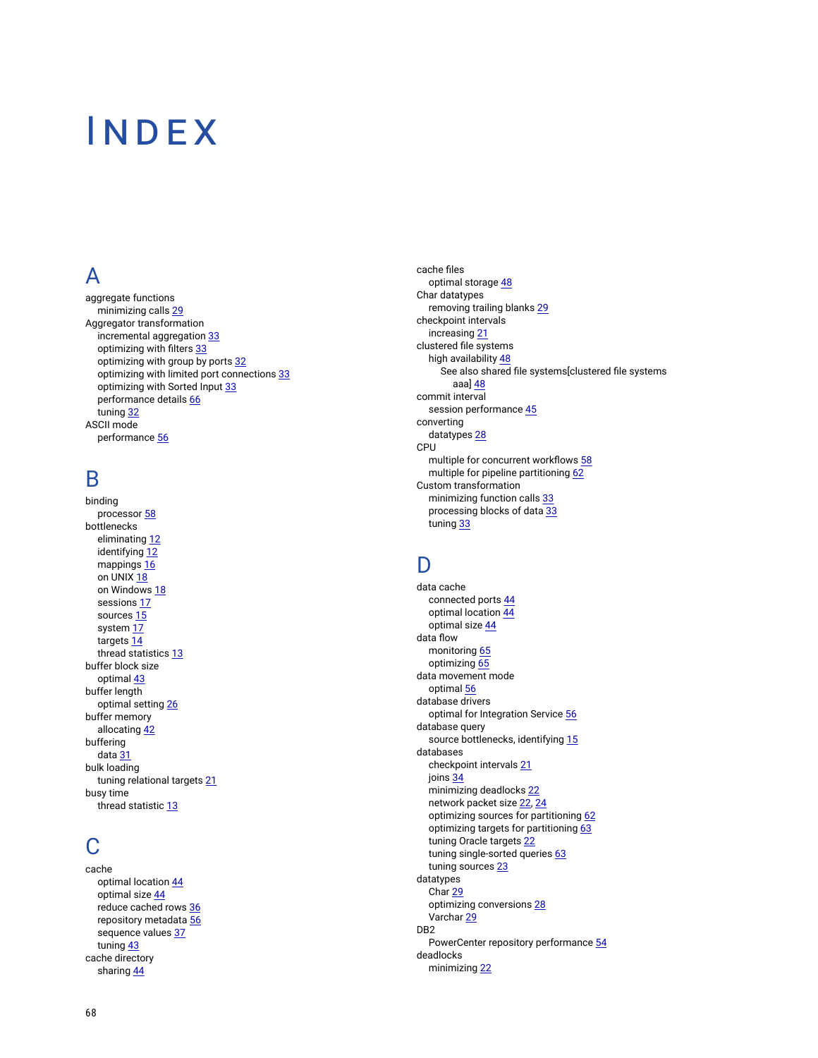# INDEX

## A

aggregate functions
- minimizing calls 29

Aggregator transformation
- incremental aggregation 33
- optimizing with filters 33
- optimizing with group by ports 32
- optimizing with limited port connections 33
- optimizing with Sorted Input 33
- performance details 66
- tuning 32

ASCII mode
- performance 56

## B

binding
- processor 58

bottlenecks
- eliminating 12
- identifying 12
- mappings 16
- on UNIX 18
- on Windows 18
- sessions 17
- sources 15
- system 17
- targets 14
- thread statistics 13

buffer block size
- optimal 43

buffer length
- optimal setting 26

buffer memory
- allocating 42

buffering
- data 31

bulk loading
- tuning relational targets 21

busy time
- thread statistic 13

## C

cache
- optimal location 44
- optimal size 44
- reduce cached rows 36
- repository metadata 56
- sequence values 37
- tuning 43

cache directory
- sharing 44

cache files
- optimal storage 48

Char datatypes
- removing trailing blanks 29

checkpoint intervals
- increasing 21

clustered file systems
- high availability 48
  - See also shared file systems[clustered file systems aaa] 48

commit interval
- session performance 45

converting
- datatypes 28

CPU
- multiple for concurrent workflows 58
- multiple for pipeline partitioning 62

Custom transformation
- minimizing function calls 33
- processing blocks of data 33
- tuning 33

## D

data cache
- connected ports 44
- optimal location 44
- optimal size 44

data flow
- monitoring 65
- optimizing 65

data movement mode
- optimal 56

database drivers
- optimal for Integration Service 56

database query
- source bottlenecks, identifying 15

databases
- checkpoint intervals 21
- joins 34
- minimizing deadlocks 22
- network packet size 22, 24
- optimizing sources for partitioning 62
- optimizing targets for partitioning 63
- tuning Oracle targets 22
- tuning single-sorted queries 63
- tuning sources 23

datatypes
- Char 29
- optimizing conversions 28
- Varchar 29

DB2
- PowerCenter repository performance 54

deadlocks
- minimizing 22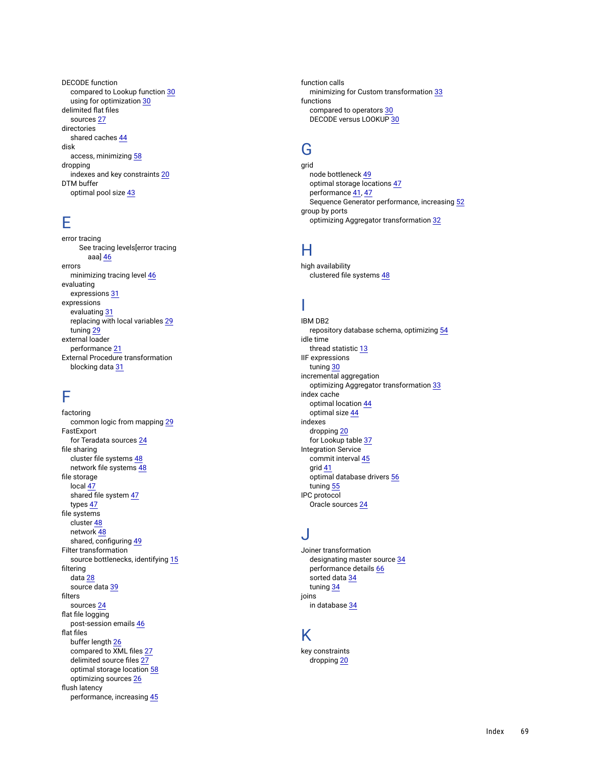DECODE function
  compared to Lookup function 30
  using for optimization 30
delimited flat files
  sources 27
directories
  shared caches 44
disk
  access, minimizing 58
dropping
  indexes and key constraints 20
DTM buffer
  optimal pool size 43

## E

error tracing
    See tracing levels[error tracing
      aaa] 46
errors
  minimizing tracing level 46
evaluating
  expressions 31
expressions
  evaluating 31
  replacing with local variables 29
  tuning 29
external loader
  performance 21
External Procedure transformation
  blocking data 31

## F

factoring
  common logic from mapping 29
FastExport
  for Teradata sources 24
file sharing
  cluster file systems 48
  network file systems 48
file storage
  local 47
  shared file system 47
  types 47
file systems
  cluster 48
  network 48
  shared, configuring 49
Filter transformation
  source bottlenecks, identifying 15
filtering
  data 28
  source data 39
filters
  sources 24
flat file logging
  post-session emails 46
flat files
  buffer length 26
  compared to XML files 27
  delimited source files 27
  optimal storage location 58
  optimizing sources 26
flush latency
  performance, increasing 45

function calls
  minimizing for Custom transformation 33
functions
  compared to operators 30
  DECODE versus LOOKUP 30

## G

grid
  node bottleneck 49
  optimal storage locations 47
  performance 41, 47
  Sequence Generator performance, increasing 52
group by ports
  optimizing Aggregator transformation 32

## H

high availability
  clustered file systems 48

## I

IBM DB2
  repository database schema, optimizing 54
idle time
  thread statistic 13
IIF expressions
  tuning 30
incremental aggregation
  optimizing Aggregator transformation 33
index cache
  optimal location 44
  optimal size 44
indexes
  dropping 20
  for Lookup table 37
Integration Service
  commit interval 45
  grid 41
  optimal database drivers 56
  tuning 55
IPC protocol
  Oracle sources 24

## J

Joiner transformation
  designating master source 34
  performance details 66
  sorted data 34
  tuning 34
joins
  in database 34

## K

key constraints
  dropping 20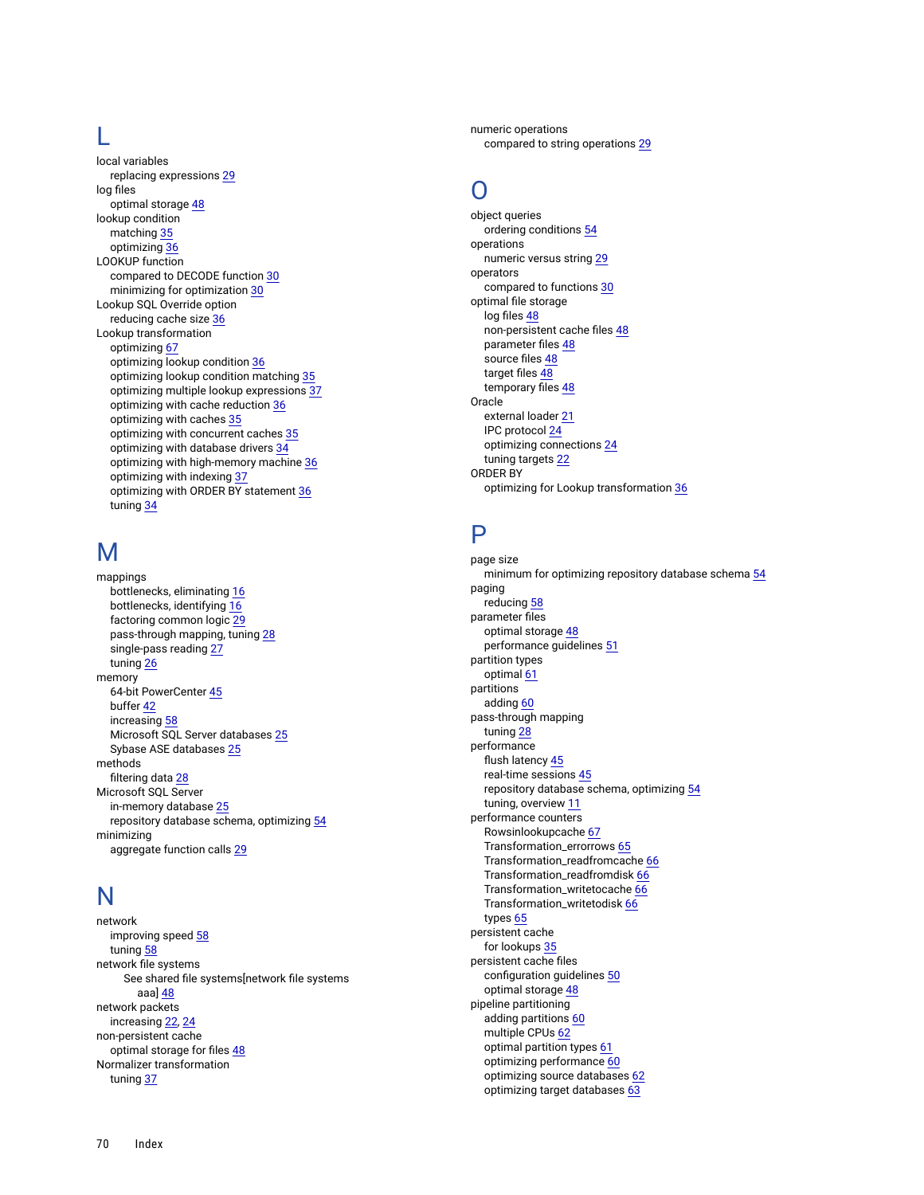## L

local variables
- replacing expressions 29

log files
- optimal storage 48

lookup condition
- matching 35
- optimizing 36

LOOKUP function
- compared to DECODE function 30
- minimizing for optimization 30

Lookup SQL Override option
- reducing cache size 36

Lookup transformation
- optimizing 67
- optimizing lookup condition 36
- optimizing lookup condition matching 35
- optimizing multiple lookup expressions 37
- optimizing with cache reduction 36
- optimizing with caches 35
- optimizing with concurrent caches 35
- optimizing with database drivers 34
- optimizing with high-memory machine 36
- optimizing with indexing 37
- optimizing with ORDER BY statement 36
- tuning 34

## M

mappings
- bottlenecks, eliminating 16
- bottlenecks, identifying 16
- factoring common logic 29
- pass-through mapping, tuning 28
- single-pass reading 27
- tuning 26

memory
- 64-bit PowerCenter 45
- buffer 42
- increasing 58
- Microsoft SQL Server databases 25
- Sybase ASE databases 25

methods
- filtering data 28

Microsoft SQL Server
- in-memory database 25
- repository database schema, optimizing 54

minimizing
- aggregate function calls 29

## N

network
- improving speed 58
- tuning 58

network file systems
- See shared file systems[network file systems aaa] 48

network packets
- increasing 22, 24

non-persistent cache
- optimal storage for files 48

Normalizer transformation
- tuning 37

numeric operations
- compared to string operations 29

## O

object queries
- ordering conditions 54

operations
- numeric versus string 29

operators
- compared to functions 30

optimal file storage
- log files 48
- non-persistent cache files 48
- parameter files 48
- source files 48
- target files 48
- temporary files 48

Oracle
- external loader 21
- IPC protocol 24
- optimizing connections 24
- tuning targets 22

ORDER BY
- optimizing for Lookup transformation 36

## P

page size
- minimum for optimizing repository database schema 54

paging
- reducing 58

parameter files
- optimal storage 48
- performance guidelines 51

partition types
- optimal 61

partitions
- adding 60

pass-through mapping
- tuning 28

performance
- flush latency 45
- real-time sessions 45
- repository database schema, optimizing 54
- tuning, overview 11

performance counters
- Rowsinlookupcache 67
- Transformation_errorrows 65
- Transformation_readfromcache 66
- Transformation_readfromdisk 66
- Transformation_writetocache 66
- Transformation_writetodisk 66
- types 65

persistent cache
- for lookups 35

persistent cache files
- configuration guidelines 50
- optimal storage 48

pipeline partitioning
- adding partitions 60
- multiple CPUs 62
- optimal partition types 61
- optimizing performance 60
- optimizing source databases 62
- optimizing target databases 63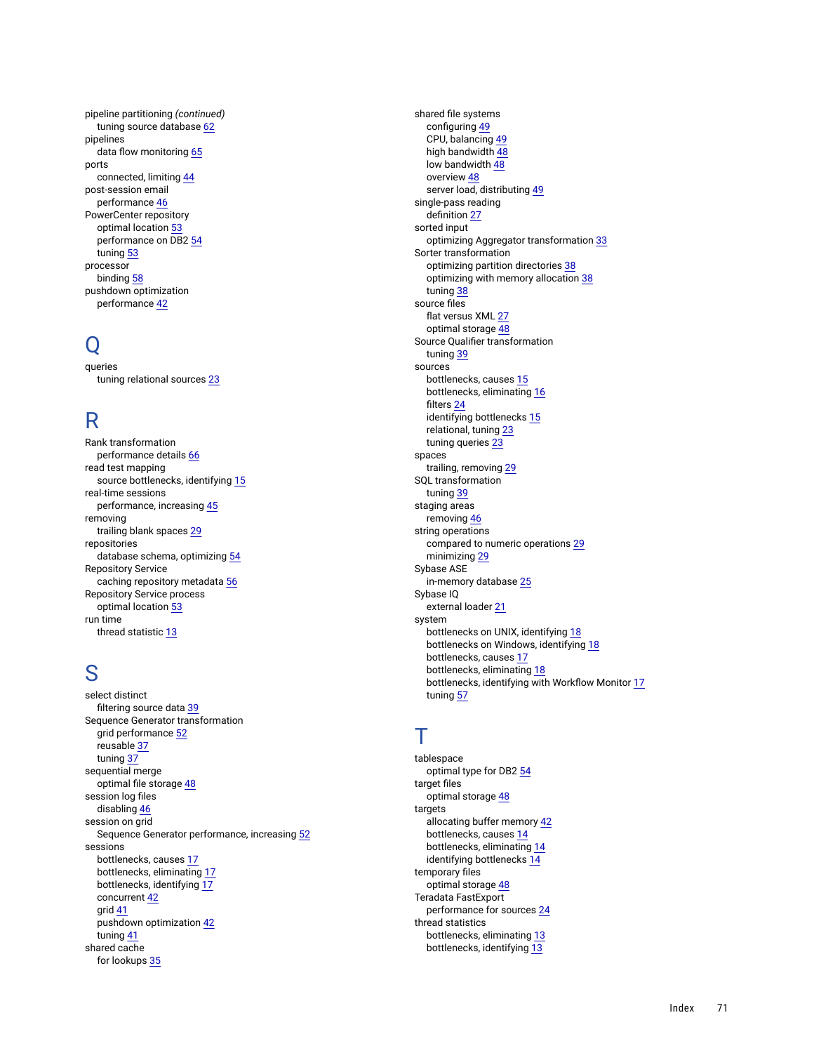pipeline partitioning *(continued)*
  tuning source database 62
pipelines
  data flow monitoring 65
ports
  connected, limiting 44
post-session email
  performance 46
PowerCenter repository
  optimal location 53
  performance on DB2 54
  tuning 53
processor
  binding 58
pushdown optimization
  performance 42

# Q

queries
  tuning relational sources 23

# R

Rank transformation
  performance details 66
read test mapping
  source bottlenecks, identifying 15
real-time sessions
  performance, increasing 45
removing
  trailing blank spaces 29
repositories
  database schema, optimizing 54
Repository Service
  caching repository metadata 56
Repository Service process
  optimal location 53
run time
  thread statistic 13

# S

select distinct
  filtering source data 39
Sequence Generator transformation
  grid performance 52
  reusable 37
  tuning 37
sequential merge
  optimal file storage 48
session log files
  disabling 46
session on grid
  Sequence Generator performance, increasing 52
sessions
  bottlenecks, causes 17
  bottlenecks, eliminating 17
  bottlenecks, identifying 17
  concurrent 42
  grid 41
  pushdown optimization 42
  tuning 41
shared cache
  for lookups 35
shared file systems
  configuring 49
  CPU, balancing 49
  high bandwidth 48
  low bandwidth 48
  overview 48
  server load, distributing 49
single-pass reading
  definition 27
sorted input
  optimizing Aggregator transformation 33
Sorter transformation
  optimizing partition directories 38
  optimizing with memory allocation 38
  tuning 38
source files
  flat versus XML 27
  optimal storage 48
Source Qualifier transformation
  tuning 39
sources
  bottlenecks, causes 15
  bottlenecks, eliminating 16
  filters 24
  identifying bottlenecks 15
  relational, tuning 23
  tuning queries 23
spaces
  trailing, removing 29
SQL transformation
  tuning 39
staging areas
  removing 46
string operations
  compared to numeric operations 29
  minimizing 29
Sybase ASE
  in-memory database 25
Sybase IQ
  external loader 21
system
  bottlenecks on UNIX, identifying 18
  bottlenecks on Windows, identifying 18
  bottlenecks, causes 17
  bottlenecks, eliminating 18
  bottlenecks, identifying with Workflow Monitor 17
  tuning 57

# T

tablespace
  optimal type for DB2 54
target files
  optimal storage 48
targets
  allocating buffer memory 42
  bottlenecks, causes 14
  bottlenecks, eliminating 14
  identifying bottlenecks 14
temporary files
  optimal storage 48
Teradata FastExport
  performance for sources 24
thread statistics
  bottlenecks, eliminating 13
  bottlenecks, identifying 13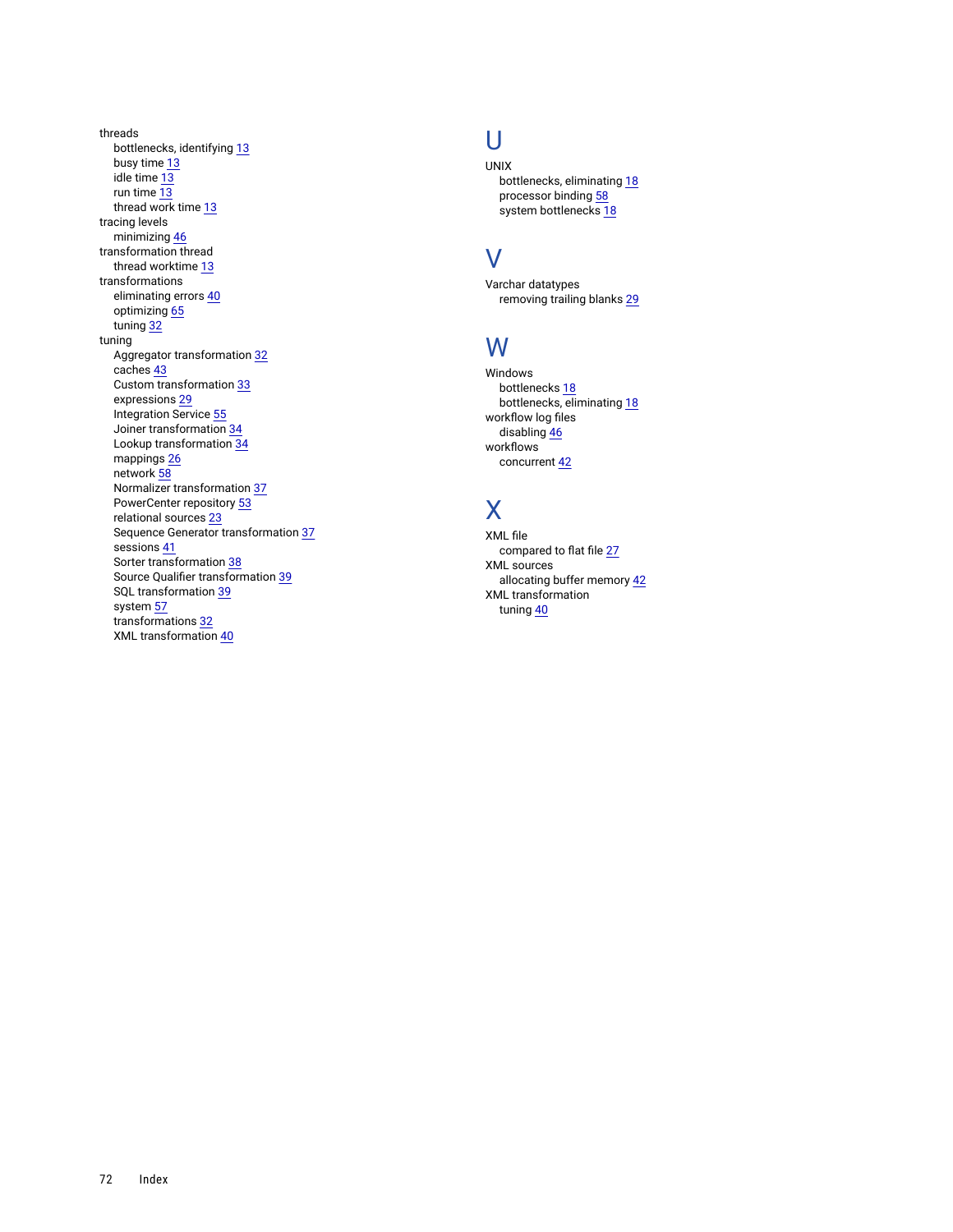threads
- bottlenecks, identifying 13
- busy time 13
- idle time 13
- run time 13
- thread work time 13

tracing levels
- minimizing 46

transformation thread
- thread worktime 13

transformations
- eliminating errors 40
- optimizing 65
- tuning 32

tuning
- Aggregator transformation 32
- caches 43
- Custom transformation 33
- expressions 29
- Integration Service 55
- Joiner transformation 34
- Lookup transformation 34
- mappings 26
- network 58
- Normalizer transformation 37
- PowerCenter repository 53
- relational sources 23
- Sequence Generator transformation 37
- sessions 41
- Sorter transformation 38
- Source Qualifier transformation 39
- SQL transformation 39
- system 57
- transformations 32
- XML transformation 40

# U

UNIX
- bottlenecks, eliminating 18
- processor binding 58
- system bottlenecks 18

# V

Varchar datatypes
- removing trailing blanks 29

# W

Windows
- bottlenecks 18
- bottlenecks, eliminating 18

workflow log files
- disabling 46

workflows
- concurrent 42

# X

XML file
- compared to flat file 27

XML sources
- allocating buffer memory 42

XML transformation
- tuning 40